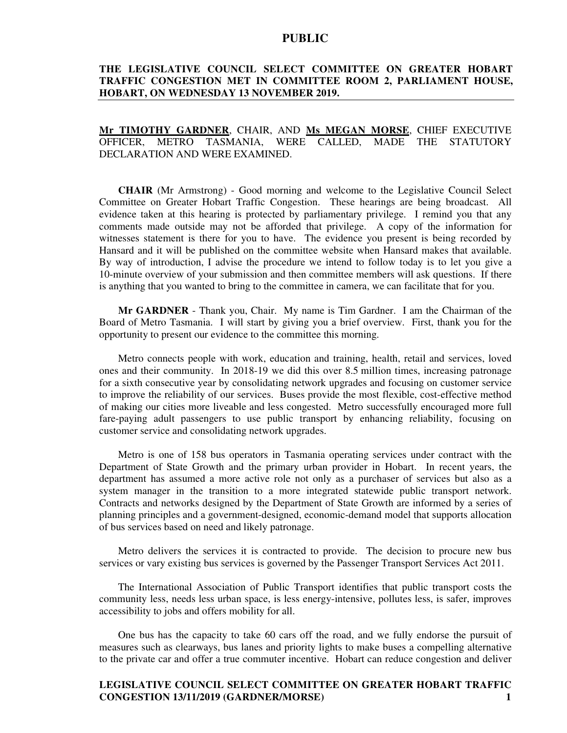PUBLIC

**THE LEGISLATIVE COUNCIL SELECT COMMITTEE ON GREATER HOBART TRAFFIC CONGESTION MET IN COMMITTEE ROOM 2, PARLIAMENT HOUSE, HOBART, ON WEDNESDAY 13 NOVEMBER 2019.**

**Mr TIMOTHY GARDNER**, CHAIR, AND **Ms MEGAN MORSE**, CHIEF EXECUTIVE OFFICER, METRO TASMANIA, WERE CALLED, MADE THE STATUTORY DECLARATION AND WERE EXAMINED.

**CHAIR** (Mr Armstrong) - Good morning and welcome to the Legislative Council Select Committee on Greater Hobart Traffic Congestion. These hearings are being broadcast. All evidence taken at this hearing is protected by parliamentary privilege. I remind you that any comments made outside may not be afforded that privilege. A copy of the information for witnesses statement is there for you to have. The evidence you present is being recorded by Hansard and it will be published on the committee website when Hansard makes that available. By way of introduction, I advise the procedure we intend to follow today is to let you give a 10-minute overview of your submission and then committee members will ask questions. If there is anything that you wanted to bring to the committee in camera, we can facilitate that for you.

**Mr GARDNER** - Thank you, Chair. My name is Tim Gardner. I am the Chairman of the Board of Metro Tasmania. I will start by giving you a brief overview. First, thank you for the opportunity to present our evidence to the committee this morning.

Metro connects people with work, education and training, health, retail and services, loved ones and their community. In 2018-19 we did this over 8.5 million times, increasing patronage for a sixth consecutive year by consolidating network upgrades and focusing on customer service to improve the reliability of our services. Buses provide the most flexible, cost-effective method of making our cities more liveable and less congested. Metro successfully encouraged more full fare-paying adult passengers to use public transport by enhancing reliability, focusing on customer service and consolidating network upgrades.

Metro is one of 158 bus operators in Tasmania operating services under contract with the Department of State Growth and the primary urban provider in Hobart. In recent years, the department has assumed a more active role not only as a purchaser of services but also as a system manager in the transition to a more integrated statewide public transport network. Contracts and networks designed by the Department of State Growth are informed by a series of planning principles and a government-designed, economic-demand model that supports allocation of bus services based on need and likely patronage.

Metro delivers the services it is contracted to provide. The decision to procure new bus services or vary existing bus services is governed by the Passenger Transport Services Act 2011.

The International Association of Public Transport identifies that public transport costs the community less, needs less urban space, is less energy-intensive, pollutes less, is safer, improves accessibility to jobs and offers mobility for all.

One bus has the capacity to take 60 cars off the road, and we fully endorse the pursuit of measures such as clearways, bus lanes and priority lights to make buses a compelling alternative to the private car and offer a true commuter incentive. Hobart can reduce congestion and deliver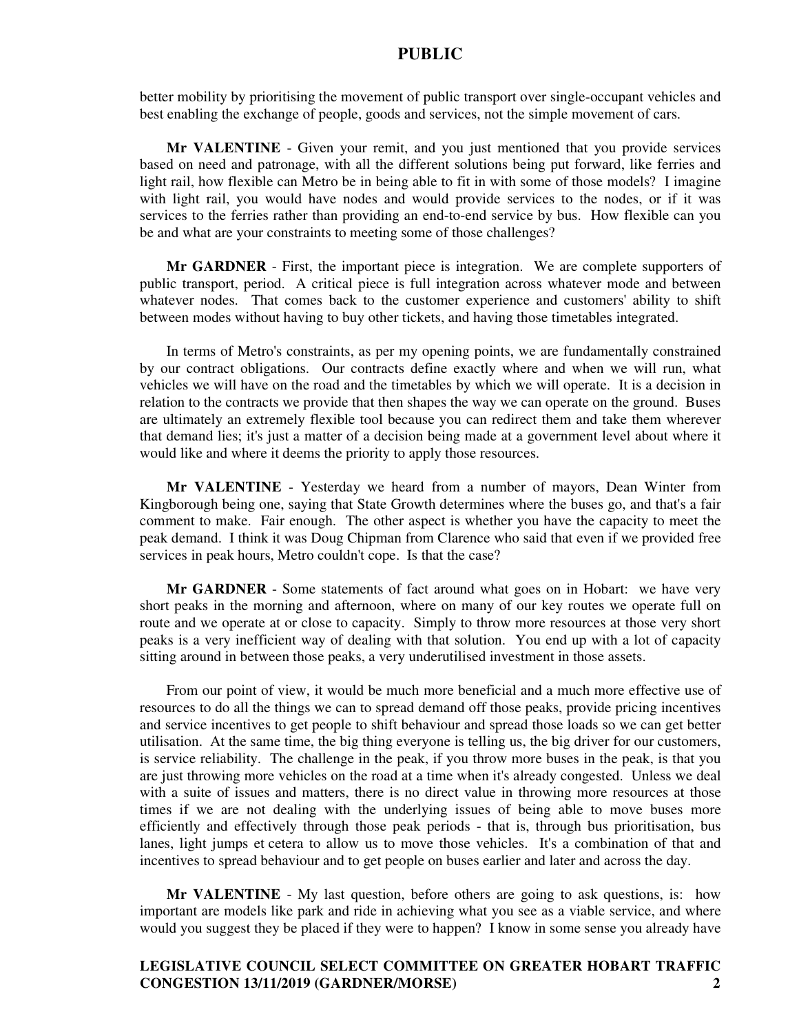better mobility by prioritising the movement of public transport over single-occupant vehicles and best enabling the exchange of people, goods and services, not the simple movement of cars.

**Mr VALENTINE** - Given your remit, and you just mentioned that you provide services based on need and patronage, with all the different solutions being put forward, like ferries and light rail, how flexible can Metro be in being able to fit in with some of those models? I imagine with light rail, you would have nodes and would provide services to the nodes, or if it was services to the ferries rather than providing an end-to-end service by bus. How flexible can you be and what are your constraints to meeting some of those challenges?

**Mr GARDNER** - First, the important piece is integration. We are complete supporters of public transport, period. A critical piece is full integration across whatever mode and between whatever nodes. That comes back to the customer experience and customers' ability to shift between modes without having to buy other tickets, and having those timetables integrated.

In terms of Metro's constraints, as per my opening points, we are fundamentally constrained by our contract obligations. Our contracts define exactly where and when we will run, what vehicles we will have on the road and the timetables by which we will operate. It is a decision in relation to the contracts we provide that then shapes the way we can operate on the ground. Buses are ultimately an extremely flexible tool because you can redirect them and take them wherever that demand lies; it's just a matter of a decision being made at a government level about where it would like and where it deems the priority to apply those resources.

**Mr VALENTINE** - Yesterday we heard from a number of mayors, Dean Winter from Kingborough being one, saying that State Growth determines where the buses go, and that's a fair comment to make. Fair enough. The other aspect is whether you have the capacity to meet the peak demand. I think it was Doug Chipman from Clarence who said that even if we provided free services in peak hours, Metro couldn't cope. Is that the case?

**Mr GARDNER** - Some statements of fact around what goes on in Hobart: we have very short peaks in the morning and afternoon, where on many of our key routes we operate full on route and we operate at or close to capacity. Simply to throw more resources at those very short peaks is a very inefficient way of dealing with that solution. You end up with a lot of capacity sitting around in between those peaks, a very underutilised investment in those assets.

From our point of view, it would be much more beneficial and a much more effective use of resources to do all the things we can to spread demand off those peaks, provide pricing incentives and service incentives to get people to shift behaviour and spread those loads so we can get better utilisation. At the same time, the big thing everyone is telling us, the big driver for our customers, is service reliability. The challenge in the peak, if you throw more buses in the peak, is that you are just throwing more vehicles on the road at a time when it's already congested. Unless we deal with a suite of issues and matters, there is no direct value in throwing more resources at those times if we are not dealing with the underlying issues of being able to move buses more efficiently and effectively through those peak periods - that is, through bus prioritisation, bus lanes, light jumps et cetera to allow us to move those vehicles. It's a combination of that and incentives to spread behaviour and to get people on buses earlier and later and across the day.

**Mr VALENTINE** - My last question, before others are going to ask questions, is: how important are models like park and ride in achieving what you see as a viable service, and where would you suggest they be placed if they were to happen? I know in some sense you already have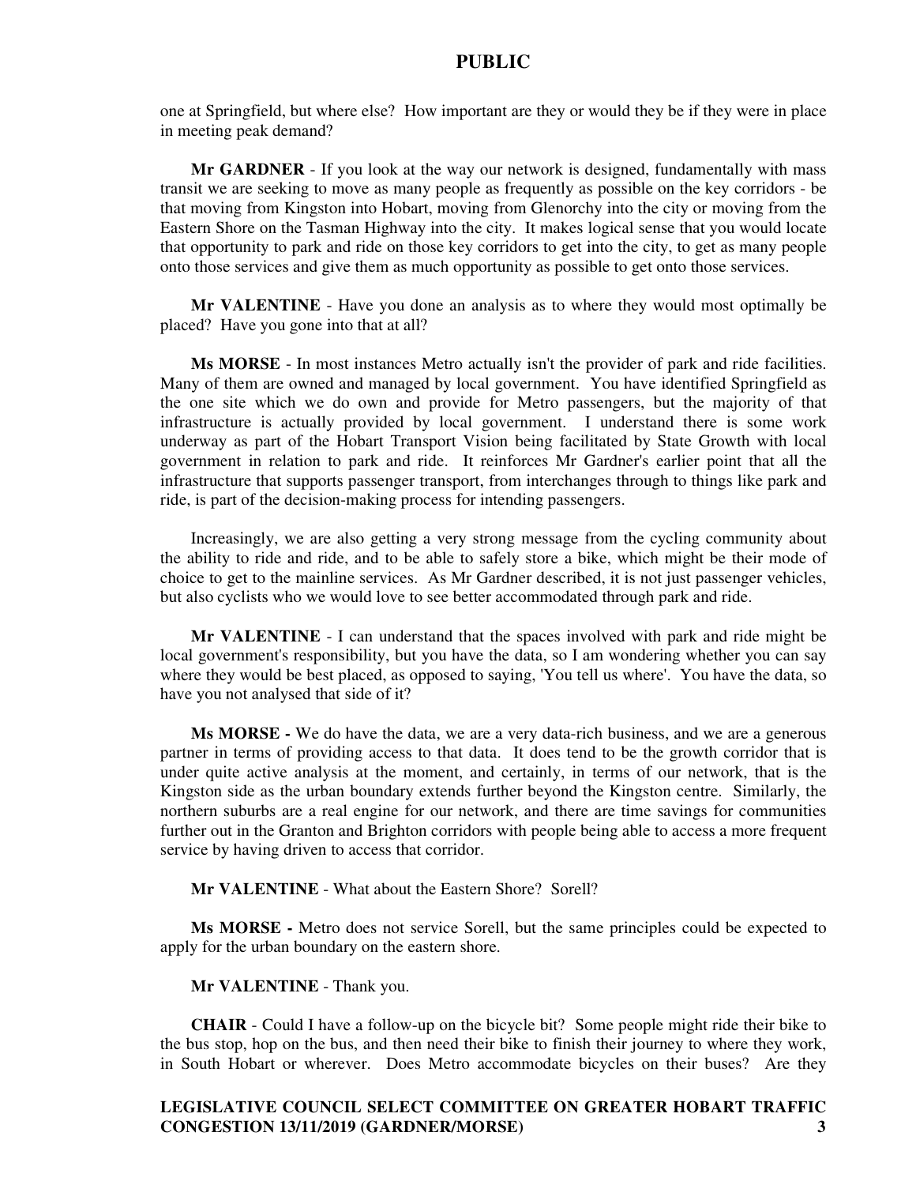one at Springfield, but where else? How important are they or would they be if they were in place in meeting peak demand?

**Mr GARDNER** - If you look at the way our network is designed, fundamentally with mass transit we are seeking to move as many people as frequently as possible on the key corridors - be that moving from Kingston into Hobart, moving from Glenorchy into the city or moving from the Eastern Shore on the Tasman Highway into the city. It makes logical sense that you would locate that opportunity to park and ride on those key corridors to get into the city, to get as many people onto those services and give them as much opportunity as possible to get onto those services.

**Mr VALENTINE** - Have you done an analysis as to where they would most optimally be placed? Have you gone into that at all?

**Ms MORSE** - In most instances Metro actually isn't the provider of park and ride facilities. Many of them are owned and managed by local government. You have identified Springfield as the one site which we do own and provide for Metro passengers, but the majority of that infrastructure is actually provided by local government. I understand there is some work underway as part of the Hobart Transport Vision being facilitated by State Growth with local government in relation to park and ride. It reinforces Mr Gardner's earlier point that all the infrastructure that supports passenger transport, from interchanges through to things like park and ride, is part of the decision-making process for intending passengers.

Increasingly, we are also getting a very strong message from the cycling community about the ability to ride and ride, and to be able to safely store a bike, which might be their mode of choice to get to the mainline services. As Mr Gardner described, it is not just passenger vehicles, but also cyclists who we would love to see better accommodated through park and ride.

**Mr VALENTINE** - I can understand that the spaces involved with park and ride might be local government's responsibility, but you have the data, so I am wondering whether you can say where they would be best placed, as opposed to saying, 'You tell us where'. You have the data, so have you not analysed that side of it?

**Ms MORSE -** We do have the data, we are a very data-rich business, and we are a generous partner in terms of providing access to that data. It does tend to be the growth corridor that is under quite active analysis at the moment, and certainly, in terms of our network, that is the Kingston side as the urban boundary extends further beyond the Kingston centre. Similarly, the northern suburbs are a real engine for our network, and there are time savings for communities further out in the Granton and Brighton corridors with people being able to access a more frequent service by having driven to access that corridor.

**Mr VALENTINE** - What about the Eastern Shore? Sorell?

**Ms MORSE -** Metro does not service Sorell, but the same principles could be expected to apply for the urban boundary on the eastern shore.

**Mr VALENTINE** - Thank you.

**CHAIR** - Could I have a follow-up on the bicycle bit? Some people might ride their bike to the bus stop, hop on the bus, and then need their bike to finish their journey to where they work, in South Hobart or wherever. Does Metro accommodate bicycles on their buses? Are they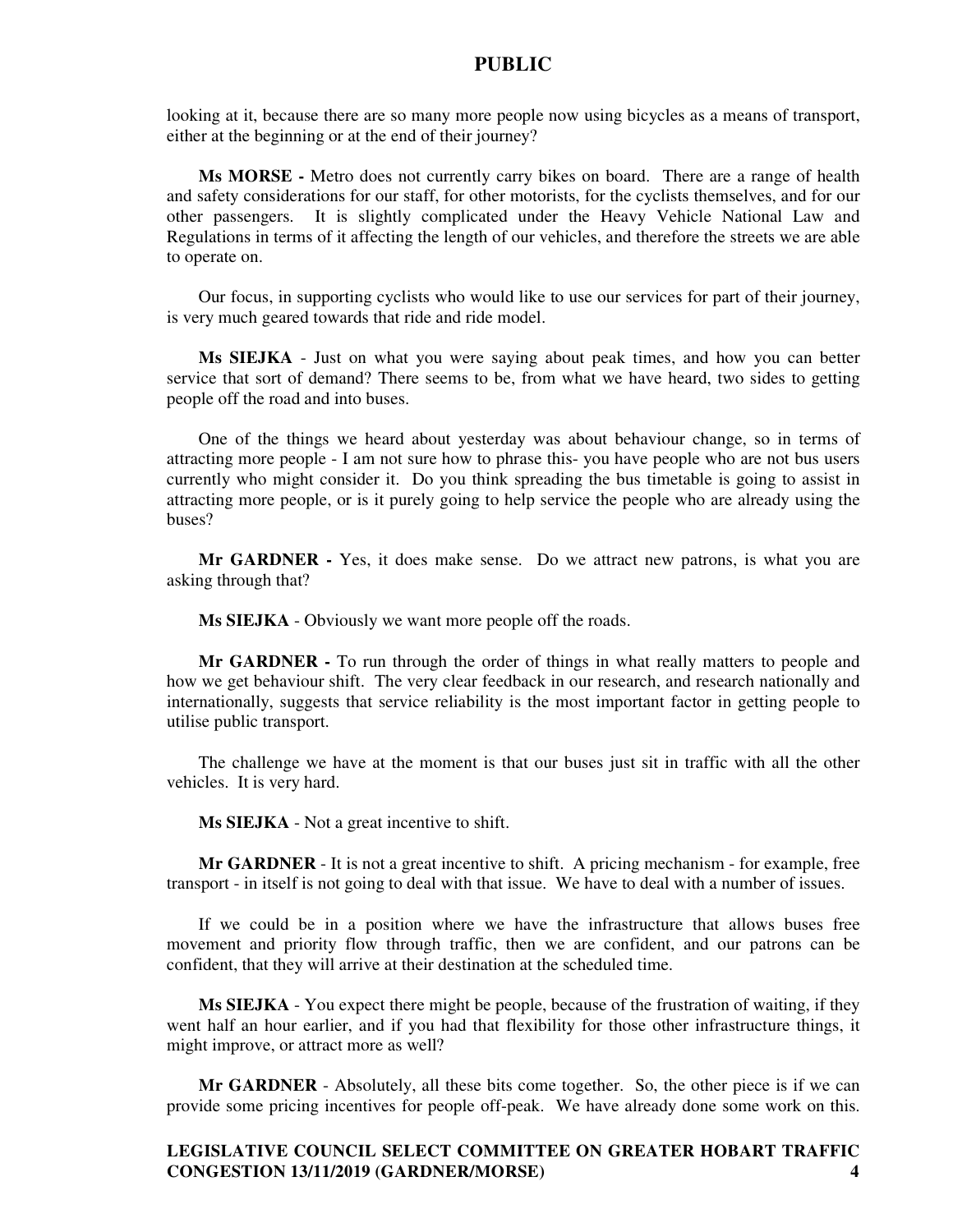looking at it, because there are so many more people now using bicycles as a means of transport, either at the beginning or at the end of their journey?

**Ms MORSE -** Metro does not currently carry bikes on board. There are a range of health and safety considerations for our staff, for other motorists, for the cyclists themselves, and for our other passengers. It is slightly complicated under the Heavy Vehicle National Law and Regulations in terms of it affecting the length of our vehicles, and therefore the streets we are able to operate on.

Our focus, in supporting cyclists who would like to use our services for part of their journey, is very much geared towards that ride and ride model.

**Ms SIEJKA** - Just on what you were saying about peak times, and how you can better service that sort of demand? There seems to be, from what we have heard, two sides to getting people off the road and into buses.

One of the things we heard about yesterday was about behaviour change, so in terms of attracting more people - I am not sure how to phrase this- you have people who are not bus users currently who might consider it. Do you think spreading the bus timetable is going to assist in attracting more people, or is it purely going to help service the people who are already using the buses?

**Mr GARDNER -** Yes, it does make sense. Do we attract new patrons, is what you are asking through that?

**Ms SIEJKA** - Obviously we want more people off the roads.

**Mr GARDNER -** To run through the order of things in what really matters to people and how we get behaviour shift. The very clear feedback in our research, and research nationally and internationally, suggests that service reliability is the most important factor in getting people to utilise public transport.

The challenge we have at the moment is that our buses just sit in traffic with all the other vehicles. It is very hard.

**Ms SIEJKA** - Not a great incentive to shift.

**Mr GARDNER** - It is not a great incentive to shift. A pricing mechanism - for example, free transport - in itself is not going to deal with that issue. We have to deal with a number of issues.

If we could be in a position where we have the infrastructure that allows buses free movement and priority flow through traffic, then we are confident, and our patrons can be confident, that they will arrive at their destination at the scheduled time.

**Ms SIEJKA** - You expect there might be people, because of the frustration of waiting, if they went half an hour earlier, and if you had that flexibility for those other infrastructure things, it might improve, or attract more as well?

**Mr GARDNER** - Absolutely, all these bits come together. So, the other piece is if we can provide some pricing incentives for people off-peak. We have already done some work on this.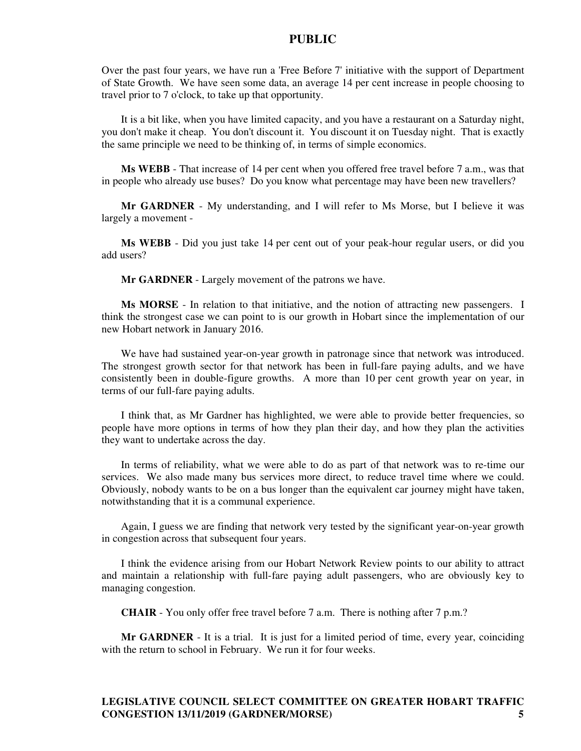Over the past four years, we have run a 'Free Before 7' initiative with the support of Department of State Growth. We have seen some data, an average 14 per cent increase in people choosing to travel prior to 7 o'clock, to take up that opportunity.

It is a bit like, when you have limited capacity, and you have a restaurant on a Saturday night, you don't make it cheap. You don't discount it. You discount it on Tuesday night. That is exactly the same principle we need to be thinking of, in terms of simple economics.

**Ms WEBB** - That increase of 14 per cent when you offered free travel before 7 a.m., was that in people who already use buses? Do you know what percentage may have been new travellers?

**Mr GARDNER** - My understanding, and I will refer to Ms Morse, but I believe it was largely a movement -

**Ms WEBB** - Did you just take 14 per cent out of your peak-hour regular users, or did you add users?

**Mr GARDNER** - Largely movement of the patrons we have.

**Ms MORSE** - In relation to that initiative, and the notion of attracting new passengers. I think the strongest case we can point to is our growth in Hobart since the implementation of our new Hobart network in January 2016.

We have had sustained year-on-year growth in patronage since that network was introduced. The strongest growth sector for that network has been in full-fare paying adults, and we have consistently been in double-figure growths. A more than 10 per cent growth year on year, in terms of our full-fare paying adults.

I think that, as Mr Gardner has highlighted, we were able to provide better frequencies, so people have more options in terms of how they plan their day, and how they plan the activities they want to undertake across the day.

In terms of reliability, what we were able to do as part of that network was to re-time our services. We also made many bus services more direct, to reduce travel time where we could. Obviously, nobody wants to be on a bus longer than the equivalent car journey might have taken, notwithstanding that it is a communal experience.

Again, I guess we are finding that network very tested by the significant year-on-year growth in congestion across that subsequent four years.

I think the evidence arising from our Hobart Network Review points to our ability to attract and maintain a relationship with full-fare paying adult passengers, who are obviously key to managing congestion.

**CHAIR** - You only offer free travel before 7 a.m. There is nothing after 7 p.m.?

**Mr GARDNER** - It is a trial. It is just for a limited period of time, every year, coinciding with the return to school in February. We run it for four weeks.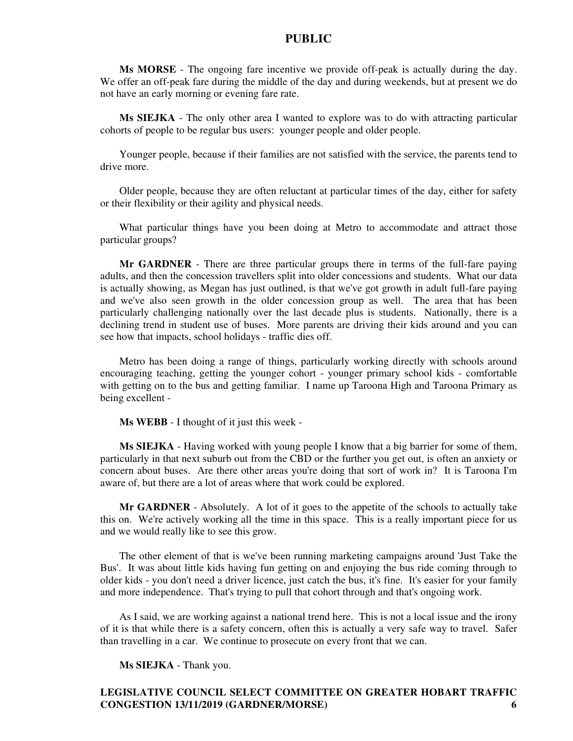**Ms MORSE** - The ongoing fare incentive we provide off-peak is actually during the day. We offer an off-peak fare during the middle of the day and during weekends, but at present we do not have an early morning or evening fare rate.

**Ms SIEJKA** - The only other area I wanted to explore was to do with attracting particular cohorts of people to be regular bus users: younger people and older people.

Younger people, because if their families are not satisfied with the service, the parents tend to drive more.

Older people, because they are often reluctant at particular times of the day, either for safety or their flexibility or their agility and physical needs.

What particular things have you been doing at Metro to accommodate and attract those particular groups?

**Mr GARDNER** - There are three particular groups there in terms of the full-fare paying adults, and then the concession travellers split into older concessions and students. What our data is actually showing, as Megan has just outlined, is that we've got growth in adult full-fare paying and we've also seen growth in the older concession group as well. The area that has been particularly challenging nationally over the last decade plus is students. Nationally, there is a declining trend in student use of buses. More parents are driving their kids around and you can see how that impacts, school holidays - traffic dies off.

Metro has been doing a range of things, particularly working directly with schools around encouraging teaching, getting the younger cohort - younger primary school kids - comfortable with getting on to the bus and getting familiar. I name up Taroona High and Taroona Primary as being excellent -

**Ms WEBB** - I thought of it just this week -

**Ms SIEJKA** - Having worked with young people I know that a big barrier for some of them, particularly in that next suburb out from the CBD or the further you get out, is often an anxiety or concern about buses. Are there other areas you're doing that sort of work in? It is Taroona I'm aware of, but there are a lot of areas where that work could be explored.

**Mr GARDNER** - Absolutely. A lot of it goes to the appetite of the schools to actually take this on. We're actively working all the time in this space. This is a really important piece for us and we would really like to see this grow.

The other element of that is we've been running marketing campaigns around 'Just Take the Bus'. It was about little kids having fun getting on and enjoying the bus ride coming through to older kids - you don't need a driver licence, just catch the bus, it's fine. It's easier for your family and more independence. That's trying to pull that cohort through and that's ongoing work.

As I said, we are working against a national trend here. This is not a local issue and the irony of it is that while there is a safety concern, often this is actually a very safe way to travel. Safer than travelling in a car. We continue to prosecute on every front that we can.

**Ms SIEJKA** - Thank you.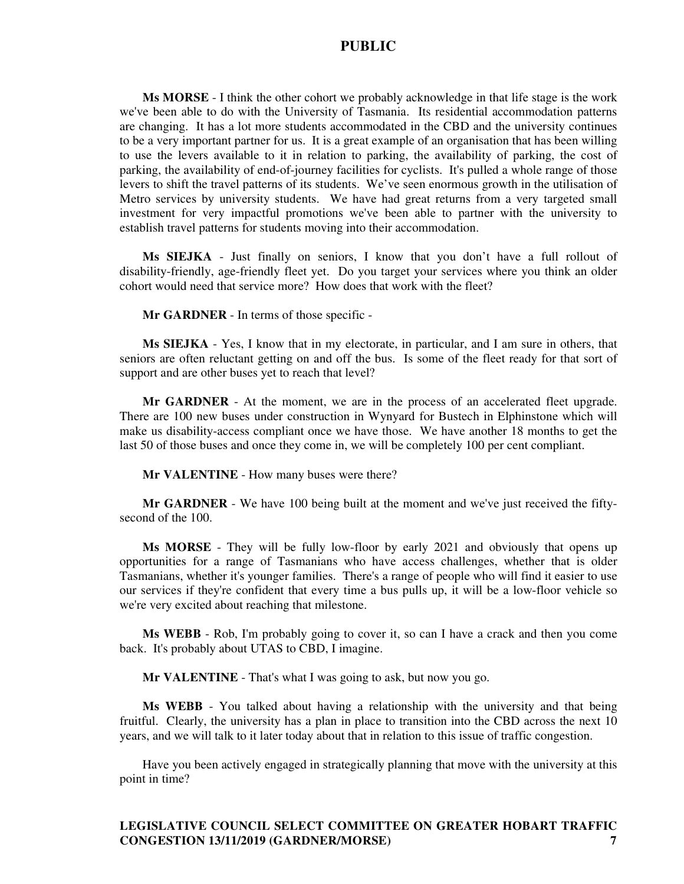**Ms MORSE** - I think the other cohort we probably acknowledge in that life stage is the work we've been able to do with the University of Tasmania. Its residential accommodation patterns are changing. It has a lot more students accommodated in the CBD and the university continues to be a very important partner for us. It is a great example of an organisation that has been willing to use the levers available to it in relation to parking, the availability of parking, the cost of parking, the availability of end-of-journey facilities for cyclists. It's pulled a whole range of those levers to shift the travel patterns of its students. We've seen enormous growth in the utilisation of Metro services by university students. We have had great returns from a very targeted small investment for very impactful promotions we've been able to partner with the university to establish travel patterns for students moving into their accommodation.

**Ms SIEJKA** - Just finally on seniors, I know that you don't have a full rollout of disability-friendly, age-friendly fleet yet. Do you target your services where you think an older cohort would need that service more? How does that work with the fleet?

**Mr GARDNER** - In terms of those specific -

**Ms SIEJKA** - Yes, I know that in my electorate, in particular, and I am sure in others, that seniors are often reluctant getting on and off the bus. Is some of the fleet ready for that sort of support and are other buses yet to reach that level?

**Mr GARDNER** - At the moment, we are in the process of an accelerated fleet upgrade. There are 100 new buses under construction in Wynyard for Bustech in Elphinstone which will make us disability-access compliant once we have those. We have another 18 months to get the last 50 of those buses and once they come in, we will be completely 100 per cent compliant.

**Mr VALENTINE** - How many buses were there?

**Mr GARDNER** - We have 100 being built at the moment and we've just received the fifty-second of the 100.

**Ms MORSE** - They will be fully low-floor by early 2021 and obviously that opens up opportunities for a range of Tasmanians who have access challenges, whether that is older Tasmanians, whether it's younger families. There's a range of people who will find it easier to use our services if they're confident that every time a bus pulls up, it will be a low-floor vehicle so we're very excited about reaching that milestone.

**Ms WEBB** - Rob, I'm probably going to cover it, so can I have a crack and then you come back. It's probably about UTAS to CBD, I imagine.

**Mr VALENTINE** - That's what I was going to ask, but now you go.

**Ms WEBB** - You talked about having a relationship with the university and that being fruitful. Clearly, the university has a plan in place to transition into the CBD across the next 10 years, and we will talk to it later today about that in relation to this issue of traffic congestion.

Have you been actively engaged in strategically planning that move with the university at this point in time?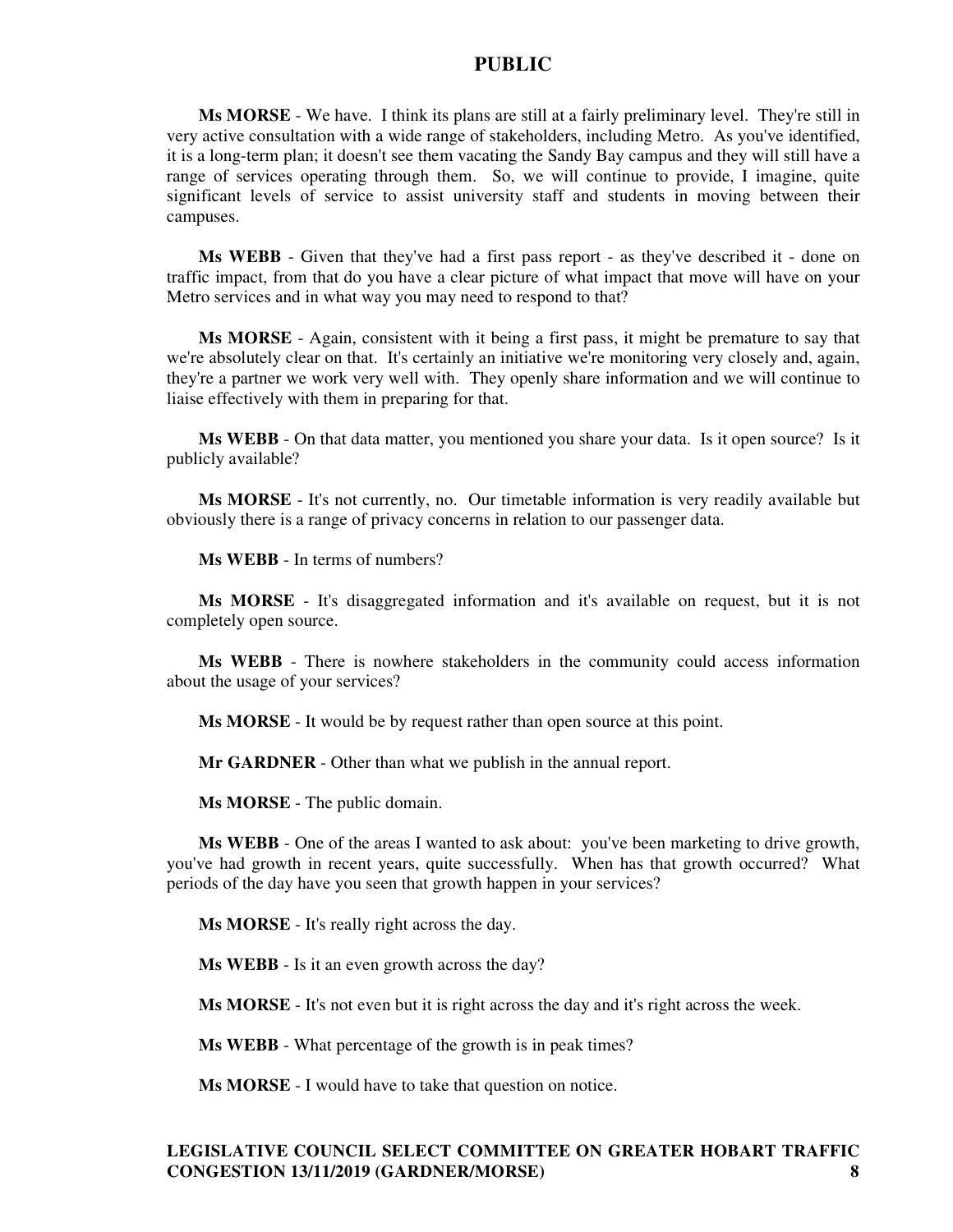**Ms MORSE** - We have. I think its plans are still at a fairly preliminary level. They're still in very active consultation with a wide range of stakeholders, including Metro. As you've identified, it is a long-term plan; it doesn't see them vacating the Sandy Bay campus and they will still have a range of services operating through them. So, we will continue to provide, I imagine, quite significant levels of service to assist university staff and students in moving between their campuses.

**Ms WEBB** - Given that they've had a first pass report - as they've described it - done on traffic impact, from that do you have a clear picture of what impact that move will have on your Metro services and in what way you may need to respond to that?

**Ms MORSE** - Again, consistent with it being a first pass, it might be premature to say that we're absolutely clear on that. It's certainly an initiative we're monitoring very closely and, again, they're a partner we work very well with. They openly share information and we will continue to liaise effectively with them in preparing for that.

**Ms WEBB** - On that data matter, you mentioned you share your data. Is it open source? Is it publicly available?

**Ms MORSE** - It's not currently, no. Our timetable information is very readily available but obviously there is a range of privacy concerns in relation to our passenger data.

**Ms WEBB** - In terms of numbers?

**Ms MORSE** - It's disaggregated information and it's available on request, but it is not completely open source.

**Ms WEBB** - There is nowhere stakeholders in the community could access information about the usage of your services?

**Ms MORSE** - It would be by request rather than open source at this point.

**Mr GARDNER** - Other than what we publish in the annual report.

**Ms MORSE** - The public domain.

**Ms WEBB** - One of the areas I wanted to ask about: you've been marketing to drive growth, you've had growth in recent years, quite successfully. When has that growth occurred? What periods of the day have you seen that growth happen in your services?

**Ms MORSE** - It's really right across the day.

**Ms WEBB** - Is it an even growth across the day?

**Ms MORSE** - It's not even but it is right across the day and it's right across the week.

**Ms WEBB** - What percentage of the growth is in peak times?

**Ms MORSE** - I would have to take that question on notice.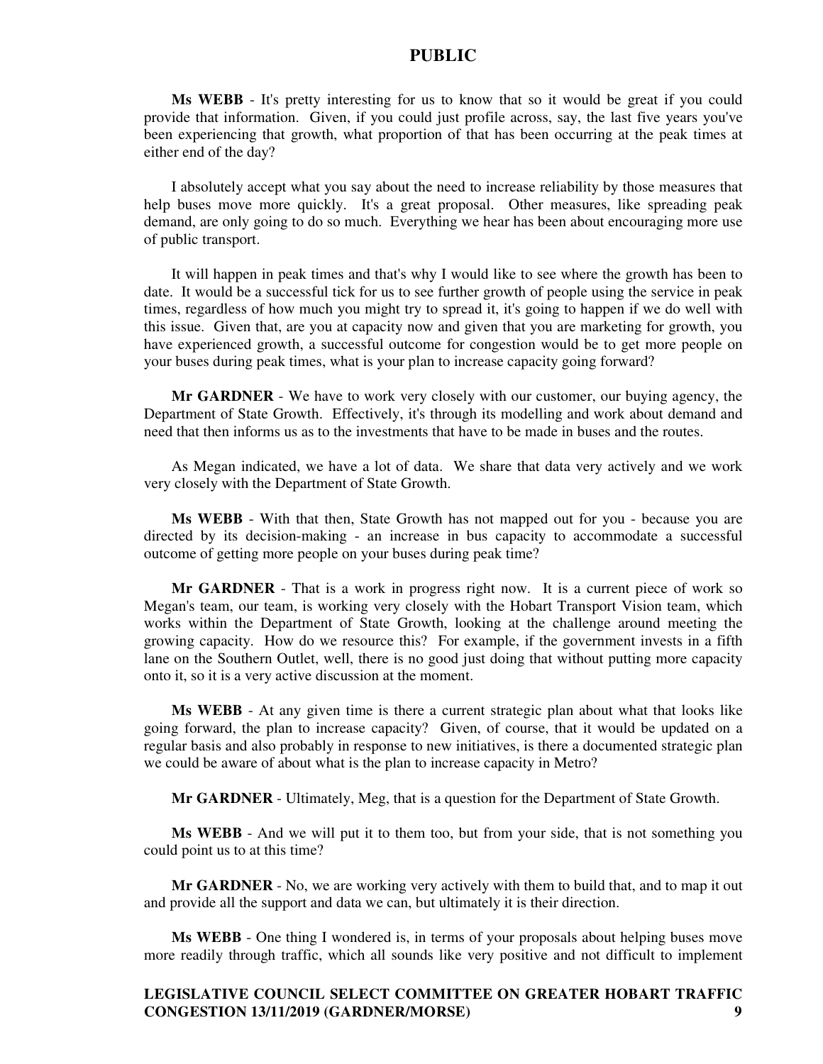**Ms WEBB** - It's pretty interesting for us to know that so it would be great if you could provide that information. Given, if you could just profile across, say, the last five years you've been experiencing that growth, what proportion of that has been occurring at the peak times at either end of the day?

I absolutely accept what you say about the need to increase reliability by those measures that help buses move more quickly. It's a great proposal. Other measures, like spreading peak demand, are only going to do so much. Everything we hear has been about encouraging more use of public transport.

It will happen in peak times and that's why I would like to see where the growth has been to date. It would be a successful tick for us to see further growth of people using the service in peak times, regardless of how much you might try to spread it, it's going to happen if we do well with this issue. Given that, are you at capacity now and given that you are marketing for growth, you have experienced growth, a successful outcome for congestion would be to get more people on your buses during peak times, what is your plan to increase capacity going forward?

**Mr GARDNER** - We have to work very closely with our customer, our buying agency, the Department of State Growth. Effectively, it's through its modelling and work about demand and need that then informs us as to the investments that have to be made in buses and the routes.

As Megan indicated, we have a lot of data. We share that data very actively and we work very closely with the Department of State Growth.

**Ms WEBB** - With that then, State Growth has not mapped out for you - because you are directed by its decision-making - an increase in bus capacity to accommodate a successful outcome of getting more people on your buses during peak time?

**Mr GARDNER** - That is a work in progress right now. It is a current piece of work so Megan's team, our team, is working very closely with the Hobart Transport Vision team, which works within the Department of State Growth, looking at the challenge around meeting the growing capacity. How do we resource this? For example, if the government invests in a fifth lane on the Southern Outlet, well, there is no good just doing that without putting more capacity onto it, so it is a very active discussion at the moment.

**Ms WEBB** - At any given time is there a current strategic plan about what that looks like going forward, the plan to increase capacity? Given, of course, that it would be updated on a regular basis and also probably in response to new initiatives, is there a documented strategic plan we could be aware of about what is the plan to increase capacity in Metro?

**Mr GARDNER** - Ultimately, Meg, that is a question for the Department of State Growth.

**Ms WEBB** - And we will put it to them too, but from your side, that is not something you could point us to at this time?

**Mr GARDNER** - No, we are working very actively with them to build that, and to map it out and provide all the support and data we can, but ultimately it is their direction.

**Ms WEBB** - One thing I wondered is, in terms of your proposals about helping buses move more readily through traffic, which all sounds like very positive and not difficult to implement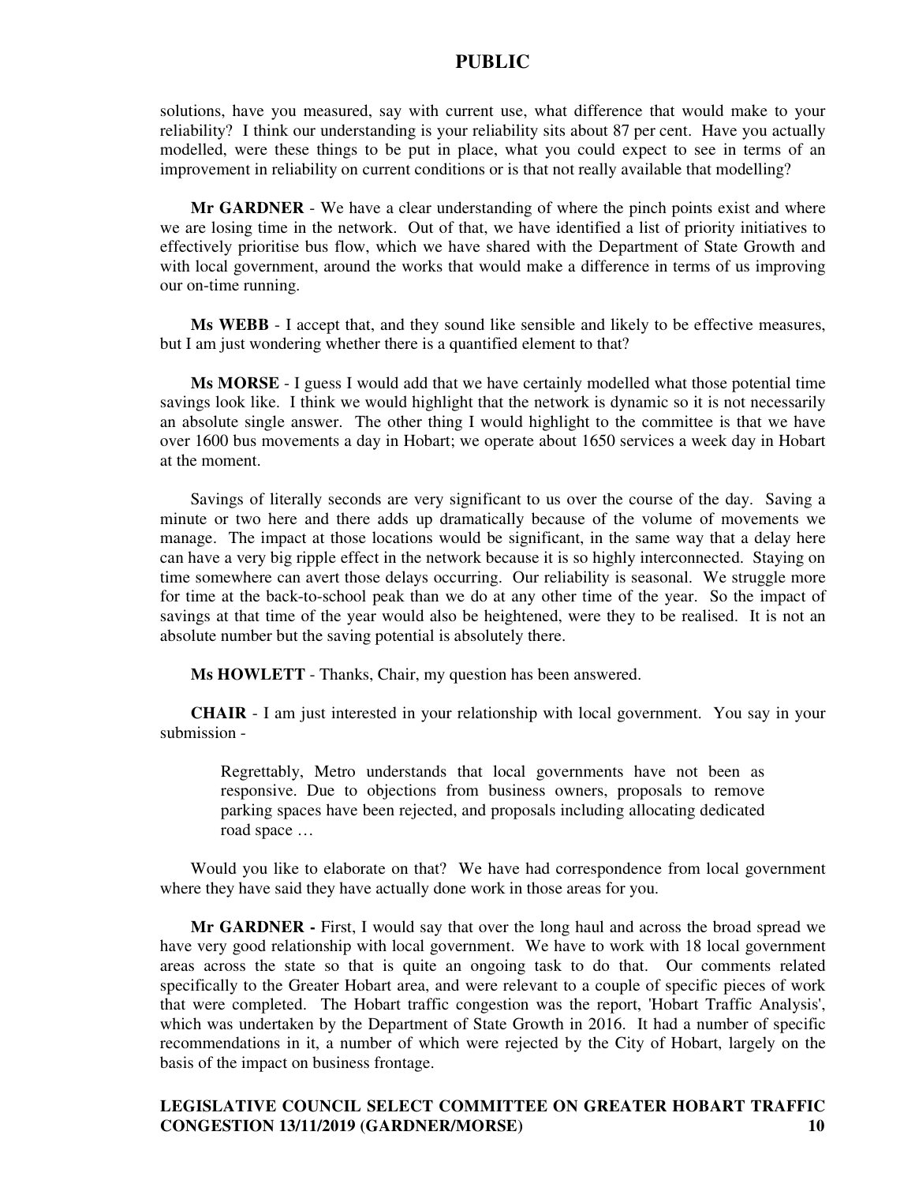solutions, have you measured, say with current use, what difference that would make to your reliability? I think our understanding is your reliability sits about 87 per cent. Have you actually modelled, were these things to be put in place, what you could expect to see in terms of an improvement in reliability on current conditions or is that not really available that modelling?

**Mr GARDNER** - We have a clear understanding of where the pinch points exist and where we are losing time in the network. Out of that, we have identified a list of priority initiatives to effectively prioritise bus flow, which we have shared with the Department of State Growth and with local government, around the works that would make a difference in terms of us improving our on-time running.

**Ms WEBB** - I accept that, and they sound like sensible and likely to be effective measures, but I am just wondering whether there is a quantified element to that?

**Ms MORSE** - I guess I would add that we have certainly modelled what those potential time savings look like. I think we would highlight that the network is dynamic so it is not necessarily an absolute single answer. The other thing I would highlight to the committee is that we have over 1600 bus movements a day in Hobart; we operate about 1650 services a week day in Hobart at the moment.

Savings of literally seconds are very significant to us over the course of the day. Saving a minute or two here and there adds up dramatically because of the volume of movements we manage. The impact at those locations would be significant, in the same way that a delay here can have a very big ripple effect in the network because it is so highly interconnected. Staying on time somewhere can avert those delays occurring. Our reliability is seasonal. We struggle more for time at the back-to-school peak than we do at any other time of the year. So the impact of savings at that time of the year would also be heightened, were they to be realised. It is not an absolute number but the saving potential is absolutely there.

**Ms HOWLETT** - Thanks, Chair, my question has been answered.

**CHAIR** - I am just interested in your relationship with local government. You say in your submission -

> Regrettably, Metro understands that local governments have not been as responsive. Due to objections from business owners, proposals to remove parking spaces have been rejected, and proposals including allocating dedicated road space …

Would you like to elaborate on that? We have had correspondence from local government where they have said they have actually done work in those areas for you.

**Mr GARDNER -** First, I would say that over the long haul and across the broad spread we have very good relationship with local government. We have to work with 18 local government areas across the state so that is quite an ongoing task to do that. Our comments related specifically to the Greater Hobart area, and were relevant to a couple of specific pieces of work that were completed. The Hobart traffic congestion was the report, 'Hobart Traffic Analysis', which was undertaken by the Department of State Growth in 2016. It had a number of specific recommendations in it, a number of which were rejected by the City of Hobart, largely on the basis of the impact on business frontage.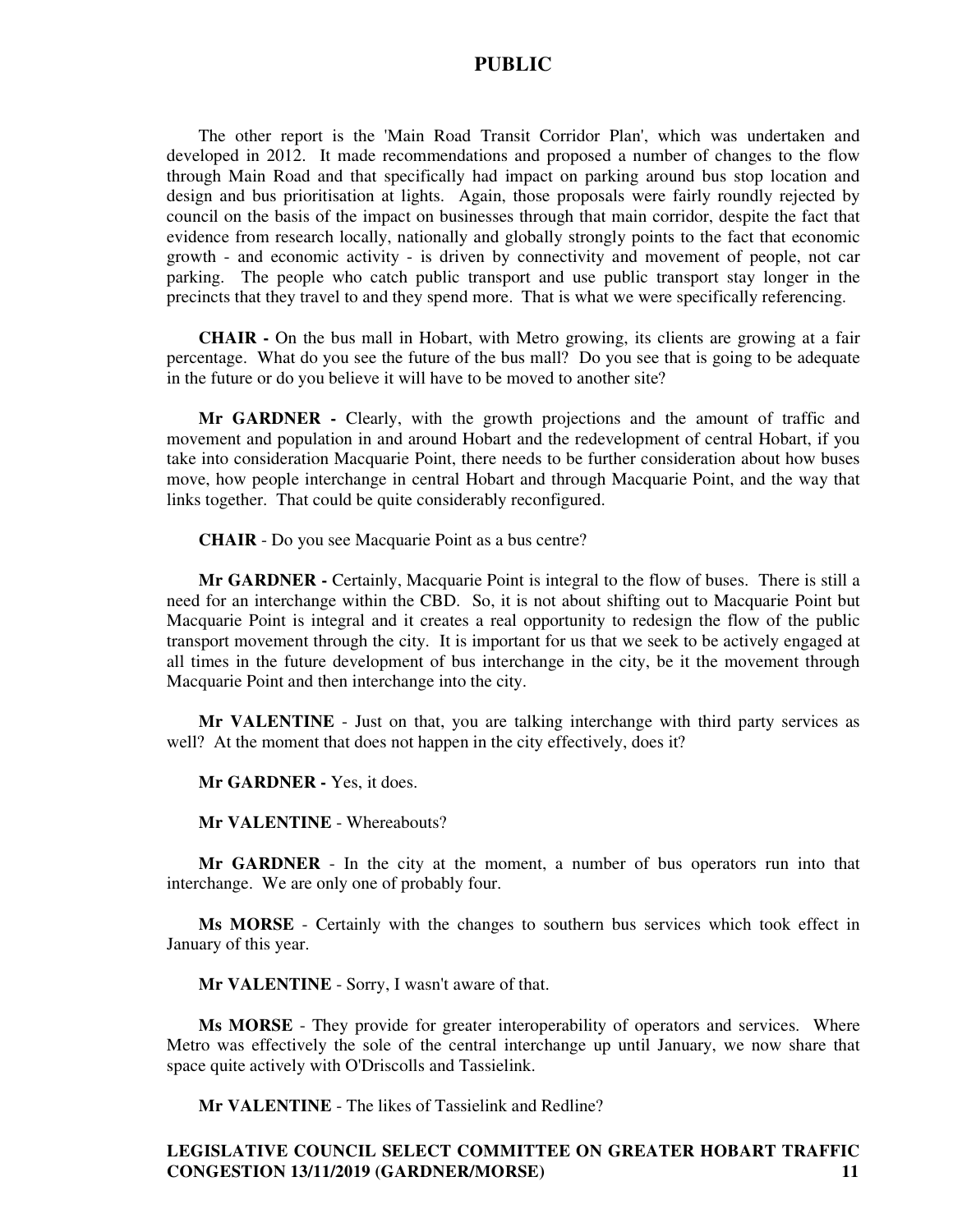The other report is the 'Main Road Transit Corridor Plan', which was undertaken and developed in 2012. It made recommendations and proposed a number of changes to the flow through Main Road and that specifically had impact on parking around bus stop location and design and bus prioritisation at lights. Again, those proposals were fairly roundly rejected by council on the basis of the impact on businesses through that main corridor, despite the fact that evidence from research locally, nationally and globally strongly points to the fact that economic growth - and economic activity - is driven by connectivity and movement of people, not car parking. The people who catch public transport and use public transport stay longer in the precincts that they travel to and they spend more. That is what we were specifically referencing.

**CHAIR -** On the bus mall in Hobart, with Metro growing, its clients are growing at a fair percentage. What do you see the future of the bus mall? Do you see that is going to be adequate in the future or do you believe it will have to be moved to another site?

**Mr GARDNER -** Clearly, with the growth projections and the amount of traffic and movement and population in and around Hobart and the redevelopment of central Hobart, if you take into consideration Macquarie Point, there needs to be further consideration about how buses move, how people interchange in central Hobart and through Macquarie Point, and the way that links together. That could be quite considerably reconfigured.

**CHAIR** - Do you see Macquarie Point as a bus centre?

**Mr GARDNER -** Certainly, Macquarie Point is integral to the flow of buses. There is still a need for an interchange within the CBD. So, it is not about shifting out to Macquarie Point but Macquarie Point is integral and it creates a real opportunity to redesign the flow of the public transport movement through the city. It is important for us that we seek to be actively engaged at all times in the future development of bus interchange in the city, be it the movement through Macquarie Point and then interchange into the city.

**Mr VALENTINE** - Just on that, you are talking interchange with third party services as well? At the moment that does not happen in the city effectively, does it?

**Mr GARDNER -** Yes, it does.

**Mr VALENTINE** - Whereabouts?

**Mr GARDNER** - In the city at the moment, a number of bus operators run into that interchange. We are only one of probably four.

**Ms MORSE** - Certainly with the changes to southern bus services which took effect in January of this year.

**Mr VALENTINE** - Sorry, I wasn't aware of that.

**Ms MORSE** - They provide for greater interoperability of operators and services. Where Metro was effectively the sole of the central interchange up until January, we now share that space quite actively with O'Driscolls and Tassielink.

**Mr VALENTINE** - The likes of Tassielink and Redline?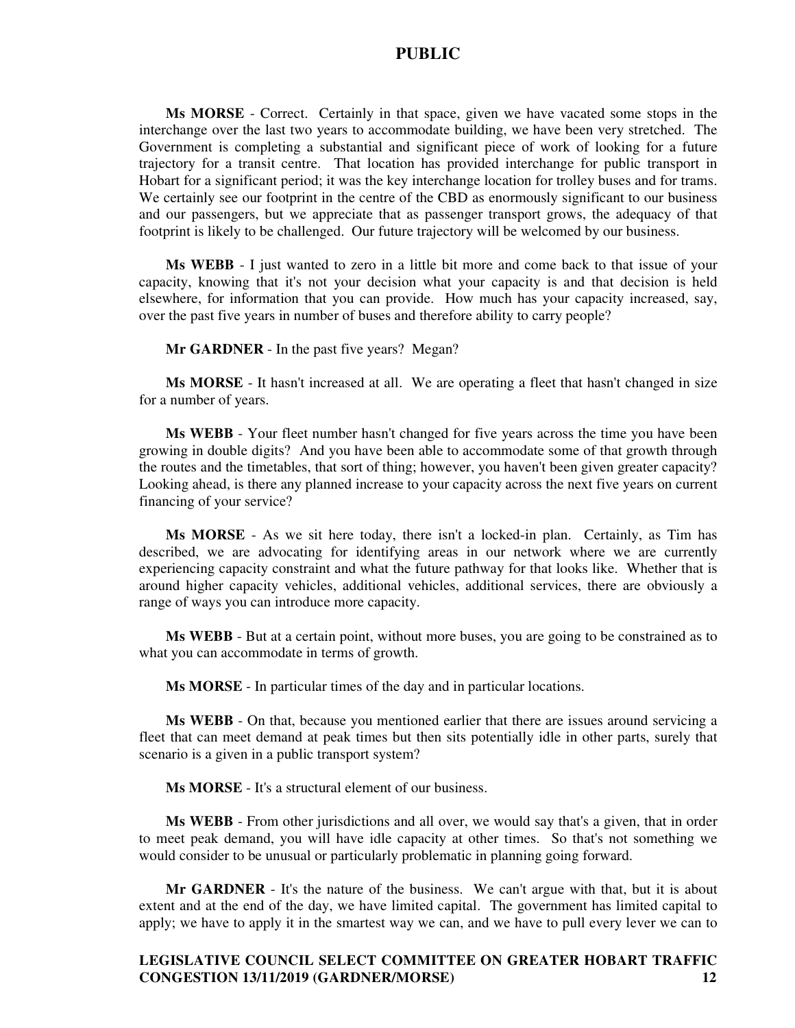**Ms MORSE** - Correct. Certainly in that space, given we have vacated some stops in the interchange over the last two years to accommodate building, we have been very stretched. The Government is completing a substantial and significant piece of work of looking for a future trajectory for a transit centre. That location has provided interchange for public transport in Hobart for a significant period; it was the key interchange location for trolley buses and for trams. We certainly see our footprint in the centre of the CBD as enormously significant to our business and our passengers, but we appreciate that as passenger transport grows, the adequacy of that footprint is likely to be challenged. Our future trajectory will be welcomed by our business.

**Ms WEBB** - I just wanted to zero in a little bit more and come back to that issue of your capacity, knowing that it's not your decision what your capacity is and that decision is held elsewhere, for information that you can provide. How much has your capacity increased, say, over the past five years in number of buses and therefore ability to carry people?

**Mr GARDNER** - In the past five years? Megan?

**Ms MORSE** - It hasn't increased at all. We are operating a fleet that hasn't changed in size for a number of years.

**Ms WEBB** - Your fleet number hasn't changed for five years across the time you have been growing in double digits? And you have been able to accommodate some of that growth through the routes and the timetables, that sort of thing; however, you haven't been given greater capacity? Looking ahead, is there any planned increase to your capacity across the next five years on current financing of your service?

**Ms MORSE** - As we sit here today, there isn't a locked-in plan. Certainly, as Tim has described, we are advocating for identifying areas in our network where we are currently experiencing capacity constraint and what the future pathway for that looks like. Whether that is around higher capacity vehicles, additional vehicles, additional services, there are obviously a range of ways you can introduce more capacity.

**Ms WEBB** - But at a certain point, without more buses, you are going to be constrained as to what you can accommodate in terms of growth.

**Ms MORSE** - In particular times of the day and in particular locations.

**Ms WEBB** - On that, because you mentioned earlier that there are issues around servicing a fleet that can meet demand at peak times but then sits potentially idle in other parts, surely that scenario is a given in a public transport system?

**Ms MORSE** - It's a structural element of our business.

**Ms WEBB** - From other jurisdictions and all over, we would say that's a given, that in order to meet peak demand, you will have idle capacity at other times. So that's not something we would consider to be unusual or particularly problematic in planning going forward.

**Mr GARDNER** - It's the nature of the business. We can't argue with that, but it is about extent and at the end of the day, we have limited capital. The government has limited capital to apply; we have to apply it in the smartest way we can, and we have to pull every lever we can to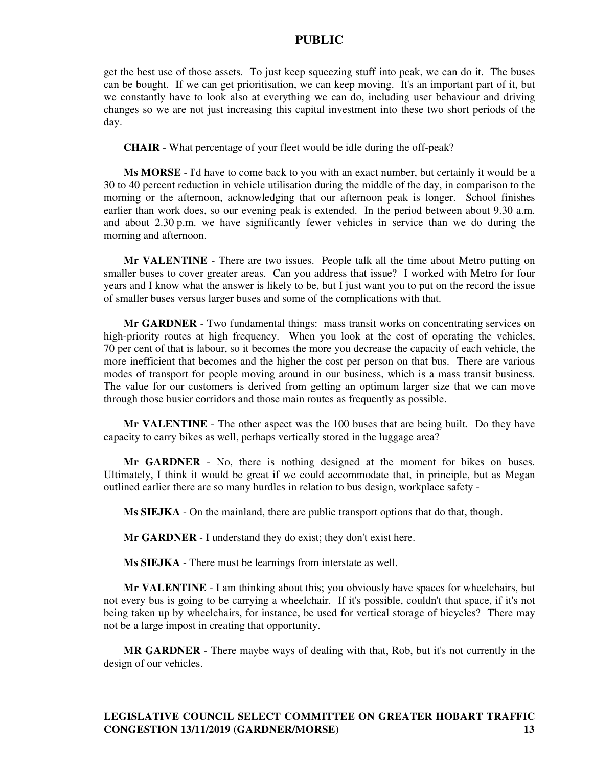get the best use of those assets. To just keep squeezing stuff into peak, we can do it. The buses can be bought. If we can get prioritisation, we can keep moving. It's an important part of it, but we constantly have to look also at everything we can do, including user behaviour and driving changes so we are not just increasing this capital investment into these two short periods of the day.

**CHAIR** - What percentage of your fleet would be idle during the off-peak?

**Ms MORSE** - I'd have to come back to you with an exact number, but certainly it would be a 30 to 40 percent reduction in vehicle utilisation during the middle of the day, in comparison to the morning or the afternoon, acknowledging that our afternoon peak is longer. School finishes earlier than work does, so our evening peak is extended. In the period between about 9.30 a.m. and about 2.30 p.m. we have significantly fewer vehicles in service than we do during the morning and afternoon.

**Mr VALENTINE** - There are two issues. People talk all the time about Metro putting on smaller buses to cover greater areas. Can you address that issue? I worked with Metro for four years and I know what the answer is likely to be, but I just want you to put on the record the issue of smaller buses versus larger buses and some of the complications with that.

**Mr GARDNER** - Two fundamental things: mass transit works on concentrating services on high-priority routes at high frequency. When you look at the cost of operating the vehicles, 70 per cent of that is labour, so it becomes the more you decrease the capacity of each vehicle, the more inefficient that becomes and the higher the cost per person on that bus. There are various modes of transport for people moving around in our business, which is a mass transit business. The value for our customers is derived from getting an optimum larger size that we can move through those busier corridors and those main routes as frequently as possible.

**Mr VALENTINE** - The other aspect was the 100 buses that are being built. Do they have capacity to carry bikes as well, perhaps vertically stored in the luggage area?

**Mr GARDNER** - No, there is nothing designed at the moment for bikes on buses. Ultimately, I think it would be great if we could accommodate that, in principle, but as Megan outlined earlier there are so many hurdles in relation to bus design, workplace safety -

**Ms SIEJKA** - On the mainland, there are public transport options that do that, though.

**Mr GARDNER** - I understand they do exist; they don't exist here.

**Ms SIEJKA** - There must be learnings from interstate as well.

**Mr VALENTINE** - I am thinking about this; you obviously have spaces for wheelchairs, but not every bus is going to be carrying a wheelchair. If it's possible, couldn't that space, if it's not being taken up by wheelchairs, for instance, be used for vertical storage of bicycles? There may not be a large impost in creating that opportunity.

**MR GARDNER** - There maybe ways of dealing with that, Rob, but it's not currently in the design of our vehicles.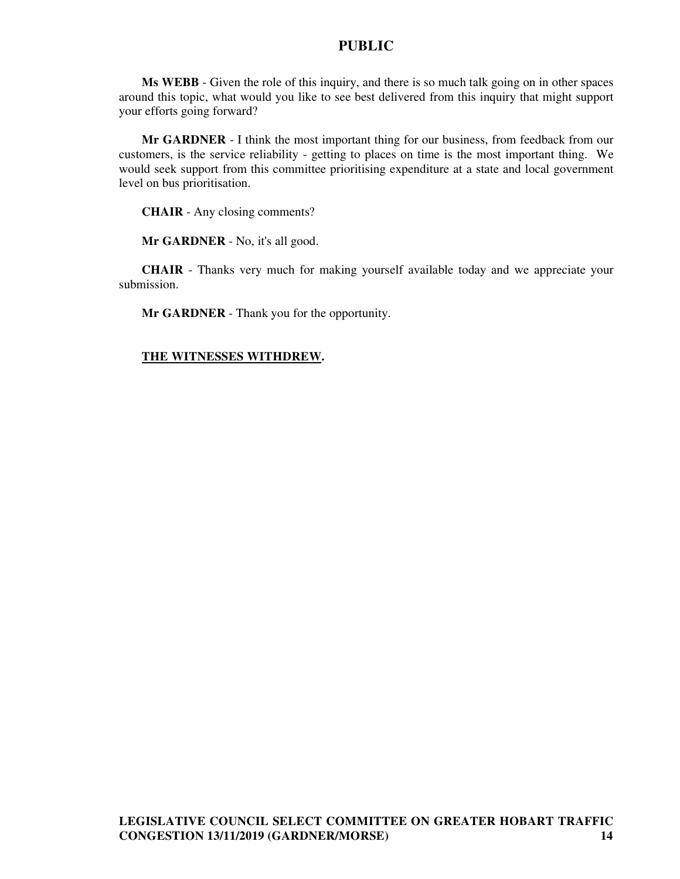**Ms WEBB** - Given the role of this inquiry, and there is so much talk going on in other spaces around this topic, what would you like to see best delivered from this inquiry that might support your efforts going forward?

**Mr GARDNER** - I think the most important thing for our business, from feedback from our customers, is the service reliability - getting to places on time is the most important thing. We would seek support from this committee prioritising expenditure at a state and local government level on bus prioritisation.

**CHAIR** - Any closing comments?

**Mr GARDNER** - No, it's all good.

**CHAIR** - Thanks very much for making yourself available today and we appreciate your submission.

**Mr GARDNER** - Thank you for the opportunity.

**THE WITNESSES WITHDREW.**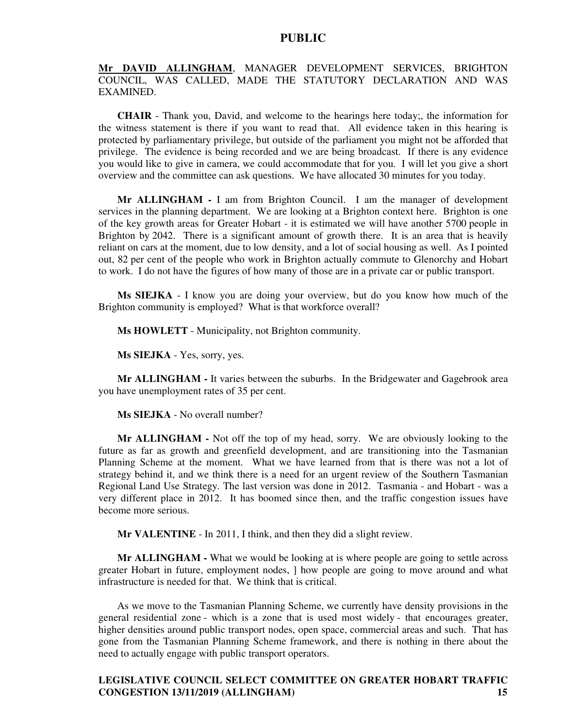**Mr DAVID ALLINGHAM**, MANAGER DEVELOPMENT SERVICES, BRIGHTON COUNCIL, WAS CALLED, MADE THE STATUTORY DECLARATION AND WAS EXAMINED.

**CHAIR** - Thank you, David, and welcome to the hearings here today;, the information for the witness statement is there if you want to read that. All evidence taken in this hearing is protected by parliamentary privilege, but outside of the parliament you might not be afforded that privilege. The evidence is being recorded and we are being broadcast. If there is any evidence you would like to give in camera, we could accommodate that for you. I will let you give a short overview and the committee can ask questions. We have allocated 30 minutes for you today.

**Mr ALLINGHAM -** I am from Brighton Council. I am the manager of development services in the planning department. We are looking at a Brighton context here. Brighton is one of the key growth areas for Greater Hobart - it is estimated we will have another 5700 people in Brighton by 2042. There is a significant amount of growth there. It is an area that is heavily reliant on cars at the moment, due to low density, and a lot of social housing as well. As I pointed out, 82 per cent of the people who work in Brighton actually commute to Glenorchy and Hobart to work. I do not have the figures of how many of those are in a private car or public transport.

**Ms SIEJKA** - I know you are doing your overview, but do you know how much of the Brighton community is employed? What is that workforce overall?

**Ms HOWLETT** - Municipality, not Brighton community.

**Ms SIEJKA** - Yes, sorry, yes.

**Mr ALLINGHAM -** It varies between the suburbs. In the Bridgewater and Gagebrook area you have unemployment rates of 35 per cent.

**Ms SIEJKA** - No overall number?

**Mr ALLINGHAM -** Not off the top of my head, sorry. We are obviously looking to the future as far as growth and greenfield development, and are transitioning into the Tasmanian Planning Scheme at the moment. What we have learned from that is there was not a lot of strategy behind it, and we think there is a need for an urgent review of the Southern Tasmanian Regional Land Use Strategy. The last version was done in 2012. Tasmania - and Hobart - was a very different place in 2012. It has boomed since then, and the traffic congestion issues have become more serious.

**Mr VALENTINE** - In 2011, I think, and then they did a slight review.

**Mr ALLINGHAM -** What we would be looking at is where people are going to settle across greater Hobart in future, employment nodes, ] how people are going to move around and what infrastructure is needed for that. We think that is critical.

As we move to the Tasmanian Planning Scheme, we currently have density provisions in the general residential zone - which is a zone that is used most widely - that encourages greater, higher densities around public transport nodes, open space, commercial areas and such. That has gone from the Tasmanian Planning Scheme framework, and there is nothing in there about the need to actually engage with public transport operators.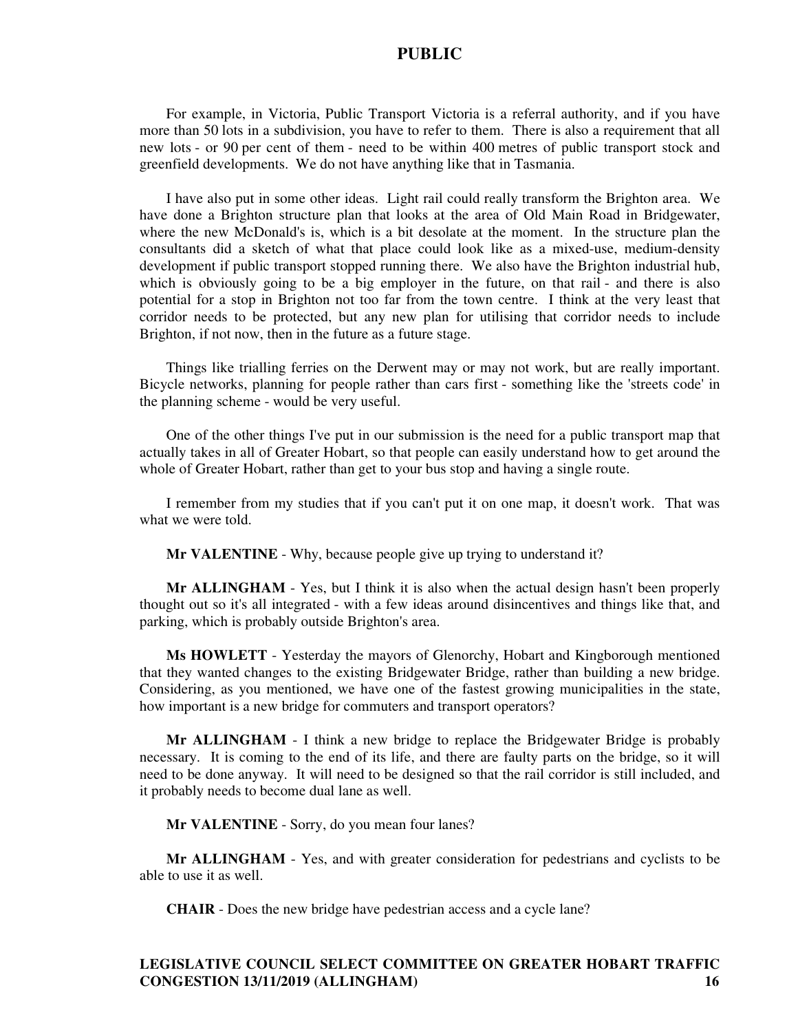For example, in Victoria, Public Transport Victoria is a referral authority, and if you have more than 50 lots in a subdivision, you have to refer to them. There is also a requirement that all new lots - or 90 per cent of them - need to be within 400 metres of public transport stock and greenfield developments. We do not have anything like that in Tasmania.

I have also put in some other ideas. Light rail could really transform the Brighton area. We have done a Brighton structure plan that looks at the area of Old Main Road in Bridgewater, where the new McDonald's is, which is a bit desolate at the moment. In the structure plan the consultants did a sketch of what that place could look like as a mixed-use, medium-density development if public transport stopped running there. We also have the Brighton industrial hub, which is obviously going to be a big employer in the future, on that rail - and there is also potential for a stop in Brighton not too far from the town centre. I think at the very least that corridor needs to be protected, but any new plan for utilising that corridor needs to include Brighton, if not now, then in the future as a future stage.

Things like trialling ferries on the Derwent may or may not work, but are really important. Bicycle networks, planning for people rather than cars first - something like the 'streets code' in the planning scheme - would be very useful.

One of the other things I've put in our submission is the need for a public transport map that actually takes in all of Greater Hobart, so that people can easily understand how to get around the whole of Greater Hobart, rather than get to your bus stop and having a single route.

I remember from my studies that if you can't put it on one map, it doesn't work. That was what we were told.

**Mr VALENTINE** - Why, because people give up trying to understand it?

**Mr ALLINGHAM** - Yes, but I think it is also when the actual design hasn't been properly thought out so it's all integrated - with a few ideas around disincentives and things like that, and parking, which is probably outside Brighton's area.

**Ms HOWLETT** - Yesterday the mayors of Glenorchy, Hobart and Kingborough mentioned that they wanted changes to the existing Bridgewater Bridge, rather than building a new bridge. Considering, as you mentioned, we have one of the fastest growing municipalities in the state, how important is a new bridge for commuters and transport operators?

**Mr ALLINGHAM** - I think a new bridge to replace the Bridgewater Bridge is probably necessary. It is coming to the end of its life, and there are faulty parts on the bridge, so it will need to be done anyway. It will need to be designed so that the rail corridor is still included, and it probably needs to become dual lane as well.

**Mr VALENTINE** - Sorry, do you mean four lanes?

**Mr ALLINGHAM** - Yes, and with greater consideration for pedestrians and cyclists to be able to use it as well.

**CHAIR** - Does the new bridge have pedestrian access and a cycle lane?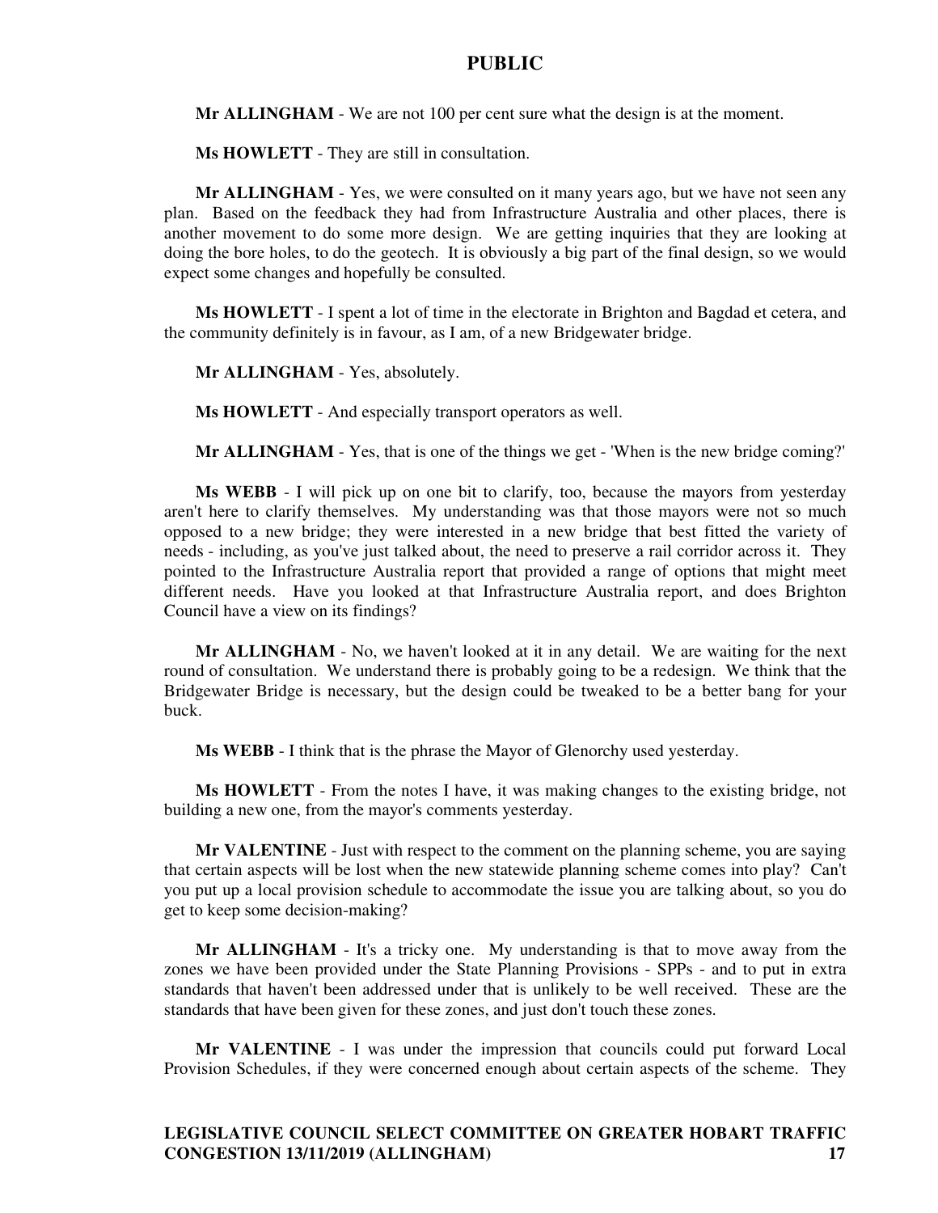**Mr ALLINGHAM** - We are not 100 per cent sure what the design is at the moment.

**Ms HOWLETT** - They are still in consultation.

**Mr ALLINGHAM** - Yes, we were consulted on it many years ago, but we have not seen any plan. Based on the feedback they had from Infrastructure Australia and other places, there is another movement to do some more design. We are getting inquiries that they are looking at doing the bore holes, to do the geotech. It is obviously a big part of the final design, so we would expect some changes and hopefully be consulted.

**Ms HOWLETT** - I spent a lot of time in the electorate in Brighton and Bagdad et cetera, and the community definitely is in favour, as I am, of a new Bridgewater bridge.

**Mr ALLINGHAM** - Yes, absolutely.

**Ms HOWLETT** - And especially transport operators as well.

**Mr ALLINGHAM** - Yes, that is one of the things we get - 'When is the new bridge coming?'

**Ms WEBB** - I will pick up on one bit to clarify, too, because the mayors from yesterday aren't here to clarify themselves. My understanding was that those mayors were not so much opposed to a new bridge; they were interested in a new bridge that best fitted the variety of needs - including, as you've just talked about, the need to preserve a rail corridor across it. They pointed to the Infrastructure Australia report that provided a range of options that might meet different needs. Have you looked at that Infrastructure Australia report, and does Brighton Council have a view on its findings?

**Mr ALLINGHAM** - No, we haven't looked at it in any detail. We are waiting for the next round of consultation. We understand there is probably going to be a redesign. We think that the Bridgewater Bridge is necessary, but the design could be tweaked to be a better bang for your buck.

**Ms WEBB** - I think that is the phrase the Mayor of Glenorchy used yesterday.

**Ms HOWLETT** - From the notes I have, it was making changes to the existing bridge, not building a new one, from the mayor's comments yesterday.

**Mr VALENTINE** - Just with respect to the comment on the planning scheme, you are saying that certain aspects will be lost when the new statewide planning scheme comes into play? Can't you put up a local provision schedule to accommodate the issue you are talking about, so you do get to keep some decision-making?

**Mr ALLINGHAM** - It's a tricky one. My understanding is that to move away from the zones we have been provided under the State Planning Provisions - SPPs - and to put in extra standards that haven't been addressed under that is unlikely to be well received. These are the standards that have been given for these zones, and just don't touch these zones.

**Mr VALENTINE** - I was under the impression that councils could put forward Local Provision Schedules, if they were concerned enough about certain aspects of the scheme. They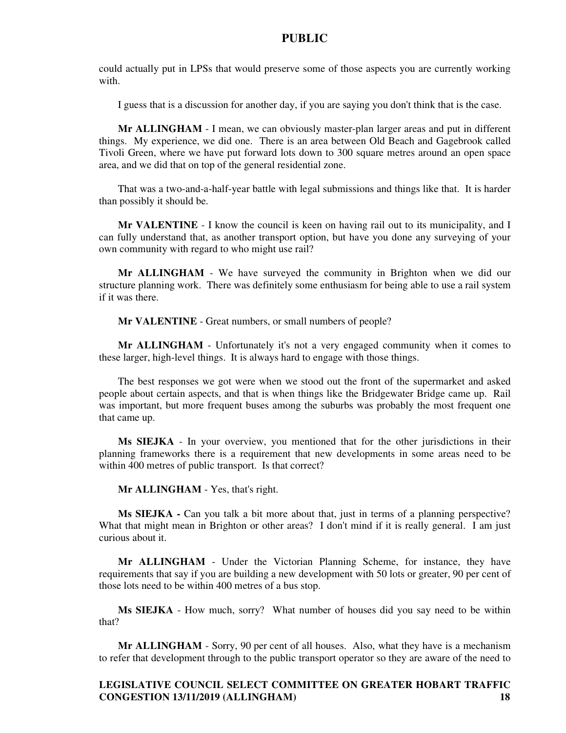could actually put in LPSs that would preserve some of those aspects you are currently working with.

I guess that is a discussion for another day, if you are saying you don't think that is the case.

**Mr ALLINGHAM** - I mean, we can obviously master-plan larger areas and put in different things. My experience, we did one. There is an area between Old Beach and Gagebrook called Tivoli Green, where we have put forward lots down to 300 square metres around an open space area, and we did that on top of the general residential zone.

That was a two-and-a-half-year battle with legal submissions and things like that. It is harder than possibly it should be.

**Mr VALENTINE** - I know the council is keen on having rail out to its municipality, and I can fully understand that, as another transport option, but have you done any surveying of your own community with regard to who might use rail?

**Mr ALLINGHAM** - We have surveyed the community in Brighton when we did our structure planning work. There was definitely some enthusiasm for being able to use a rail system if it was there.

**Mr VALENTINE** - Great numbers, or small numbers of people?

**Mr ALLINGHAM** - Unfortunately it's not a very engaged community when it comes to these larger, high-level things. It is always hard to engage with those things.

The best responses we got were when we stood out the front of the supermarket and asked people about certain aspects, and that is when things like the Bridgewater Bridge came up. Rail was important, but more frequent buses among the suburbs was probably the most frequent one that came up.

**Ms SIEJKA** - In your overview, you mentioned that for the other jurisdictions in their planning frameworks there is a requirement that new developments in some areas need to be within 400 metres of public transport. Is that correct?

**Mr ALLINGHAM** - Yes, that's right.

**Ms SIEJKA -** Can you talk a bit more about that, just in terms of a planning perspective? What that might mean in Brighton or other areas? I don't mind if it is really general. I am just curious about it.

**Mr ALLINGHAM** - Under the Victorian Planning Scheme, for instance, they have requirements that say if you are building a new development with 50 lots or greater, 90 per cent of those lots need to be within 400 metres of a bus stop.

**Ms SIEJKA** - How much, sorry? What number of houses did you say need to be within that?

**Mr ALLINGHAM** - Sorry, 90 per cent of all houses. Also, what they have is a mechanism to refer that development through to the public transport operator so they are aware of the need to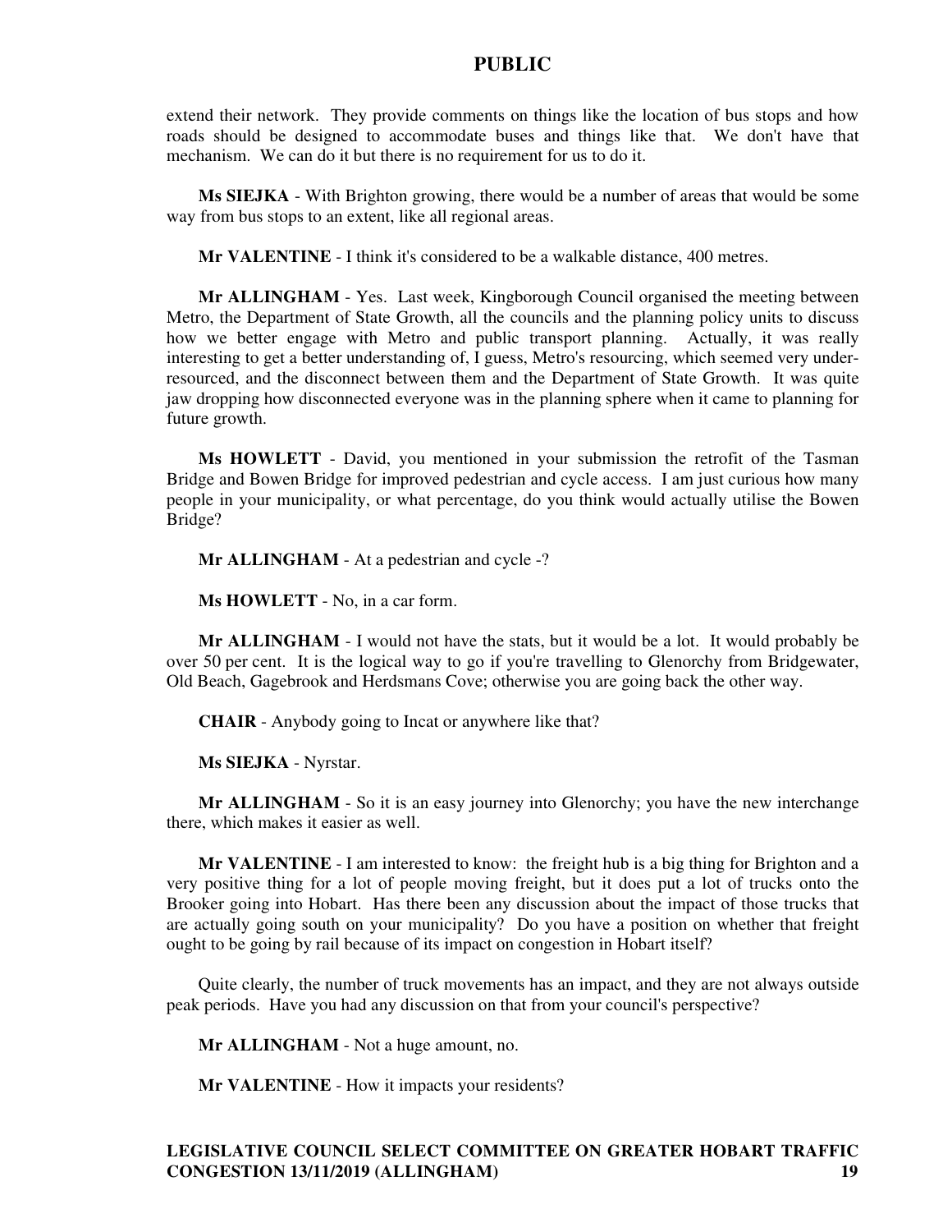extend their network. They provide comments on things like the location of bus stops and how roads should be designed to accommodate buses and things like that. We don't have that mechanism. We can do it but there is no requirement for us to do it.

**Ms SIEJKA** - With Brighton growing, there would be a number of areas that would be some way from bus stops to an extent, like all regional areas.

**Mr VALENTINE** - I think it's considered to be a walkable distance, 400 metres.

**Mr ALLINGHAM** - Yes. Last week, Kingborough Council organised the meeting between Metro, the Department of State Growth, all the councils and the planning policy units to discuss how we better engage with Metro and public transport planning. Actually, it was really interesting to get a better understanding of, I guess, Metro's resourcing, which seemed very under-resourced, and the disconnect between them and the Department of State Growth. It was quite jaw dropping how disconnected everyone was in the planning sphere when it came to planning for future growth.

**Ms HOWLETT** - David, you mentioned in your submission the retrofit of the Tasman Bridge and Bowen Bridge for improved pedestrian and cycle access. I am just curious how many people in your municipality, or what percentage, do you think would actually utilise the Bowen Bridge?

**Mr ALLINGHAM** - At a pedestrian and cycle -?

**Ms HOWLETT** - No, in a car form.

**Mr ALLINGHAM** - I would not have the stats, but it would be a lot. It would probably be over 50 per cent. It is the logical way to go if you're travelling to Glenorchy from Bridgewater, Old Beach, Gagebrook and Herdsmans Cove; otherwise you are going back the other way.

**CHAIR** - Anybody going to Incat or anywhere like that?

**Ms SIEJKA** - Nyrstar.

**Mr ALLINGHAM** - So it is an easy journey into Glenorchy; you have the new interchange there, which makes it easier as well.

**Mr VALENTINE** - I am interested to know: the freight hub is a big thing for Brighton and a very positive thing for a lot of people moving freight, but it does put a lot of trucks onto the Brooker going into Hobart. Has there been any discussion about the impact of those trucks that are actually going south on your municipality? Do you have a position on whether that freight ought to be going by rail because of its impact on congestion in Hobart itself?

Quite clearly, the number of truck movements has an impact, and they are not always outside peak periods. Have you had any discussion on that from your council's perspective?

**Mr ALLINGHAM** - Not a huge amount, no.

**Mr VALENTINE** - How it impacts your residents?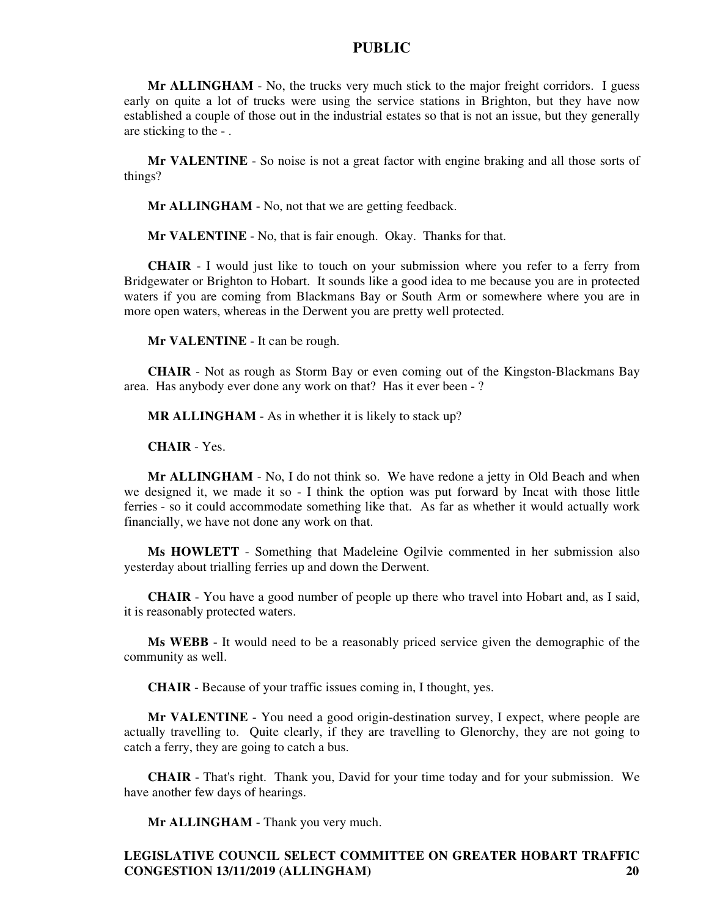**Mr ALLINGHAM** - No, the trucks very much stick to the major freight corridors. I guess early on quite a lot of trucks were using the service stations in Brighton, but they have now established a couple of those out in the industrial estates so that is not an issue, but they generally are sticking to the - .

**Mr VALENTINE** - So noise is not a great factor with engine braking and all those sorts of things?

**Mr ALLINGHAM** - No, not that we are getting feedback.

**Mr VALENTINE** - No, that is fair enough. Okay. Thanks for that.

**CHAIR** - I would just like to touch on your submission where you refer to a ferry from Bridgewater or Brighton to Hobart. It sounds like a good idea to me because you are in protected waters if you are coming from Blackmans Bay or South Arm or somewhere where you are in more open waters, whereas in the Derwent you are pretty well protected.

**Mr VALENTINE** - It can be rough.

**CHAIR** - Not as rough as Storm Bay or even coming out of the Kingston-Blackmans Bay area. Has anybody ever done any work on that? Has it ever been - ?

**MR ALLINGHAM** - As in whether it is likely to stack up?

**CHAIR** - Yes.

**Mr ALLINGHAM** - No, I do not think so. We have redone a jetty in Old Beach and when we designed it, we made it so - I think the option was put forward by Incat with those little ferries - so it could accommodate something like that. As far as whether it would actually work financially, we have not done any work on that.

**Ms HOWLETT** - Something that Madeleine Ogilvie commented in her submission also yesterday about trialling ferries up and down the Derwent.

**CHAIR** - You have a good number of people up there who travel into Hobart and, as I said, it is reasonably protected waters.

**Ms WEBB** - It would need to be a reasonably priced service given the demographic of the community as well.

**CHAIR** - Because of your traffic issues coming in, I thought, yes.

**Mr VALENTINE** - You need a good origin-destination survey, I expect, where people are actually travelling to. Quite clearly, if they are travelling to Glenorchy, they are not going to catch a ferry, they are going to catch a bus.

**CHAIR** - That's right. Thank you, David for your time today and for your submission. We have another few days of hearings.

**Mr ALLINGHAM** - Thank you very much.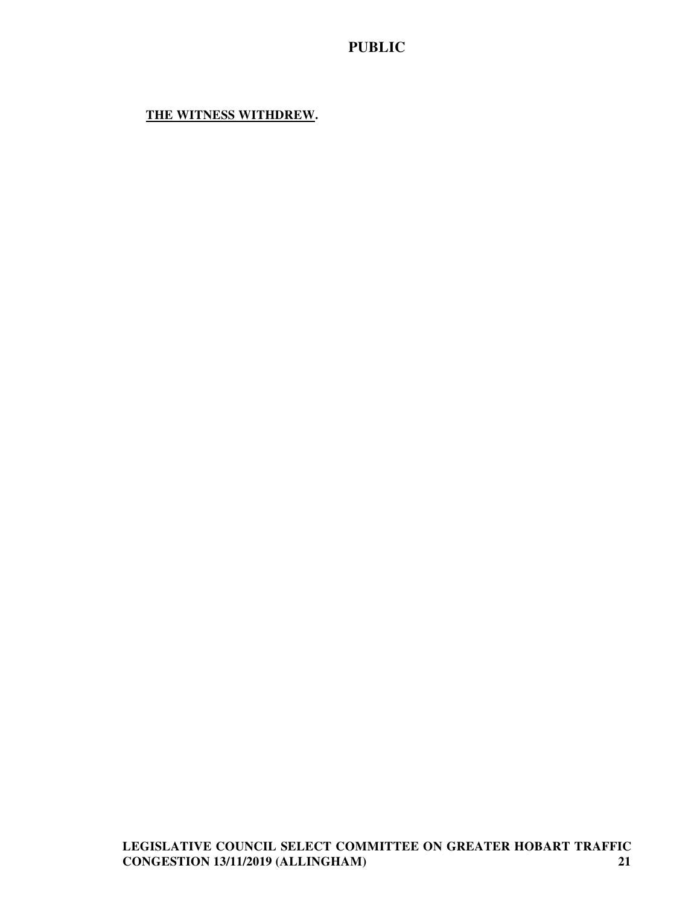**<u>THE WITNESS WITHDREW</u>.**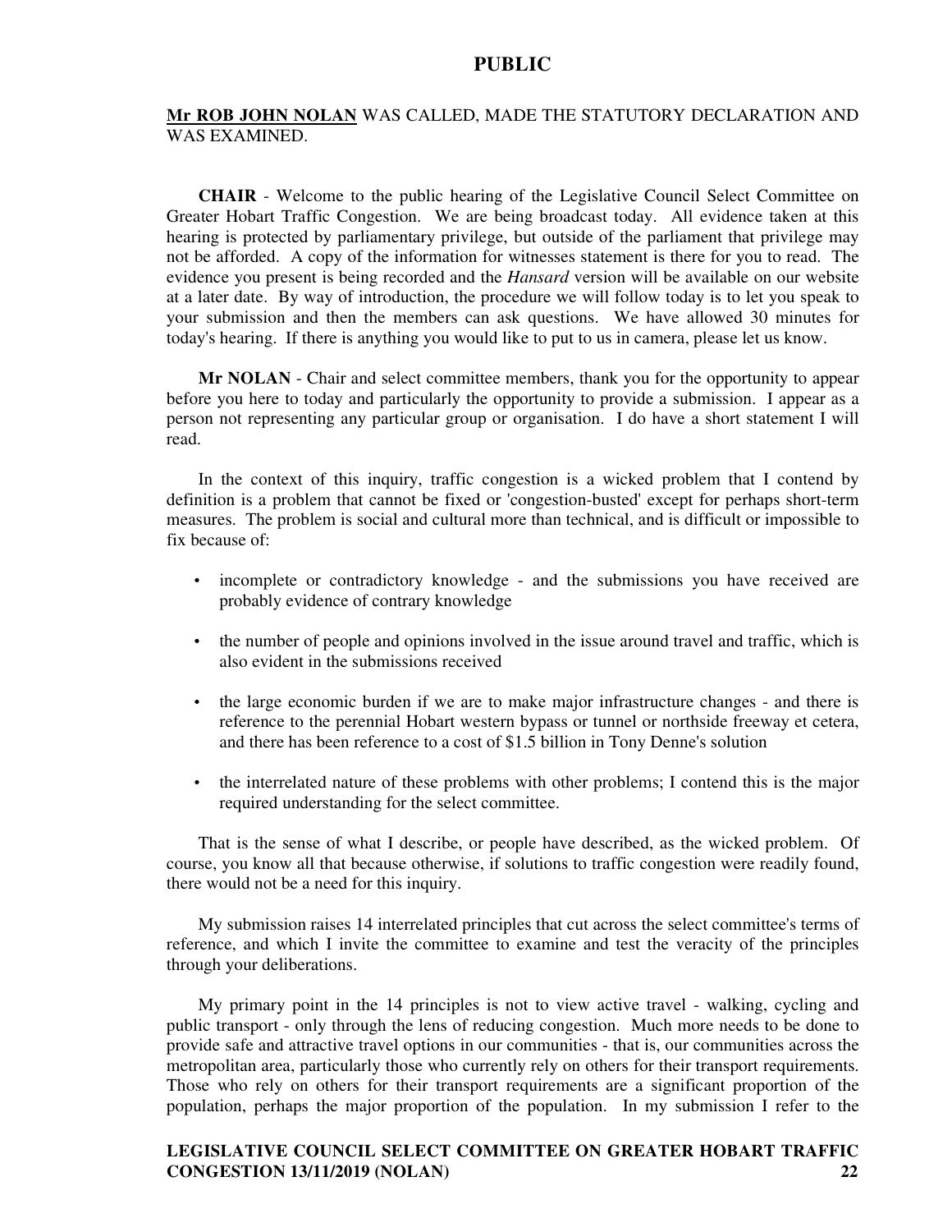**Mr ROB JOHN NOLAN** WAS CALLED, MADE THE STATUTORY DECLARATION AND WAS EXAMINED.

**CHAIR** - Welcome to the public hearing of the Legislative Council Select Committee on Greater Hobart Traffic Congestion. We are being broadcast today. All evidence taken at this hearing is protected by parliamentary privilege, but outside of the parliament that privilege may not be afforded. A copy of the information for witnesses statement is there for you to read. The evidence you present is being recorded and the *Hansard* version will be available on our website at a later date. By way of introduction, the procedure we will follow today is to let you speak to your submission and then the members can ask questions. We have allowed 30 minutes for today's hearing. If there is anything you would like to put to us in camera, please let us know.

**Mr NOLAN** - Chair and select committee members, thank you for the opportunity to appear before you here to today and particularly the opportunity to provide a submission. I appear as a person not representing any particular group or organisation. I do have a short statement I will read.

In the context of this inquiry, traffic congestion is a wicked problem that I contend by definition is a problem that cannot be fixed or 'congestion-busted' except for perhaps short-term measures. The problem is social and cultural more than technical, and is difficult or impossible to fix because of:

- incomplete or contradictory knowledge - and the submissions you have received are probably evidence of contrary knowledge
- the number of people and opinions involved in the issue around travel and traffic, which is also evident in the submissions received
- the large economic burden if we are to make major infrastructure changes - and there is reference to the perennial Hobart western bypass or tunnel or northside freeway et cetera, and there has been reference to a cost of $1.5 billion in Tony Denne's solution
- the interrelated nature of these problems with other problems; I contend this is the major required understanding for the select committee.

That is the sense of what I describe, or people have described, as the wicked problem. Of course, you know all that because otherwise, if solutions to traffic congestion were readily found, there would not be a need for this inquiry.

My submission raises 14 interrelated principles that cut across the select committee's terms of reference, and which I invite the committee to examine and test the veracity of the principles through your deliberations.

My primary point in the 14 principles is not to view active travel - walking, cycling and public transport - only through the lens of reducing congestion. Much more needs to be done to provide safe and attractive travel options in our communities - that is, our communities across the metropolitan area, particularly those who currently rely on others for their transport requirements. Those who rely on others for their transport requirements are a significant proportion of the population, perhaps the major proportion of the population. In my submission I refer to the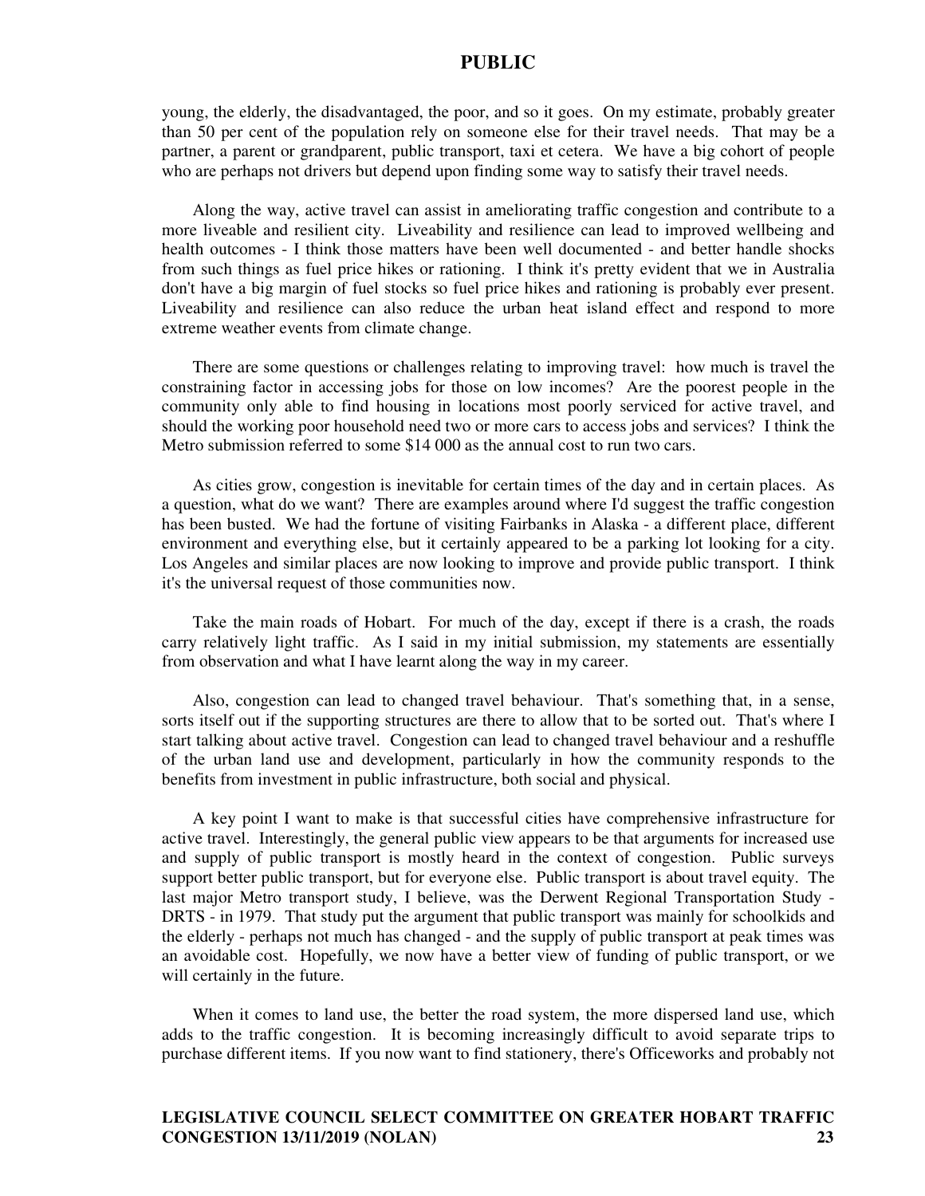young, the elderly, the disadvantaged, the poor, and so it goes. On my estimate, probably greater than 50 per cent of the population rely on someone else for their travel needs. That may be a partner, a parent or grandparent, public transport, taxi et cetera. We have a big cohort of people who are perhaps not drivers but depend upon finding some way to satisfy their travel needs.

Along the way, active travel can assist in ameliorating traffic congestion and contribute to a more liveable and resilient city. Liveability and resilience can lead to improved wellbeing and health outcomes - I think those matters have been well documented - and better handle shocks from such things as fuel price hikes or rationing. I think it's pretty evident that we in Australia don't have a big margin of fuel stocks so fuel price hikes and rationing is probably ever present. Liveability and resilience can also reduce the urban heat island effect and respond to more extreme weather events from climate change.

There are some questions or challenges relating to improving travel: how much is travel the constraining factor in accessing jobs for those on low incomes? Are the poorest people in the community only able to find housing in locations most poorly serviced for active travel, and should the working poor household need two or more cars to access jobs and services? I think the Metro submission referred to some $14 000 as the annual cost to run two cars.

As cities grow, congestion is inevitable for certain times of the day and in certain places. As a question, what do we want? There are examples around where I'd suggest the traffic congestion has been busted. We had the fortune of visiting Fairbanks in Alaska - a different place, different environment and everything else, but it certainly appeared to be a parking lot looking for a city. Los Angeles and similar places are now looking to improve and provide public transport. I think it's the universal request of those communities now.

Take the main roads of Hobart. For much of the day, except if there is a crash, the roads carry relatively light traffic. As I said in my initial submission, my statements are essentially from observation and what I have learnt along the way in my career.

Also, congestion can lead to changed travel behaviour. That's something that, in a sense, sorts itself out if the supporting structures are there to allow that to be sorted out. That's where I start talking about active travel. Congestion can lead to changed travel behaviour and a reshuffle of the urban land use and development, particularly in how the community responds to the benefits from investment in public infrastructure, both social and physical.

A key point I want to make is that successful cities have comprehensive infrastructure for active travel. Interestingly, the general public view appears to be that arguments for increased use and supply of public transport is mostly heard in the context of congestion. Public surveys support better public transport, but for everyone else. Public transport is about travel equity. The last major Metro transport study, I believe, was the Derwent Regional Transportation Study - DRTS - in 1979. That study put the argument that public transport was mainly for schoolkids and the elderly - perhaps not much has changed - and the supply of public transport at peak times was an avoidable cost. Hopefully, we now have a better view of funding of public transport, or we will certainly in the future.

When it comes to land use, the better the road system, the more dispersed land use, which adds to the traffic congestion. It is becoming increasingly difficult to avoid separate trips to purchase different items. If you now want to find stationery, there's Officeworks and probably not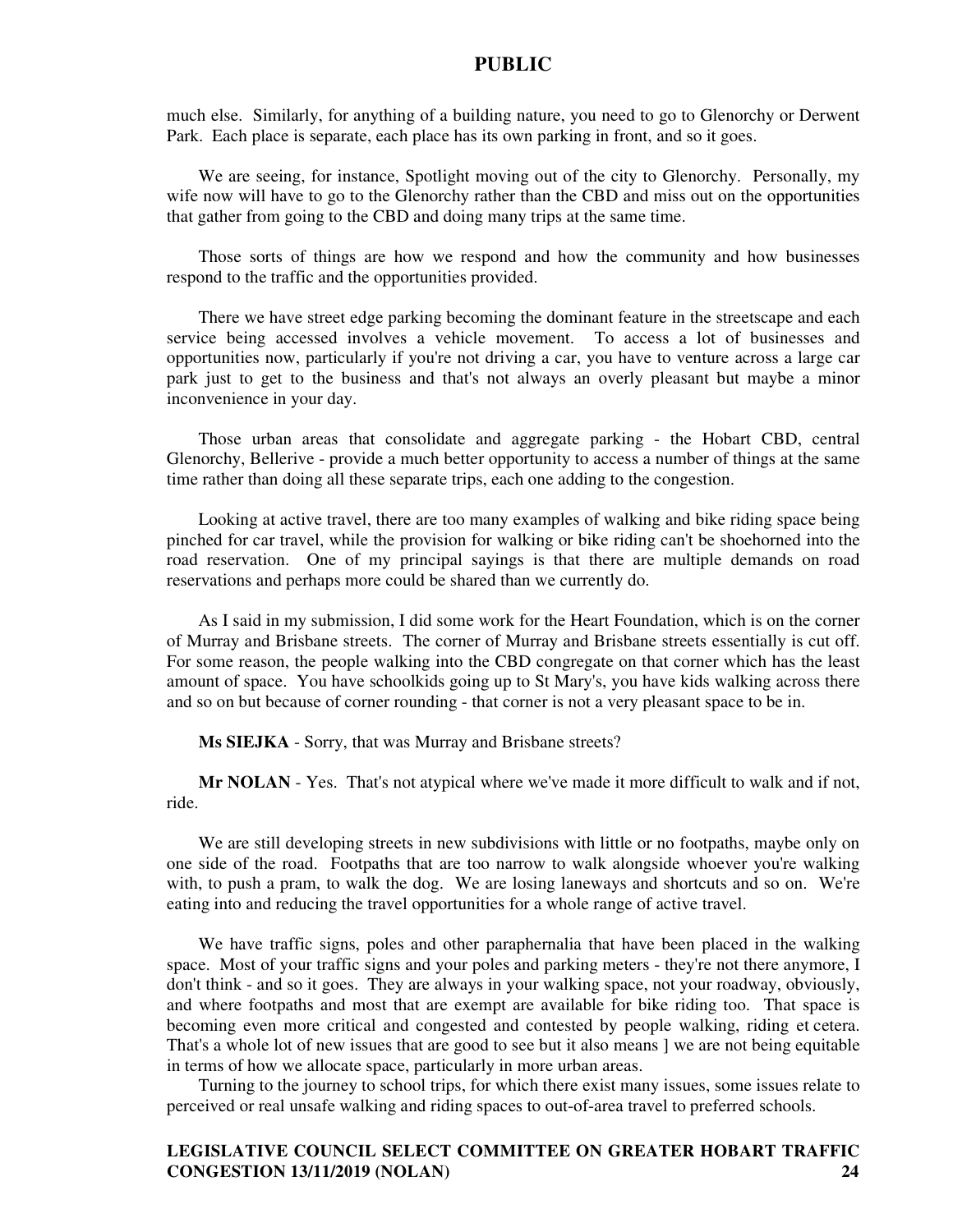much else. Similarly, for anything of a building nature, you need to go to Glenorchy or Derwent Park. Each place is separate, each place has its own parking in front, and so it goes.

We are seeing, for instance, Spotlight moving out of the city to Glenorchy. Personally, my wife now will have to go to the Glenorchy rather than the CBD and miss out on the opportunities that gather from going to the CBD and doing many trips at the same time.

Those sorts of things are how we respond and how the community and how businesses respond to the traffic and the opportunities provided.

There we have street edge parking becoming the dominant feature in the streetscape and each service being accessed involves a vehicle movement. To access a lot of businesses and opportunities now, particularly if you're not driving a car, you have to venture across a large car park just to get to the business and that's not always an overly pleasant but maybe a minor inconvenience in your day.

Those urban areas that consolidate and aggregate parking - the Hobart CBD, central Glenorchy, Bellerive - provide a much better opportunity to access a number of things at the same time rather than doing all these separate trips, each one adding to the congestion.

Looking at active travel, there are too many examples of walking and bike riding space being pinched for car travel, while the provision for walking or bike riding can't be shoehorned into the road reservation. One of my principal sayings is that there are multiple demands on road reservations and perhaps more could be shared than we currently do.

As I said in my submission, I did some work for the Heart Foundation, which is on the corner of Murray and Brisbane streets. The corner of Murray and Brisbane streets essentially is cut off. For some reason, the people walking into the CBD congregate on that corner which has the least amount of space. You have schoolkids going up to St Mary's, you have kids walking across there and so on but because of corner rounding - that corner is not a very pleasant space to be in.

**Ms SIEJKA** - Sorry, that was Murray and Brisbane streets?

**Mr NOLAN** - Yes. That's not atypical where we've made it more difficult to walk and if not, ride.

We are still developing streets in new subdivisions with little or no footpaths, maybe only on one side of the road. Footpaths that are too narrow to walk alongside whoever you're walking with, to push a pram, to walk the dog. We are losing laneways and shortcuts and so on. We're eating into and reducing the travel opportunities for a whole range of active travel.

We have traffic signs, poles and other paraphernalia that have been placed in the walking space. Most of your traffic signs and your poles and parking meters - they're not there anymore, I don't think - and so it goes. They are always in your walking space, not your roadway, obviously, and where footpaths and most that are exempt are available for bike riding too. That space is becoming even more critical and congested and contested by people walking, riding et cetera. That's a whole lot of new issues that are good to see but it also means ] we are not being equitable in terms of how we allocate space, particularly in more urban areas.

Turning to the journey to school trips, for which there exist many issues, some issues relate to perceived or real unsafe walking and riding spaces to out-of-area travel to preferred schools.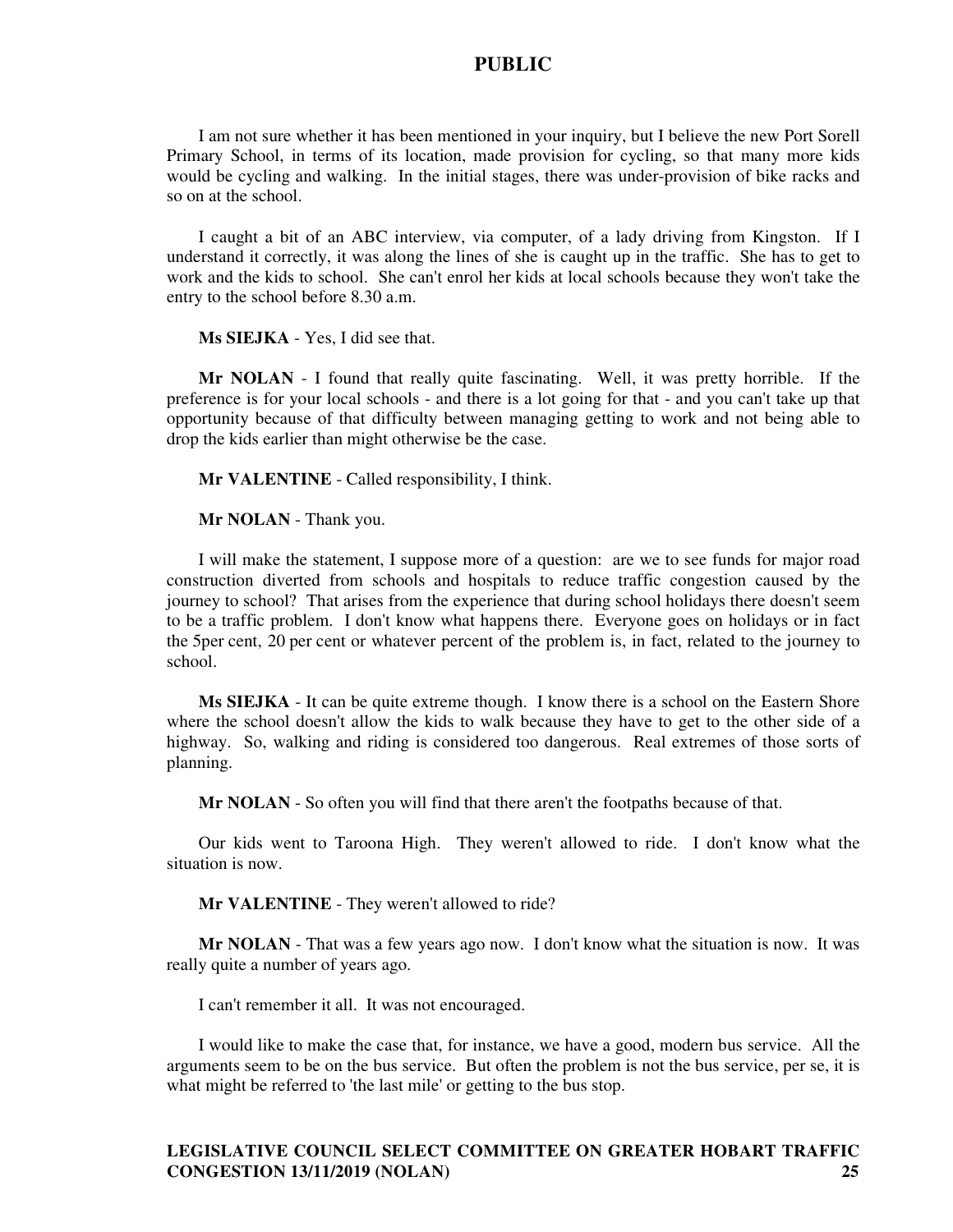I am not sure whether it has been mentioned in your inquiry, but I believe the new Port Sorell Primary School, in terms of its location, made provision for cycling, so that many more kids would be cycling and walking. In the initial stages, there was under-provision of bike racks and so on at the school.

I caught a bit of an ABC interview, via computer, of a lady driving from Kingston. If I understand it correctly, it was along the lines of she is caught up in the traffic. She has to get to work and the kids to school. She can't enrol her kids at local schools because they won't take the entry to the school before 8.30 a.m.

**Ms SIEJKA** - Yes, I did see that.

**Mr NOLAN** - I found that really quite fascinating. Well, it was pretty horrible. If the preference is for your local schools - and there is a lot going for that - and you can't take up that opportunity because of that difficulty between managing getting to work and not being able to drop the kids earlier than might otherwise be the case.

**Mr VALENTINE** - Called responsibility, I think.

**Mr NOLAN** - Thank you.

I will make the statement, I suppose more of a question: are we to see funds for major road construction diverted from schools and hospitals to reduce traffic congestion caused by the journey to school? That arises from the experience that during school holidays there doesn't seem to be a traffic problem. I don't know what happens there. Everyone goes on holidays or in fact the 5per cent, 20 per cent or whatever percent of the problem is, in fact, related to the journey to school.

**Ms SIEJKA** - It can be quite extreme though. I know there is a school on the Eastern Shore where the school doesn't allow the kids to walk because they have to get to the other side of a highway. So, walking and riding is considered too dangerous. Real extremes of those sorts of planning.

**Mr NOLAN** - So often you will find that there aren't the footpaths because of that.

Our kids went to Taroona High. They weren't allowed to ride. I don't know what the situation is now.

**Mr VALENTINE** - They weren't allowed to ride?

**Mr NOLAN** - That was a few years ago now. I don't know what the situation is now. It was really quite a number of years ago.

I can't remember it all. It was not encouraged.

I would like to make the case that, for instance, we have a good, modern bus service. All the arguments seem to be on the bus service. But often the problem is not the bus service, per se, it is what might be referred to 'the last mile' or getting to the bus stop.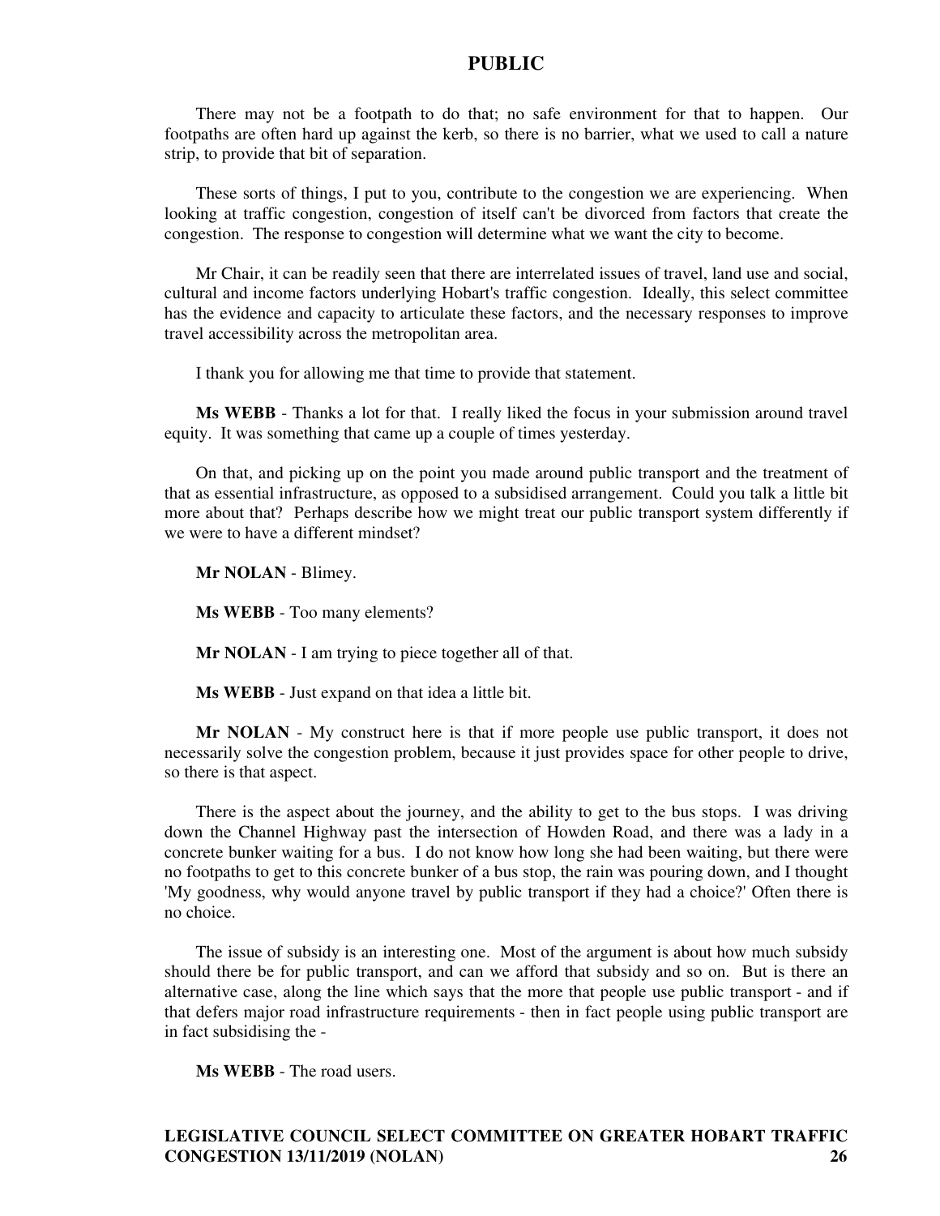There may not be a footpath to do that; no safe environment for that to happen. Our footpaths are often hard up against the kerb, so there is no barrier, what we used to call a nature strip, to provide that bit of separation.

These sorts of things, I put to you, contribute to the congestion we are experiencing. When looking at traffic congestion, congestion of itself can't be divorced from factors that create the congestion. The response to congestion will determine what we want the city to become.

Mr Chair, it can be readily seen that there are interrelated issues of travel, land use and social, cultural and income factors underlying Hobart's traffic congestion. Ideally, this select committee has the evidence and capacity to articulate these factors, and the necessary responses to improve travel accessibility across the metropolitan area.

I thank you for allowing me that time to provide that statement.

**Ms WEBB** - Thanks a lot for that. I really liked the focus in your submission around travel equity. It was something that came up a couple of times yesterday.

On that, and picking up on the point you made around public transport and the treatment of that as essential infrastructure, as opposed to a subsidised arrangement. Could you talk a little bit more about that? Perhaps describe how we might treat our public transport system differently if we were to have a different mindset?

**Mr NOLAN** - Blimey.

**Ms WEBB** - Too many elements?

**Mr NOLAN** - I am trying to piece together all of that.

**Ms WEBB** - Just expand on that idea a little bit.

**Mr NOLAN** - My construct here is that if more people use public transport, it does not necessarily solve the congestion problem, because it just provides space for other people to drive, so there is that aspect.

There is the aspect about the journey, and the ability to get to the bus stops. I was driving down the Channel Highway past the intersection of Howden Road, and there was a lady in a concrete bunker waiting for a bus. I do not know how long she had been waiting, but there were no footpaths to get to this concrete bunker of a bus stop, the rain was pouring down, and I thought 'My goodness, why would anyone travel by public transport if they had a choice?' Often there is no choice.

The issue of subsidy is an interesting one. Most of the argument is about how much subsidy should there be for public transport, and can we afford that subsidy and so on. But is there an alternative case, along the line which says that the more that people use public transport - and if that defers major road infrastructure requirements - then in fact people using public transport are in fact subsidising the -

**Ms WEBB** - The road users.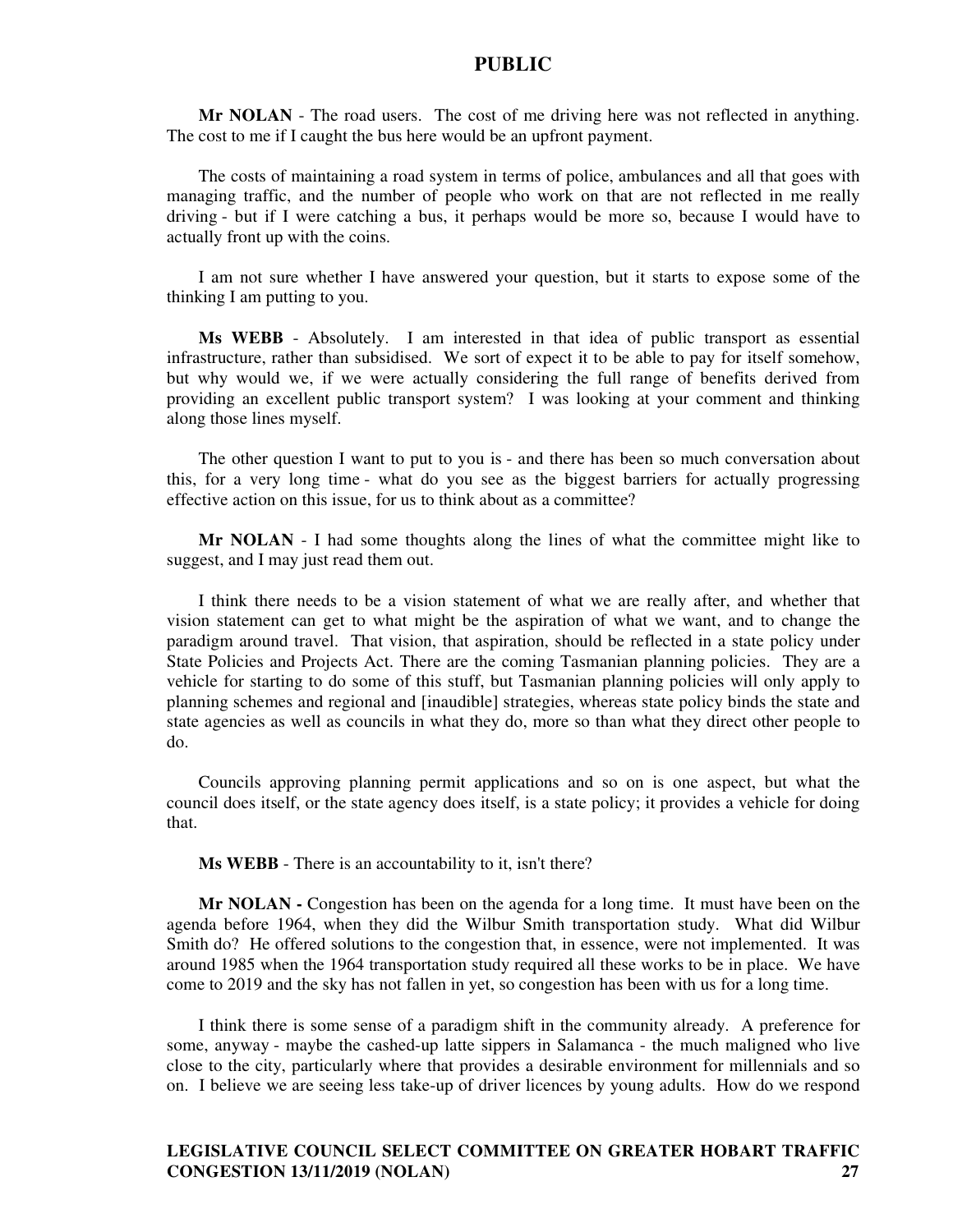**Mr NOLAN** - The road users. The cost of me driving here was not reflected in anything. The cost to me if I caught the bus here would be an upfront payment.

The costs of maintaining a road system in terms of police, ambulances and all that goes with managing traffic, and the number of people who work on that are not reflected in me really driving - but if I were catching a bus, it perhaps would be more so, because I would have to actually front up with the coins.

I am not sure whether I have answered your question, but it starts to expose some of the thinking I am putting to you.

**Ms WEBB** - Absolutely. I am interested in that idea of public transport as essential infrastructure, rather than subsidised. We sort of expect it to be able to pay for itself somehow, but why would we, if we were actually considering the full range of benefits derived from providing an excellent public transport system? I was looking at your comment and thinking along those lines myself.

The other question I want to put to you is - and there has been so much conversation about this, for a very long time - what do you see as the biggest barriers for actually progressing effective action on this issue, for us to think about as a committee?

**Mr NOLAN** - I had some thoughts along the lines of what the committee might like to suggest, and I may just read them out.

I think there needs to be a vision statement of what we are really after, and whether that vision statement can get to what might be the aspiration of what we want, and to change the paradigm around travel. That vision, that aspiration, should be reflected in a state policy under State Policies and Projects Act. There are the coming Tasmanian planning policies. They are a vehicle for starting to do some of this stuff, but Tasmanian planning policies will only apply to planning schemes and regional and [inaudible] strategies, whereas state policy binds the state and state agencies as well as councils in what they do, more so than what they direct other people to do.

Councils approving planning permit applications and so on is one aspect, but what the council does itself, or the state agency does itself, is a state policy; it provides a vehicle for doing that.

**Ms WEBB** - There is an accountability to it, isn't there?

**Mr NOLAN -** Congestion has been on the agenda for a long time. It must have been on the agenda before 1964, when they did the Wilbur Smith transportation study. What did Wilbur Smith do? He offered solutions to the congestion that, in essence, were not implemented. It was around 1985 when the 1964 transportation study required all these works to be in place. We have come to 2019 and the sky has not fallen in yet, so congestion has been with us for a long time.

I think there is some sense of a paradigm shift in the community already. A preference for some, anyway - maybe the cashed-up latte sippers in Salamanca - the much maligned who live close to the city, particularly where that provides a desirable environment for millennials and so on. I believe we are seeing less take-up of driver licences by young adults. How do we respond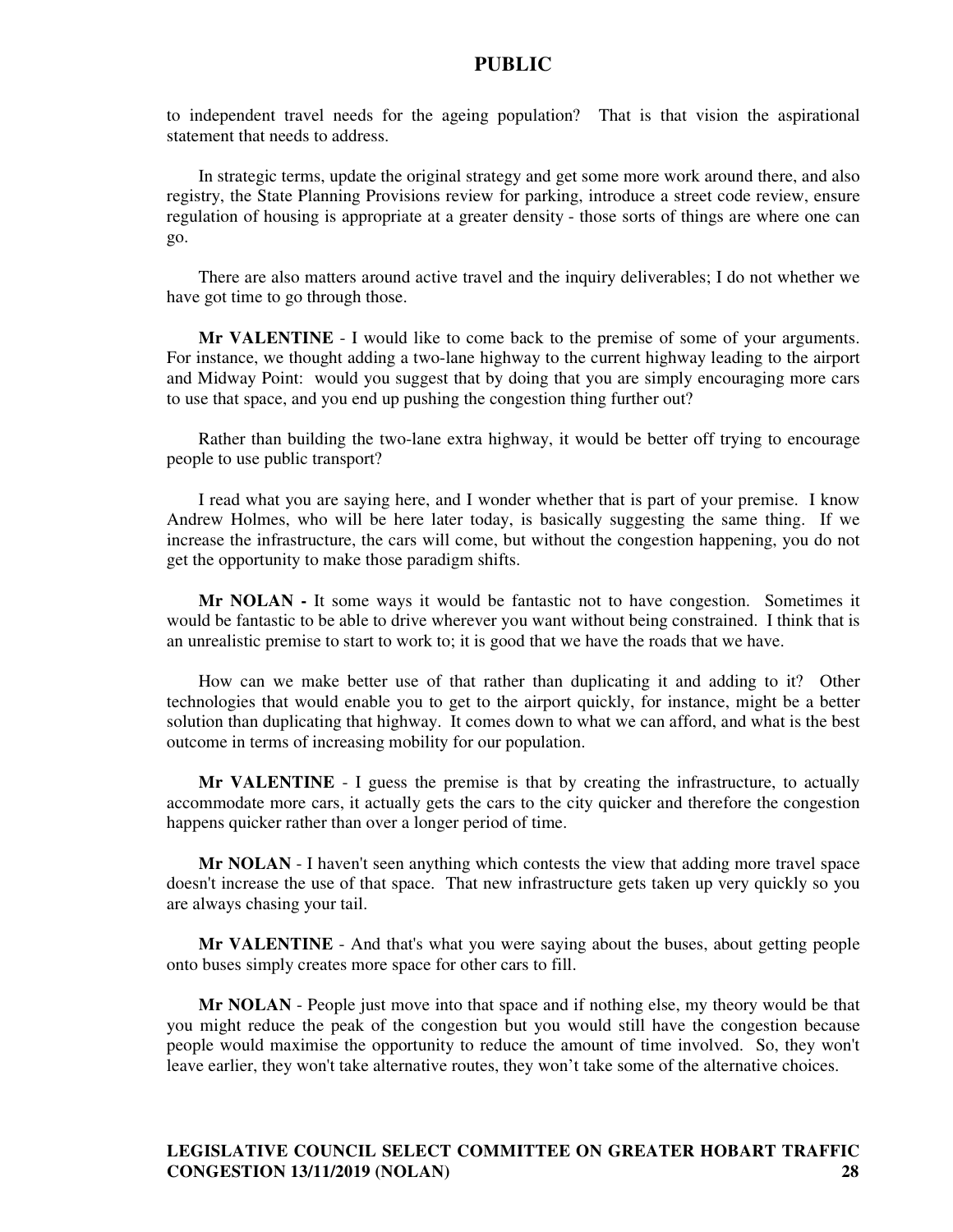to independent travel needs for the ageing population? That is that vision the aspirational statement that needs to address.

In strategic terms, update the original strategy and get some more work around there, and also registry, the State Planning Provisions review for parking, introduce a street code review, ensure regulation of housing is appropriate at a greater density - those sorts of things are where one can go.

There are also matters around active travel and the inquiry deliverables; I do not whether we have got time to go through those.

**Mr VALENTINE** - I would like to come back to the premise of some of your arguments. For instance, we thought adding a two-lane highway to the current highway leading to the airport and Midway Point: would you suggest that by doing that you are simply encouraging more cars to use that space, and you end up pushing the congestion thing further out?

Rather than building the two-lane extra highway, it would be better off trying to encourage people to use public transport?

I read what you are saying here, and I wonder whether that is part of your premise. I know Andrew Holmes, who will be here later today, is basically suggesting the same thing. If we increase the infrastructure, the cars will come, but without the congestion happening, you do not get the opportunity to make those paradigm shifts.

**Mr NOLAN -** It some ways it would be fantastic not to have congestion. Sometimes it would be fantastic to be able to drive wherever you want without being constrained. I think that is an unrealistic premise to start to work to; it is good that we have the roads that we have.

How can we make better use of that rather than duplicating it and adding to it? Other technologies that would enable you to get to the airport quickly, for instance, might be a better solution than duplicating that highway. It comes down to what we can afford, and what is the best outcome in terms of increasing mobility for our population.

**Mr VALENTINE** - I guess the premise is that by creating the infrastructure, to actually accommodate more cars, it actually gets the cars to the city quicker and therefore the congestion happens quicker rather than over a longer period of time.

**Mr NOLAN** - I haven't seen anything which contests the view that adding more travel space doesn't increase the use of that space. That new infrastructure gets taken up very quickly so you are always chasing your tail.

**Mr VALENTINE** - And that's what you were saying about the buses, about getting people onto buses simply creates more space for other cars to fill.

**Mr NOLAN** - People just move into that space and if nothing else, my theory would be that you might reduce the peak of the congestion but you would still have the congestion because people would maximise the opportunity to reduce the amount of time involved. So, they won't leave earlier, they won't take alternative routes, they won't take some of the alternative choices.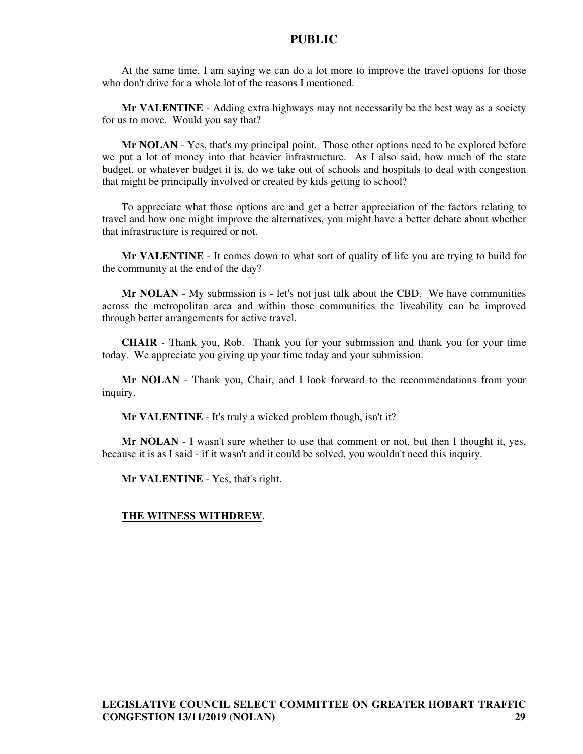At the same time, I am saying we can do a lot more to improve the travel options for those who don't drive for a whole lot of the reasons I mentioned.

**Mr VALENTINE** - Adding extra highways may not necessarily be the best way as a society for us to move. Would you say that?

**Mr NOLAN** - Yes, that's my principal point. Those other options need to be explored before we put a lot of money into that heavier infrastructure. As I also said, how much of the state budget, or whatever budget it is, do we take out of schools and hospitals to deal with congestion that might be principally involved or created by kids getting to school?

To appreciate what those options are and get a better appreciation of the factors relating to travel and how one might improve the alternatives, you might have a better debate about whether that infrastructure is required or not.

**Mr VALENTINE** - It comes down to what sort of quality of life you are trying to build for the community at the end of the day?

**Mr NOLAN** - My submission is - let's not just talk about the CBD. We have communities across the metropolitan area and within those communities the liveability can be improved through better arrangements for active travel.

**CHAIR** - Thank you, Rob. Thank you for your submission and thank you for your time today. We appreciate you giving up your time today and your submission.

**Mr NOLAN** - Thank you, Chair, and I look forward to the recommendations from your inquiry.

**Mr VALENTINE** - It's truly a wicked problem though, isn't it?

**Mr NOLAN** - I wasn't sure whether to use that comment or not, but then I thought it, yes, because it is as I said - if it wasn't and it could be solved, you wouldn't need this inquiry.

**Mr VALENTINE** - Yes, that's right.

**THE WITNESS WITHDREW**.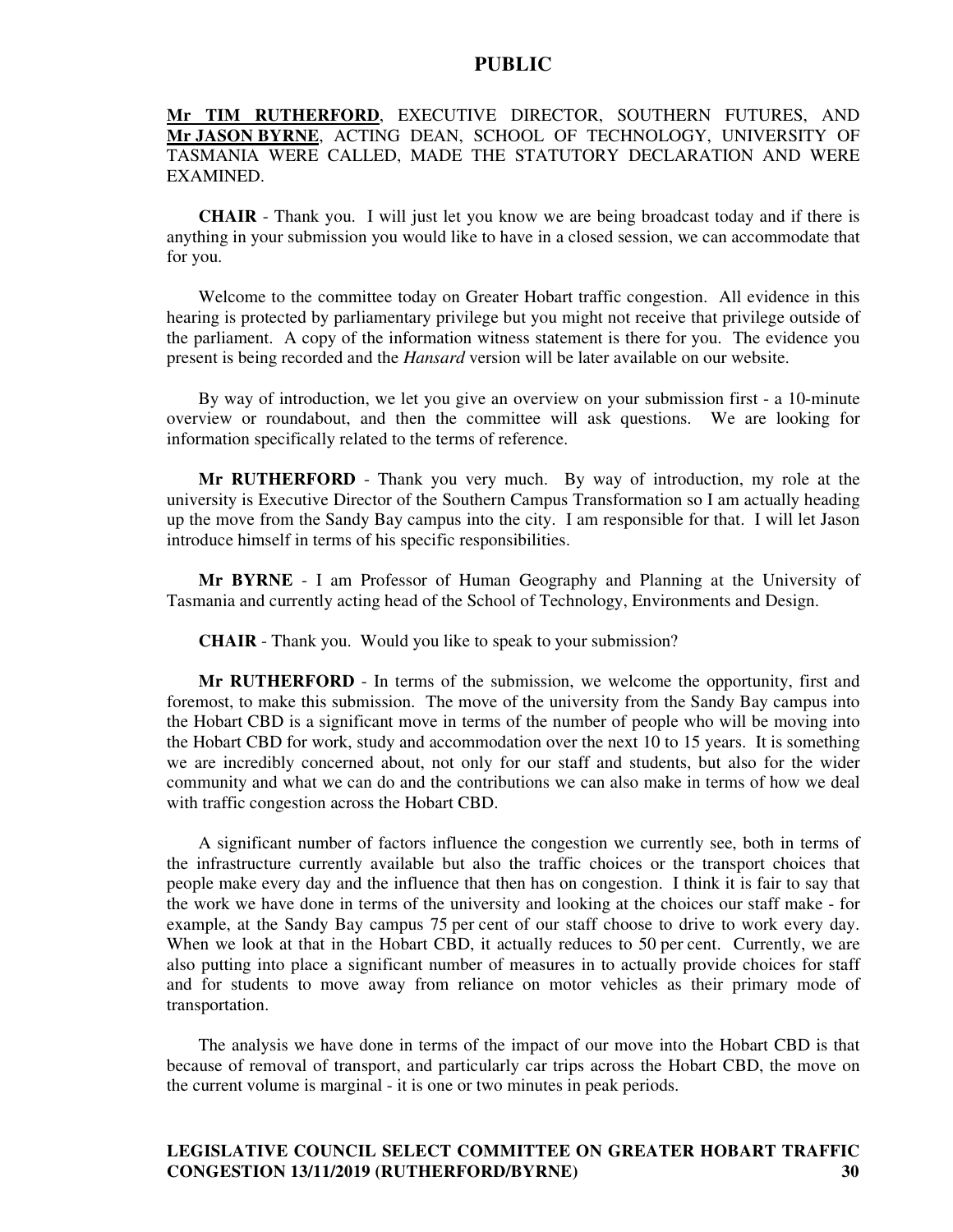**Mr TIM RUTHERFORD**, EXECUTIVE DIRECTOR, SOUTHERN FUTURES, AND **Mr JASON BYRNE**, ACTING DEAN, SCHOOL OF TECHNOLOGY, UNIVERSITY OF TASMANIA WERE CALLED, MADE THE STATUTORY DECLARATION AND WERE EXAMINED.

**CHAIR** - Thank you. I will just let you know we are being broadcast today and if there is anything in your submission you would like to have in a closed session, we can accommodate that for you.

Welcome to the committee today on Greater Hobart traffic congestion. All evidence in this hearing is protected by parliamentary privilege but you might not receive that privilege outside of the parliament. A copy of the information witness statement is there for you. The evidence you present is being recorded and the *Hansard* version will be later available on our website.

By way of introduction, we let you give an overview on your submission first - a 10-minute overview or roundabout, and then the committee will ask questions. We are looking for information specifically related to the terms of reference.

**Mr RUTHERFORD** - Thank you very much. By way of introduction, my role at the university is Executive Director of the Southern Campus Transformation so I am actually heading up the move from the Sandy Bay campus into the city. I am responsible for that. I will let Jason introduce himself in terms of his specific responsibilities.

**Mr BYRNE** - I am Professor of Human Geography and Planning at the University of Tasmania and currently acting head of the School of Technology, Environments and Design.

**CHAIR** - Thank you. Would you like to speak to your submission?

**Mr RUTHERFORD** - In terms of the submission, we welcome the opportunity, first and foremost, to make this submission. The move of the university from the Sandy Bay campus into the Hobart CBD is a significant move in terms of the number of people who will be moving into the Hobart CBD for work, study and accommodation over the next 10 to 15 years. It is something we are incredibly concerned about, not only for our staff and students, but also for the wider community and what we can do and the contributions we can also make in terms of how we deal with traffic congestion across the Hobart CBD.

A significant number of factors influence the congestion we currently see, both in terms of the infrastructure currently available but also the traffic choices or the transport choices that people make every day and the influence that then has on congestion. I think it is fair to say that the work we have done in terms of the university and looking at the choices our staff make - for example, at the Sandy Bay campus 75 per cent of our staff choose to drive to work every day. When we look at that in the Hobart CBD, it actually reduces to 50 per cent. Currently, we are also putting into place a significant number of measures in to actually provide choices for staff and for students to move away from reliance on motor vehicles as their primary mode of transportation.

The analysis we have done in terms of the impact of our move into the Hobart CBD is that because of removal of transport, and particularly car trips across the Hobart CBD, the move on the current volume is marginal - it is one or two minutes in peak periods.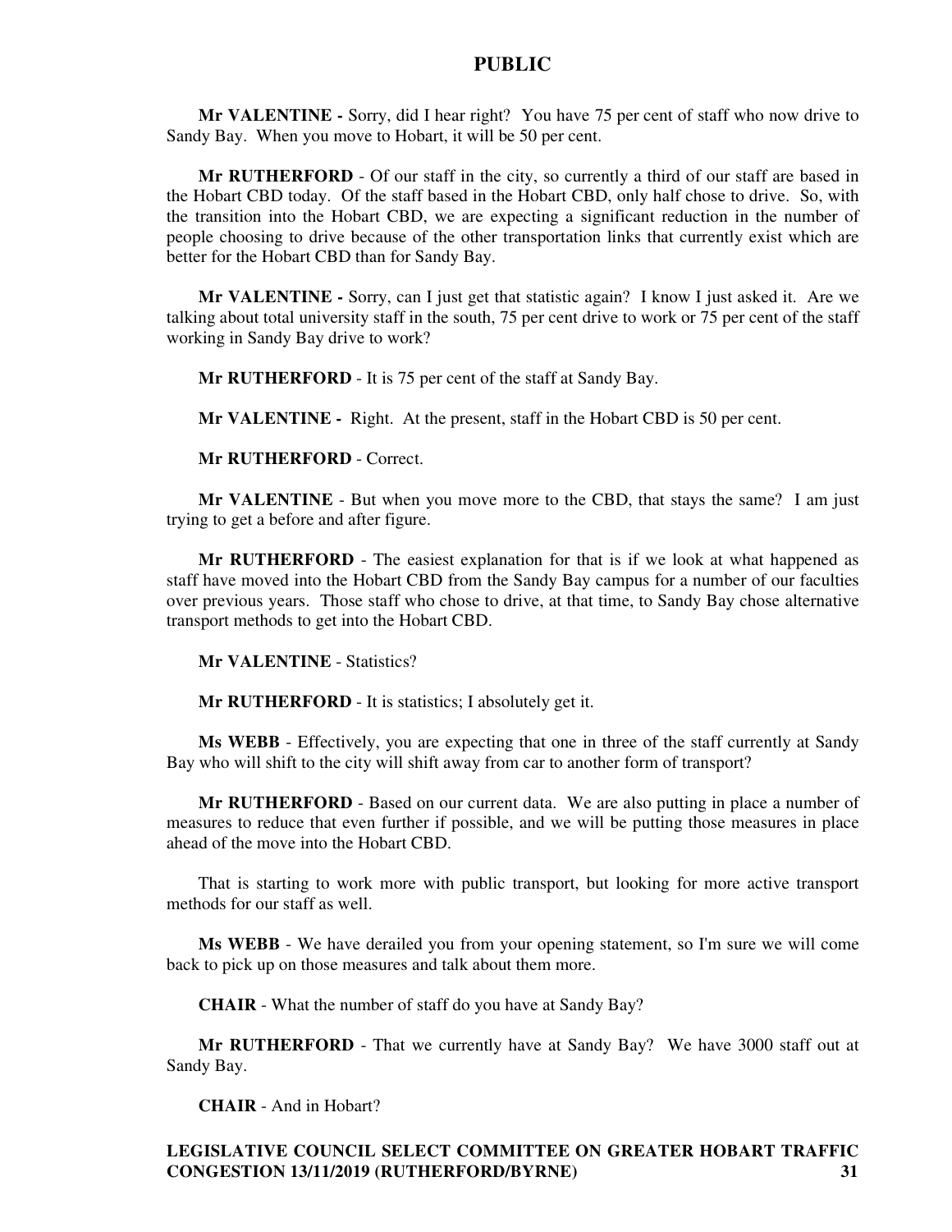**Mr VALENTINE -** Sorry, did I hear right? You have 75 per cent of staff who now drive to Sandy Bay. When you move to Hobart, it will be 50 per cent.

**Mr RUTHERFORD** - Of our staff in the city, so currently a third of our staff are based in the Hobart CBD today. Of the staff based in the Hobart CBD, only half chose to drive. So, with the transition into the Hobart CBD, we are expecting a significant reduction in the number of people choosing to drive because of the other transportation links that currently exist which are better for the Hobart CBD than for Sandy Bay.

**Mr VALENTINE -** Sorry, can I just get that statistic again? I know I just asked it. Are we talking about total university staff in the south, 75 per cent drive to work or 75 per cent of the staff working in Sandy Bay drive to work?

**Mr RUTHERFORD** - It is 75 per cent of the staff at Sandy Bay.

**Mr VALENTINE -** Right. At the present, staff in the Hobart CBD is 50 per cent.

**Mr RUTHERFORD** - Correct.

**Mr VALENTINE** - But when you move more to the CBD, that stays the same? I am just trying to get a before and after figure.

**Mr RUTHERFORD** - The easiest explanation for that is if we look at what happened as staff have moved into the Hobart CBD from the Sandy Bay campus for a number of our faculties over previous years. Those staff who chose to drive, at that time, to Sandy Bay chose alternative transport methods to get into the Hobart CBD.

**Mr VALENTINE** - Statistics?

**Mr RUTHERFORD** - It is statistics; I absolutely get it.

**Ms WEBB** - Effectively, you are expecting that one in three of the staff currently at Sandy Bay who will shift to the city will shift away from car to another form of transport?

**Mr RUTHERFORD** - Based on our current data. We are also putting in place a number of measures to reduce that even further if possible, and we will be putting those measures in place ahead of the move into the Hobart CBD.

That is starting to work more with public transport, but looking for more active transport methods for our staff as well.

**Ms WEBB** - We have derailed you from your opening statement, so I'm sure we will come back to pick up on those measures and talk about them more.

**CHAIR** - What the number of staff do you have at Sandy Bay?

**Mr RUTHERFORD** - That we currently have at Sandy Bay? We have 3000 staff out at Sandy Bay.

**CHAIR** - And in Hobart?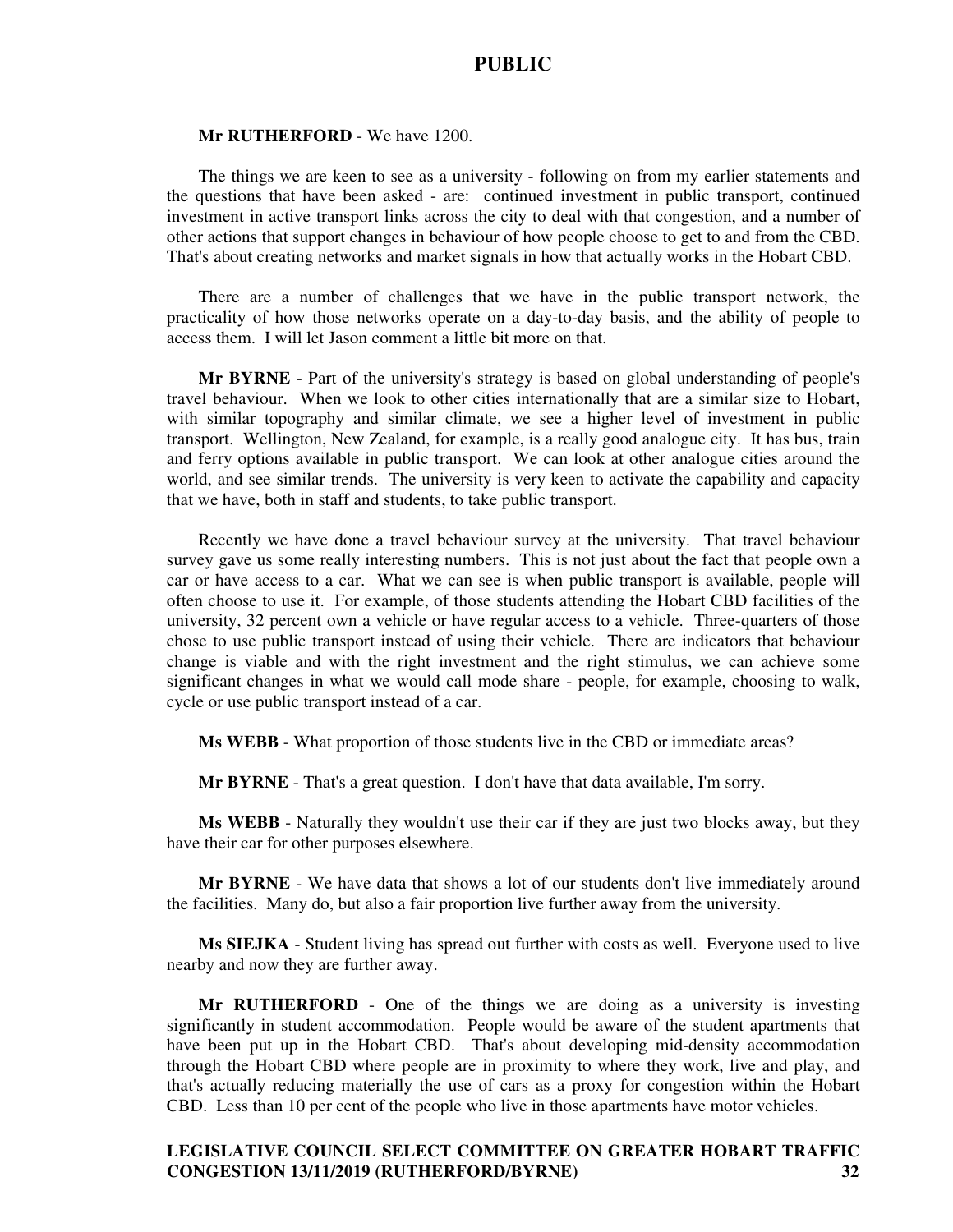**Mr RUTHERFORD** - We have 1200.

The things we are keen to see as a university - following on from my earlier statements and the questions that have been asked - are: continued investment in public transport, continued investment in active transport links across the city to deal with that congestion, and a number of other actions that support changes in behaviour of how people choose to get to and from the CBD. That's about creating networks and market signals in how that actually works in the Hobart CBD.

There are a number of challenges that we have in the public transport network, the practicality of how those networks operate on a day-to-day basis, and the ability of people to access them. I will let Jason comment a little bit more on that.

**Mr BYRNE** - Part of the university's strategy is based on global understanding of people's travel behaviour. When we look to other cities internationally that are a similar size to Hobart, with similar topography and similar climate, we see a higher level of investment in public transport. Wellington, New Zealand, for example, is a really good analogue city. It has bus, train and ferry options available in public transport. We can look at other analogue cities around the world, and see similar trends. The university is very keen to activate the capability and capacity that we have, both in staff and students, to take public transport.

Recently we have done a travel behaviour survey at the university. That travel behaviour survey gave us some really interesting numbers. This is not just about the fact that people own a car or have access to a car. What we can see is when public transport is available, people will often choose to use it. For example, of those students attending the Hobart CBD facilities of the university, 32 percent own a vehicle or have regular access to a vehicle. Three-quarters of those chose to use public transport instead of using their vehicle. There are indicators that behaviour change is viable and with the right investment and the right stimulus, we can achieve some significant changes in what we would call mode share - people, for example, choosing to walk, cycle or use public transport instead of a car.

**Ms WEBB** - What proportion of those students live in the CBD or immediate areas?

**Mr BYRNE** - That's a great question. I don't have that data available, I'm sorry.

**Ms WEBB** - Naturally they wouldn't use their car if they are just two blocks away, but they have their car for other purposes elsewhere.

**Mr BYRNE** - We have data that shows a lot of our students don't live immediately around the facilities. Many do, but also a fair proportion live further away from the university.

**Ms SIEJKA** - Student living has spread out further with costs as well. Everyone used to live nearby and now they are further away.

**Mr RUTHERFORD** - One of the things we are doing as a university is investing significantly in student accommodation. People would be aware of the student apartments that have been put up in the Hobart CBD. That's about developing mid-density accommodation through the Hobart CBD where people are in proximity to where they work, live and play, and that's actually reducing materially the use of cars as a proxy for congestion within the Hobart CBD. Less than 10 per cent of the people who live in those apartments have motor vehicles.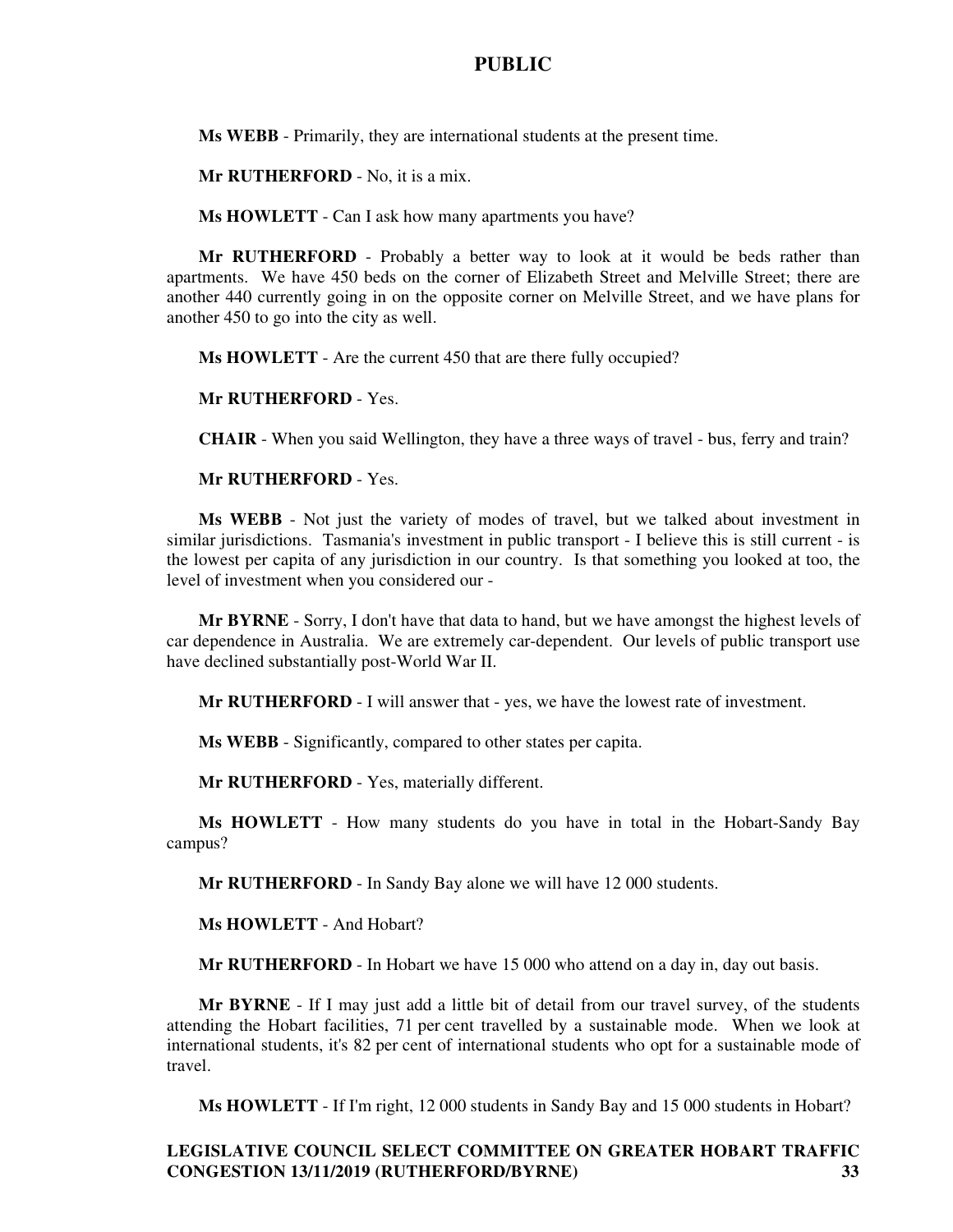**Ms WEBB** - Primarily, they are international students at the present time.

**Mr RUTHERFORD** - No, it is a mix.

**Ms HOWLETT** - Can I ask how many apartments you have?

**Mr RUTHERFORD** - Probably a better way to look at it would be beds rather than apartments. We have 450 beds on the corner of Elizabeth Street and Melville Street; there are another 440 currently going in on the opposite corner on Melville Street, and we have plans for another 450 to go into the city as well.

**Ms HOWLETT** - Are the current 450 that are there fully occupied?

**Mr RUTHERFORD** - Yes.

**CHAIR** - When you said Wellington, they have a three ways of travel - bus, ferry and train?

**Mr RUTHERFORD** - Yes.

**Ms WEBB** - Not just the variety of modes of travel, but we talked about investment in similar jurisdictions. Tasmania's investment in public transport - I believe this is still current - is the lowest per capita of any jurisdiction in our country. Is that something you looked at too, the level of investment when you considered our -

**Mr BYRNE** - Sorry, I don't have that data to hand, but we have amongst the highest levels of car dependence in Australia. We are extremely car-dependent. Our levels of public transport use have declined substantially post-World War II.

**Mr RUTHERFORD** - I will answer that - yes, we have the lowest rate of investment.

**Ms WEBB** - Significantly, compared to other states per capita.

**Mr RUTHERFORD** - Yes, materially different.

**Ms HOWLETT** - How many students do you have in total in the Hobart-Sandy Bay campus?

**Mr RUTHERFORD** - In Sandy Bay alone we will have 12 000 students.

**Ms HOWLETT** - And Hobart?

**Mr RUTHERFORD** - In Hobart we have 15 000 who attend on a day in, day out basis.

**Mr BYRNE** - If I may just add a little bit of detail from our travel survey, of the students attending the Hobart facilities, 71 per cent travelled by a sustainable mode. When we look at international students, it's 82 per cent of international students who opt for a sustainable mode of travel.

**Ms HOWLETT** - If I'm right, 12 000 students in Sandy Bay and 15 000 students in Hobart?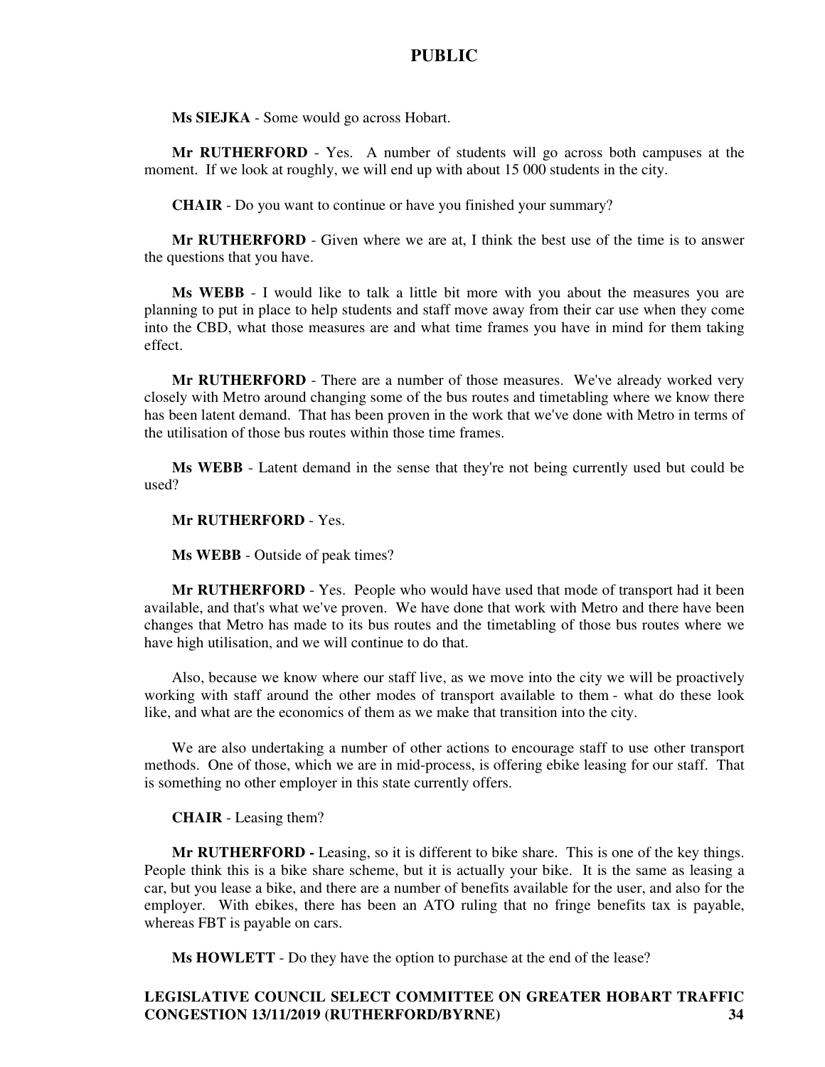**Ms SIEJKA** - Some would go across Hobart.

**Mr RUTHERFORD** - Yes. A number of students will go across both campuses at the moment. If we look at roughly, we will end up with about 15 000 students in the city.

**CHAIR** - Do you want to continue or have you finished your summary?

**Mr RUTHERFORD** - Given where we are at, I think the best use of the time is to answer the questions that you have.

**Ms WEBB** - I would like to talk a little bit more with you about the measures you are planning to put in place to help students and staff move away from their car use when they come into the CBD, what those measures are and what time frames you have in mind for them taking effect.

**Mr RUTHERFORD** - There are a number of those measures. We've already worked very closely with Metro around changing some of the bus routes and timetabling where we know there has been latent demand. That has been proven in the work that we've done with Metro in terms of the utilisation of those bus routes within those time frames.

**Ms WEBB** - Latent demand in the sense that they're not being currently used but could be used?

**Mr RUTHERFORD** - Yes.

**Ms WEBB** - Outside of peak times?

**Mr RUTHERFORD** - Yes. People who would have used that mode of transport had it been available, and that's what we've proven. We have done that work with Metro and there have been changes that Metro has made to its bus routes and the timetabling of those bus routes where we have high utilisation, and we will continue to do that.

Also, because we know where our staff live, as we move into the city we will be proactively working with staff around the other modes of transport available to them - what do these look like, and what are the economics of them as we make that transition into the city.

We are also undertaking a number of other actions to encourage staff to use other transport methods. One of those, which we are in mid-process, is offering ebike leasing for our staff. That is something no other employer in this state currently offers.

**CHAIR** - Leasing them?

**Mr RUTHERFORD -** Leasing, so it is different to bike share. This is one of the key things. People think this is a bike share scheme, but it is actually your bike. It is the same as leasing a car, but you lease a bike, and there are a number of benefits available for the user, and also for the employer. With ebikes, there has been an ATO ruling that no fringe benefits tax is payable, whereas FBT is payable on cars.

**Ms HOWLETT** - Do they have the option to purchase at the end of the lease?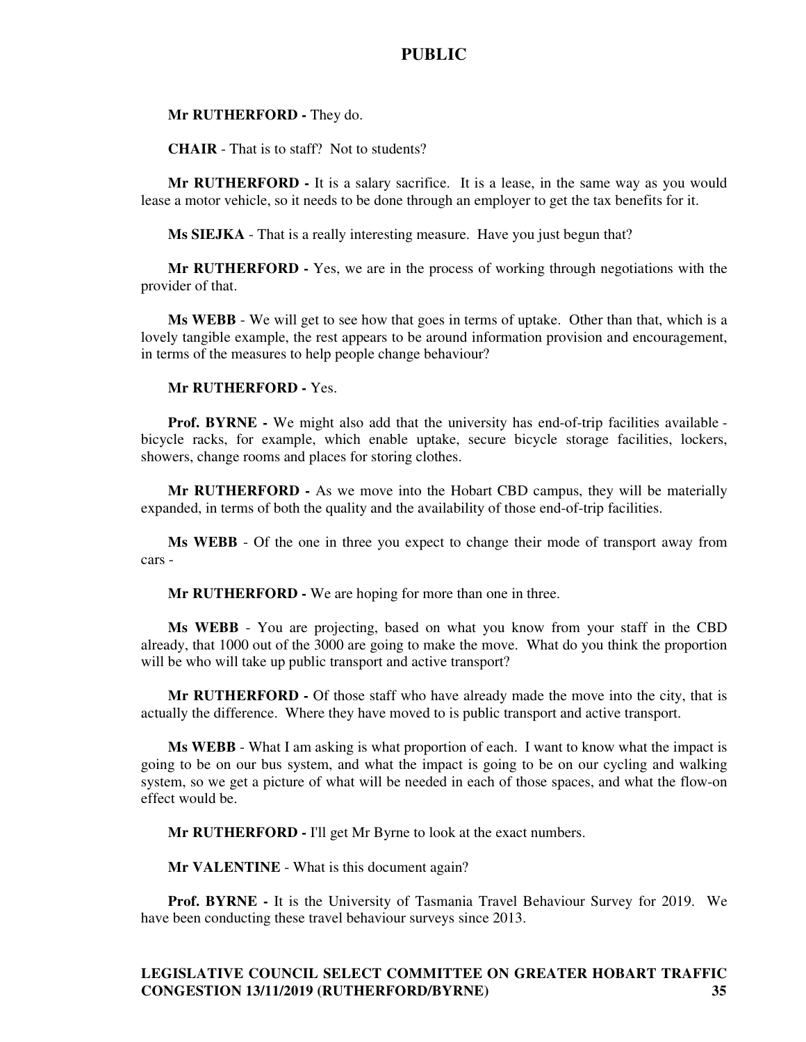**Mr RUTHERFORD -** They do.

**CHAIR** - That is to staff? Not to students?

**Mr RUTHERFORD -** It is a salary sacrifice. It is a lease, in the same way as you would lease a motor vehicle, so it needs to be done through an employer to get the tax benefits for it.

**Ms SIEJKA** - That is a really interesting measure. Have you just begun that?

**Mr RUTHERFORD -** Yes, we are in the process of working through negotiations with the provider of that.

**Ms WEBB** - We will get to see how that goes in terms of uptake. Other than that, which is a lovely tangible example, the rest appears to be around information provision and encouragement, in terms of the measures to help people change behaviour?

**Mr RUTHERFORD -** Yes.

**Prof. BYRNE -** We might also add that the university has end-of-trip facilities available - bicycle racks, for example, which enable uptake, secure bicycle storage facilities, lockers, showers, change rooms and places for storing clothes.

**Mr RUTHERFORD -** As we move into the Hobart CBD campus, they will be materially expanded, in terms of both the quality and the availability of those end-of-trip facilities.

**Ms WEBB** - Of the one in three you expect to change their mode of transport away from cars -

**Mr RUTHERFORD -** We are hoping for more than one in three.

**Ms WEBB** - You are projecting, based on what you know from your staff in the CBD already, that 1000 out of the 3000 are going to make the move. What do you think the proportion will be who will take up public transport and active transport?

**Mr RUTHERFORD -** Of those staff who have already made the move into the city, that is actually the difference. Where they have moved to is public transport and active transport.

**Ms WEBB** - What I am asking is what proportion of each. I want to know what the impact is going to be on our bus system, and what the impact is going to be on our cycling and walking system, so we get a picture of what will be needed in each of those spaces, and what the flow-on effect would be.

**Mr RUTHERFORD -** I'll get Mr Byrne to look at the exact numbers.

**Mr VALENTINE** - What is this document again?

**Prof. BYRNE -** It is the University of Tasmania Travel Behaviour Survey for 2019. We have been conducting these travel behaviour surveys since 2013.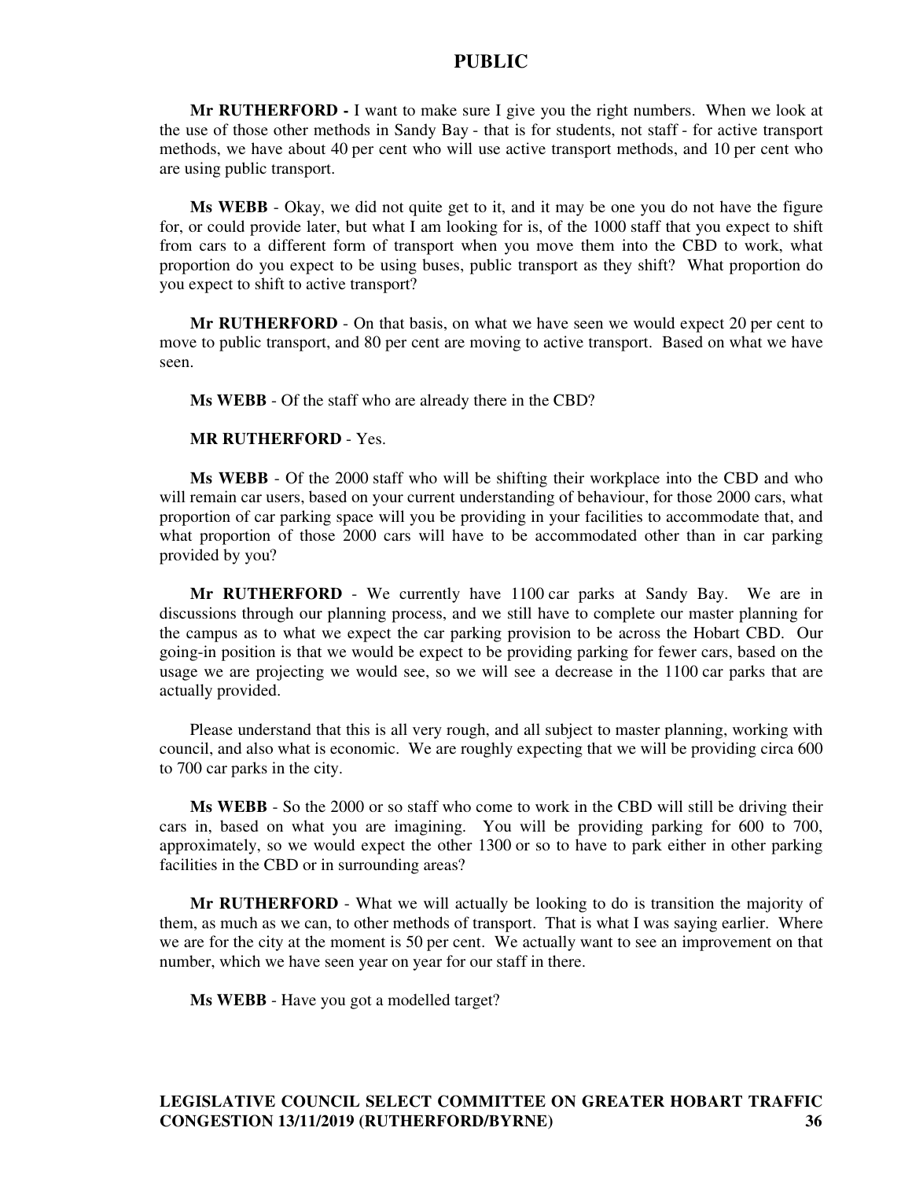**Mr RUTHERFORD -** I want to make sure I give you the right numbers. When we look at the use of those other methods in Sandy Bay - that is for students, not staff - for active transport methods, we have about 40 per cent who will use active transport methods, and 10 per cent who are using public transport.

**Ms WEBB** - Okay, we did not quite get to it, and it may be one you do not have the figure for, or could provide later, but what I am looking for is, of the 1000 staff that you expect to shift from cars to a different form of transport when you move them into the CBD to work, what proportion do you expect to be using buses, public transport as they shift? What proportion do you expect to shift to active transport?

**Mr RUTHERFORD** - On that basis, on what we have seen we would expect 20 per cent to move to public transport, and 80 per cent are moving to active transport. Based on what we have seen.

**Ms WEBB** - Of the staff who are already there in the CBD?

**MR RUTHERFORD** - Yes.

**Ms WEBB** - Of the 2000 staff who will be shifting their workplace into the CBD and who will remain car users, based on your current understanding of behaviour, for those 2000 cars, what proportion of car parking space will you be providing in your facilities to accommodate that, and what proportion of those 2000 cars will have to be accommodated other than in car parking provided by you?

**Mr RUTHERFORD** - We currently have 1100 car parks at Sandy Bay. We are in discussions through our planning process, and we still have to complete our master planning for the campus as to what we expect the car parking provision to be across the Hobart CBD. Our going-in position is that we would be expect to be providing parking for fewer cars, based on the usage we are projecting we would see, so we will see a decrease in the 1100 car parks that are actually provided.

Please understand that this is all very rough, and all subject to master planning, working with council, and also what is economic. We are roughly expecting that we will be providing circa 600 to 700 car parks in the city.

**Ms WEBB** - So the 2000 or so staff who come to work in the CBD will still be driving their cars in, based on what you are imagining. You will be providing parking for 600 to 700, approximately, so we would expect the other 1300 or so to have to park either in other parking facilities in the CBD or in surrounding areas?

**Mr RUTHERFORD** - What we will actually be looking to do is transition the majority of them, as much as we can, to other methods of transport. That is what I was saying earlier. Where we are for the city at the moment is 50 per cent. We actually want to see an improvement on that number, which we have seen year on year for our staff in there.

**Ms WEBB** - Have you got a modelled target?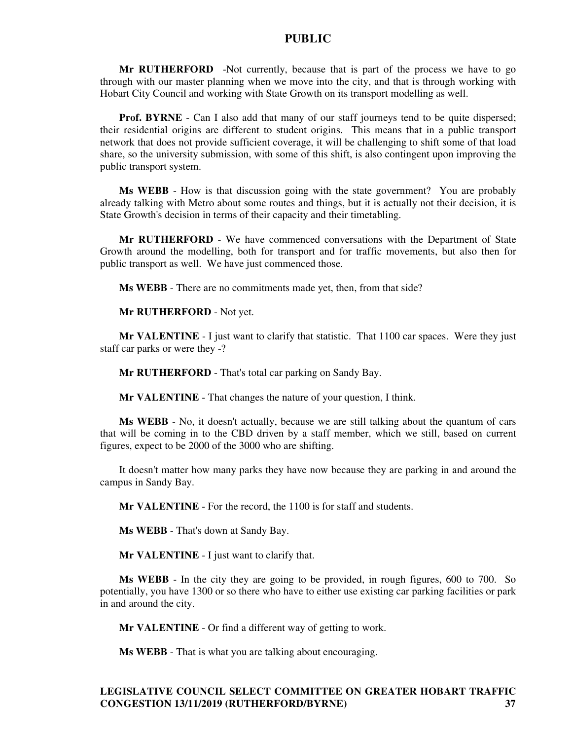**Mr RUTHERFORD** -Not currently, because that is part of the process we have to go through with our master planning when we move into the city, and that is through working with Hobart City Council and working with State Growth on its transport modelling as well.

**Prof. BYRNE** - Can I also add that many of our staff journeys tend to be quite dispersed; their residential origins are different to student origins. This means that in a public transport network that does not provide sufficient coverage, it will be challenging to shift some of that load share, so the university submission, with some of this shift, is also contingent upon improving the public transport system.

**Ms WEBB** - How is that discussion going with the state government? You are probably already talking with Metro about some routes and things, but it is actually not their decision, it is State Growth's decision in terms of their capacity and their timetabling.

**Mr RUTHERFORD** - We have commenced conversations with the Department of State Growth around the modelling, both for transport and for traffic movements, but also then for public transport as well. We have just commenced those.

**Ms WEBB** - There are no commitments made yet, then, from that side?

**Mr RUTHERFORD** - Not yet.

**Mr VALENTINE** - I just want to clarify that statistic. That 1100 car spaces. Were they just staff car parks or were they -?

**Mr RUTHERFORD** - That's total car parking on Sandy Bay.

**Mr VALENTINE** - That changes the nature of your question, I think.

**Ms WEBB** - No, it doesn't actually, because we are still talking about the quantum of cars that will be coming in to the CBD driven by a staff member, which we still, based on current figures, expect to be 2000 of the 3000 who are shifting.

It doesn't matter how many parks they have now because they are parking in and around the campus in Sandy Bay.

**Mr VALENTINE** - For the record, the 1100 is for staff and students.

**Ms WEBB** - That's down at Sandy Bay.

**Mr VALENTINE** - I just want to clarify that.

**Ms WEBB** - In the city they are going to be provided, in rough figures, 600 to 700. So potentially, you have 1300 or so there who have to either use existing car parking facilities or park in and around the city.

**Mr VALENTINE** - Or find a different way of getting to work.

**Ms WEBB** - That is what you are talking about encouraging.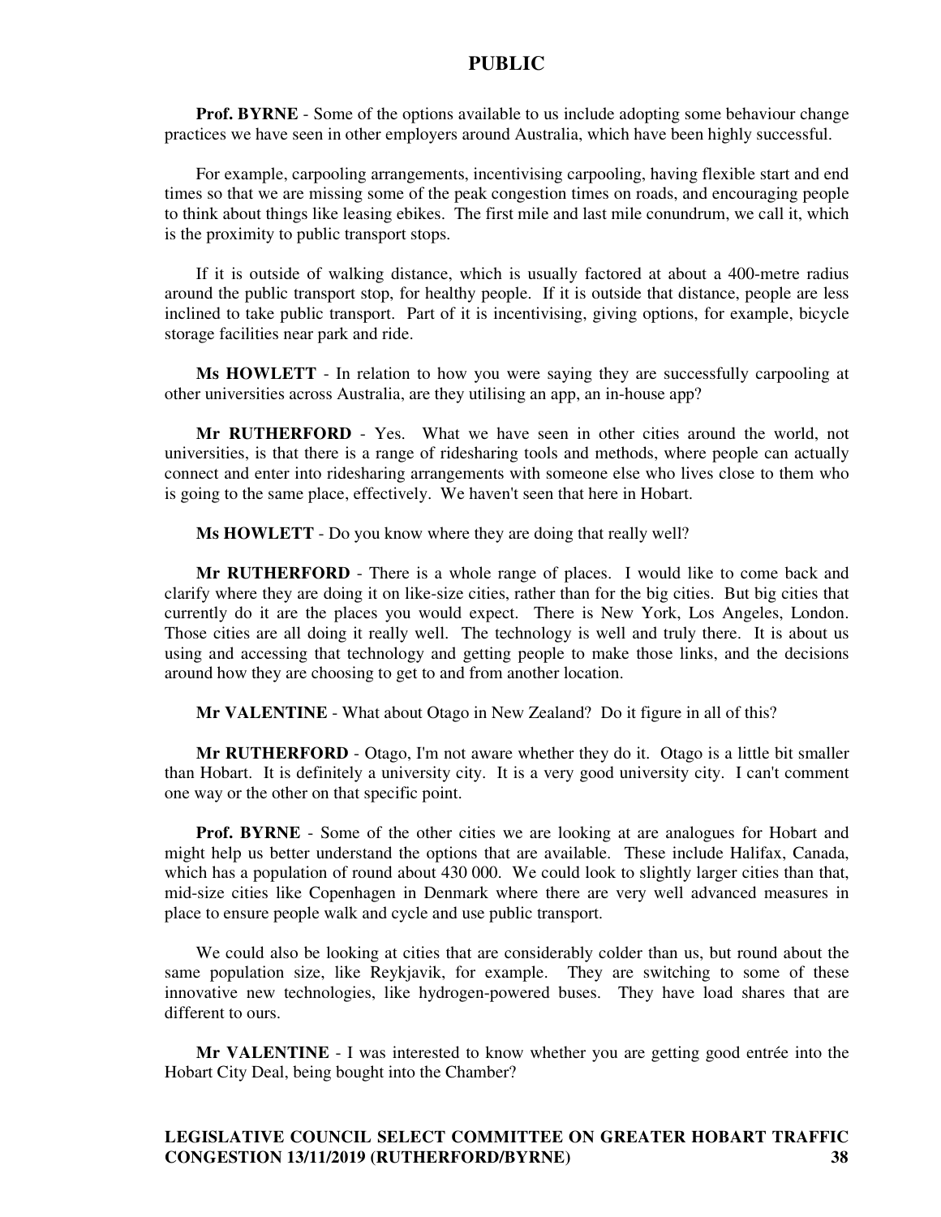**Prof. BYRNE** - Some of the options available to us include adopting some behaviour change practices we have seen in other employers around Australia, which have been highly successful.

For example, carpooling arrangements, incentivising carpooling, having flexible start and end times so that we are missing some of the peak congestion times on roads, and encouraging people to think about things like leasing ebikes. The first mile and last mile conundrum, we call it, which is the proximity to public transport stops.

If it is outside of walking distance, which is usually factored at about a 400-metre radius around the public transport stop, for healthy people. If it is outside that distance, people are less inclined to take public transport. Part of it is incentivising, giving options, for example, bicycle storage facilities near park and ride.

**Ms HOWLETT** - In relation to how you were saying they are successfully carpooling at other universities across Australia, are they utilising an app, an in-house app?

**Mr RUTHERFORD** - Yes. What we have seen in other cities around the world, not universities, is that there is a range of ridesharing tools and methods, where people can actually connect and enter into ridesharing arrangements with someone else who lives close to them who is going to the same place, effectively. We haven't seen that here in Hobart.

**Ms HOWLETT** - Do you know where they are doing that really well?

**Mr RUTHERFORD** - There is a whole range of places. I would like to come back and clarify where they are doing it on like-size cities, rather than for the big cities. But big cities that currently do it are the places you would expect. There is New York, Los Angeles, London. Those cities are all doing it really well. The technology is well and truly there. It is about us using and accessing that technology and getting people to make those links, and the decisions around how they are choosing to get to and from another location.

**Mr VALENTINE** - What about Otago in New Zealand? Do it figure in all of this?

**Mr RUTHERFORD** - Otago, I'm not aware whether they do it. Otago is a little bit smaller than Hobart. It is definitely a university city. It is a very good university city. I can't comment one way or the other on that specific point.

**Prof. BYRNE** - Some of the other cities we are looking at are analogues for Hobart and might help us better understand the options that are available. These include Halifax, Canada, which has a population of round about 430 000. We could look to slightly larger cities than that, mid-size cities like Copenhagen in Denmark where there are very well advanced measures in place to ensure people walk and cycle and use public transport.

We could also be looking at cities that are considerably colder than us, but round about the same population size, like Reykjavik, for example. They are switching to some of these innovative new technologies, like hydrogen-powered buses. They have load shares that are different to ours.

**Mr VALENTINE** - I was interested to know whether you are getting good entrée into the Hobart City Deal, being bought into the Chamber?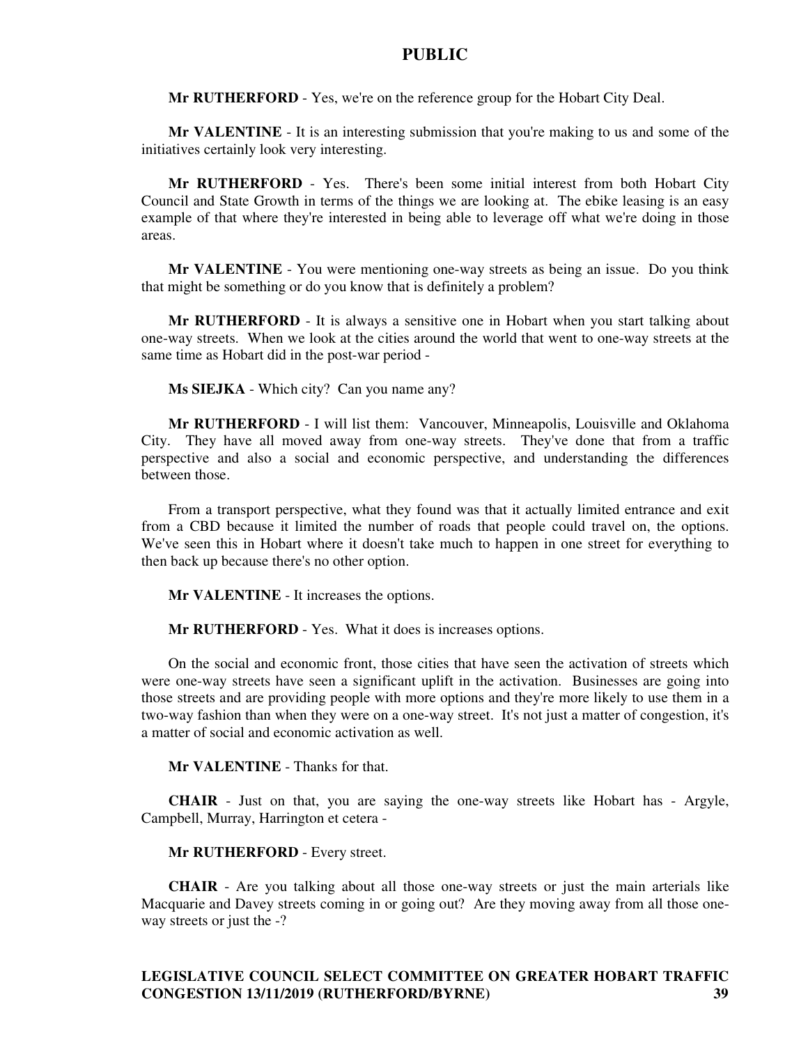**Mr RUTHERFORD** - Yes, we're on the reference group for the Hobart City Deal.

**Mr VALENTINE** - It is an interesting submission that you're making to us and some of the initiatives certainly look very interesting.

**Mr RUTHERFORD** - Yes. There's been some initial interest from both Hobart City Council and State Growth in terms of the things we are looking at. The ebike leasing is an easy example of that where they're interested in being able to leverage off what we're doing in those areas.

**Mr VALENTINE** - You were mentioning one-way streets as being an issue. Do you think that might be something or do you know that is definitely a problem?

**Mr RUTHERFORD** - It is always a sensitive one in Hobart when you start talking about one-way streets. When we look at the cities around the world that went to one-way streets at the same time as Hobart did in the post-war period -

**Ms SIEJKA** - Which city? Can you name any?

**Mr RUTHERFORD** - I will list them: Vancouver, Minneapolis, Louisville and Oklahoma City. They have all moved away from one-way streets. They've done that from a traffic perspective and also a social and economic perspective, and understanding the differences between those.

From a transport perspective, what they found was that it actually limited entrance and exit from a CBD because it limited the number of roads that people could travel on, the options. We've seen this in Hobart where it doesn't take much to happen in one street for everything to then back up because there's no other option.

**Mr VALENTINE** - It increases the options.

**Mr RUTHERFORD** - Yes. What it does is increases options.

On the social and economic front, those cities that have seen the activation of streets which were one-way streets have seen a significant uplift in the activation. Businesses are going into those streets and are providing people with more options and they're more likely to use them in a two-way fashion than when they were on a one-way street. It's not just a matter of congestion, it's a matter of social and economic activation as well.

**Mr VALENTINE** - Thanks for that.

**CHAIR** - Just on that, you are saying the one-way streets like Hobart has - Argyle, Campbell, Murray, Harrington et cetera -

**Mr RUTHERFORD** - Every street.

**CHAIR** - Are you talking about all those one-way streets or just the main arterials like Macquarie and Davey streets coming in or going out? Are they moving away from all those one-way streets or just the -?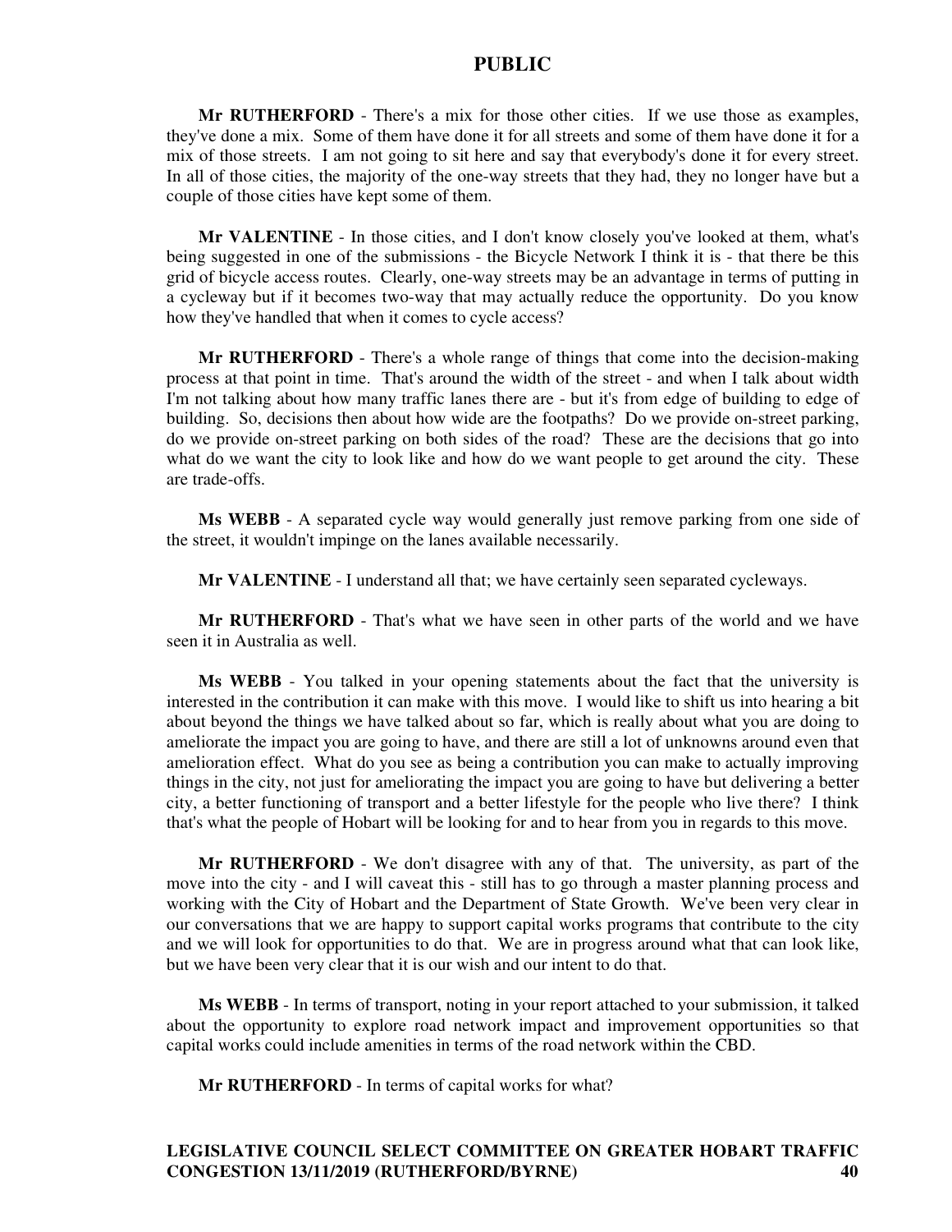**Mr RUTHERFORD** - There's a mix for those other cities. If we use those as examples, they've done a mix. Some of them have done it for all streets and some of them have done it for a mix of those streets. I am not going to sit here and say that everybody's done it for every street. In all of those cities, the majority of the one-way streets that they had, they no longer have but a couple of those cities have kept some of them.

**Mr VALENTINE** - In those cities, and I don't know closely you've looked at them, what's being suggested in one of the submissions - the Bicycle Network I think it is - that there be this grid of bicycle access routes. Clearly, one-way streets may be an advantage in terms of putting in a cycleway but if it becomes two-way that may actually reduce the opportunity. Do you know how they've handled that when it comes to cycle access?

**Mr RUTHERFORD** - There's a whole range of things that come into the decision-making process at that point in time. That's around the width of the street - and when I talk about width I'm not talking about how many traffic lanes there are - but it's from edge of building to edge of building. So, decisions then about how wide are the footpaths? Do we provide on-street parking, do we provide on-street parking on both sides of the road? These are the decisions that go into what do we want the city to look like and how do we want people to get around the city. These are trade-offs.

**Ms WEBB** - A separated cycle way would generally just remove parking from one side of the street, it wouldn't impinge on the lanes available necessarily.

**Mr VALENTINE** - I understand all that; we have certainly seen separated cycleways.

**Mr RUTHERFORD** - That's what we have seen in other parts of the world and we have seen it in Australia as well.

**Ms WEBB** - You talked in your opening statements about the fact that the university is interested in the contribution it can make with this move. I would like to shift us into hearing a bit about beyond the things we have talked about so far, which is really about what you are doing to ameliorate the impact you are going to have, and there are still a lot of unknowns around even that amelioration effect. What do you see as being a contribution you can make to actually improving things in the city, not just for ameliorating the impact you are going to have but delivering a better city, a better functioning of transport and a better lifestyle for the people who live there? I think that's what the people of Hobart will be looking for and to hear from you in regards to this move.

**Mr RUTHERFORD** - We don't disagree with any of that. The university, as part of the move into the city - and I will caveat this - still has to go through a master planning process and working with the City of Hobart and the Department of State Growth. We've been very clear in our conversations that we are happy to support capital works programs that contribute to the city and we will look for opportunities to do that. We are in progress around what that can look like, but we have been very clear that it is our wish and our intent to do that.

**Ms WEBB** - In terms of transport, noting in your report attached to your submission, it talked about the opportunity to explore road network impact and improvement opportunities so that capital works could include amenities in terms of the road network within the CBD.

**Mr RUTHERFORD** - In terms of capital works for what?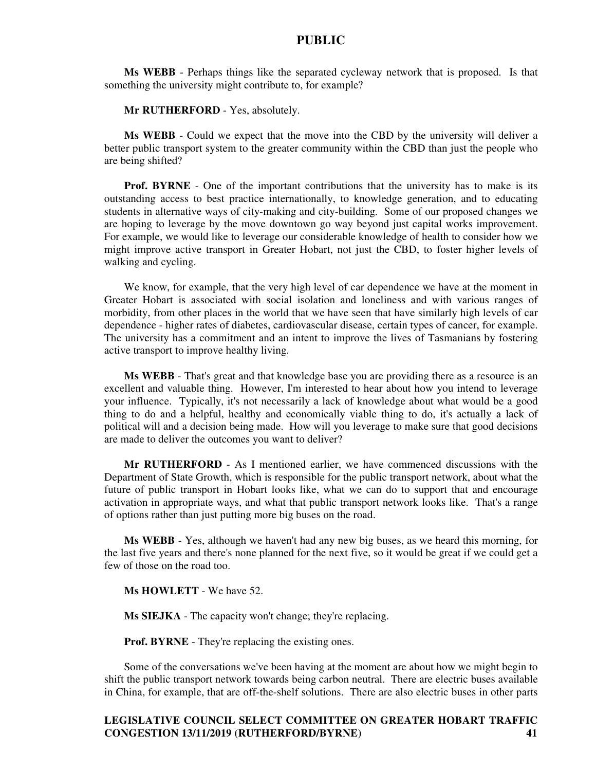**Ms WEBB** - Perhaps things like the separated cycleway network that is proposed. Is that something the university might contribute to, for example?

**Mr RUTHERFORD** - Yes, absolutely.

**Ms WEBB** - Could we expect that the move into the CBD by the university will deliver a better public transport system to the greater community within the CBD than just the people who are being shifted?

**Prof. BYRNE** - One of the important contributions that the university has to make is its outstanding access to best practice internationally, to knowledge generation, and to educating students in alternative ways of city-making and city-building. Some of our proposed changes we are hoping to leverage by the move downtown go way beyond just capital works improvement. For example, we would like to leverage our considerable knowledge of health to consider how we might improve active transport in Greater Hobart, not just the CBD, to foster higher levels of walking and cycling.

We know, for example, that the very high level of car dependence we have at the moment in Greater Hobart is associated with social isolation and loneliness and with various ranges of morbidity, from other places in the world that we have seen that have similarly high levels of car dependence - higher rates of diabetes, cardiovascular disease, certain types of cancer, for example. The university has a commitment and an intent to improve the lives of Tasmanians by fostering active transport to improve healthy living.

**Ms WEBB** - That's great and that knowledge base you are providing there as a resource is an excellent and valuable thing. However, I'm interested to hear about how you intend to leverage your influence. Typically, it's not necessarily a lack of knowledge about what would be a good thing to do and a helpful, healthy and economically viable thing to do, it's actually a lack of political will and a decision being made. How will you leverage to make sure that good decisions are made to deliver the outcomes you want to deliver?

**Mr RUTHERFORD** - As I mentioned earlier, we have commenced discussions with the Department of State Growth, which is responsible for the public transport network, about what the future of public transport in Hobart looks like, what we can do to support that and encourage activation in appropriate ways, and what that public transport network looks like. That's a range of options rather than just putting more big buses on the road.

**Ms WEBB** - Yes, although we haven't had any new big buses, as we heard this morning, for the last five years and there's none planned for the next five, so it would be great if we could get a few of those on the road too.

**Ms HOWLETT** - We have 52.

**Ms SIEJKA** - The capacity won't change; they're replacing.

**Prof. BYRNE** - They're replacing the existing ones.

Some of the conversations we've been having at the moment are about how we might begin to shift the public transport network towards being carbon neutral. There are electric buses available in China, for example, that are off-the-shelf solutions. There are also electric buses in other parts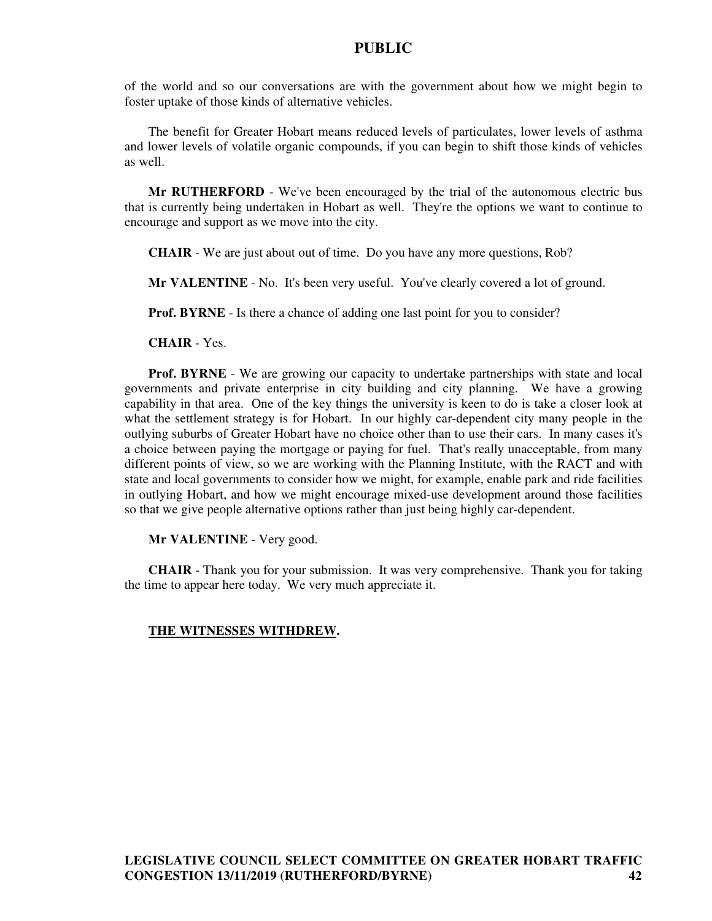of the world and so our conversations are with the government about how we might begin to foster uptake of those kinds of alternative vehicles.

The benefit for Greater Hobart means reduced levels of particulates, lower levels of asthma and lower levels of volatile organic compounds, if you can begin to shift those kinds of vehicles as well.

**Mr RUTHERFORD** - We've been encouraged by the trial of the autonomous electric bus that is currently being undertaken in Hobart as well. They're the options we want to continue to encourage and support as we move into the city.

**CHAIR** - We are just about out of time. Do you have any more questions, Rob?

**Mr VALENTINE** - No. It's been very useful. You've clearly covered a lot of ground.

**Prof. BYRNE** - Is there a chance of adding one last point for you to consider?

**CHAIR** - Yes.

**Prof. BYRNE** - We are growing our capacity to undertake partnerships with state and local governments and private enterprise in city building and city planning. We have a growing capability in that area. One of the key things the university is keen to do is take a closer look at what the settlement strategy is for Hobart. In our highly car-dependent city many people in the outlying suburbs of Greater Hobart have no choice other than to use their cars. In many cases it's a choice between paying the mortgage or paying for fuel. That's really unacceptable, from many different points of view, so we are working with the Planning Institute, with the RACT and with state and local governments to consider how we might, for example, enable park and ride facilities in outlying Hobart, and how we might encourage mixed-use development around those facilities so that we give people alternative options rather than just being highly car-dependent.

**Mr VALENTINE** - Very good.

**CHAIR** - Thank you for your submission. It was very comprehensive. Thank you for taking the time to appear here today. We very much appreciate it.

**THE WITNESSES WITHDREW.**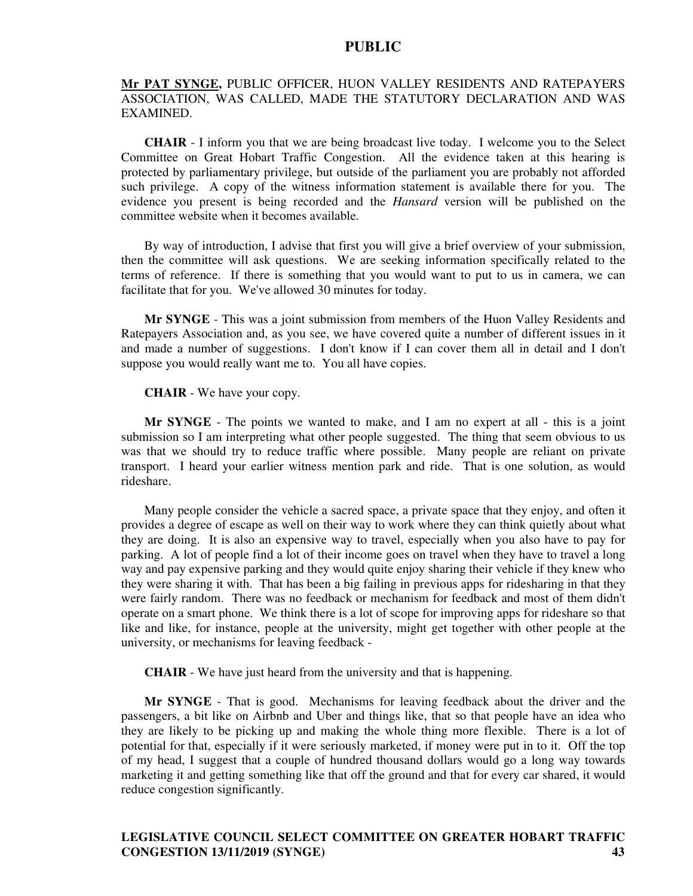**Mr PAT SYNGE,** PUBLIC OFFICER, HUON VALLEY RESIDENTS AND RATEPAYERS ASSOCIATION, WAS CALLED, MADE THE STATUTORY DECLARATION AND WAS EXAMINED.

**CHAIR** - I inform you that we are being broadcast live today. I welcome you to the Select Committee on Great Hobart Traffic Congestion. All the evidence taken at this hearing is protected by parliamentary privilege, but outside of the parliament you are probably not afforded such privilege. A copy of the witness information statement is available there for you. The evidence you present is being recorded and the *Hansard* version will be published on the committee website when it becomes available.

By way of introduction, I advise that first you will give a brief overview of your submission, then the committee will ask questions. We are seeking information specifically related to the terms of reference. If there is something that you would want to put to us in camera, we can facilitate that for you. We've allowed 30 minutes for today.

**Mr SYNGE** - This was a joint submission from members of the Huon Valley Residents and Ratepayers Association and, as you see, we have covered quite a number of different issues in it and made a number of suggestions. I don't know if I can cover them all in detail and I don't suppose you would really want me to. You all have copies.

**CHAIR** - We have your copy.

**Mr SYNGE** - The points we wanted to make, and I am no expert at all - this is a joint submission so I am interpreting what other people suggested. The thing that seem obvious to us was that we should try to reduce traffic where possible. Many people are reliant on private transport. I heard your earlier witness mention park and ride. That is one solution, as would rideshare.

Many people consider the vehicle a sacred space, a private space that they enjoy, and often it provides a degree of escape as well on their way to work where they can think quietly about what they are doing. It is also an expensive way to travel, especially when you also have to pay for parking. A lot of people find a lot of their income goes on travel when they have to travel a long way and pay expensive parking and they would quite enjoy sharing their vehicle if they knew who they were sharing it with. That has been a big failing in previous apps for ridesharing in that they were fairly random. There was no feedback or mechanism for feedback and most of them didn't operate on a smart phone. We think there is a lot of scope for improving apps for rideshare so that like and like, for instance, people at the university, might get together with other people at the university, or mechanisms for leaving feedback -

**CHAIR** - We have just heard from the university and that is happening.

**Mr SYNGE** - That is good. Mechanisms for leaving feedback about the driver and the passengers, a bit like on Airbnb and Uber and things like, that so that people have an idea who they are likely to be picking up and making the whole thing more flexible. There is a lot of potential for that, especially if it were seriously marketed, if money were put in to it. Off the top of my head, I suggest that a couple of hundred thousand dollars would go a long way towards marketing it and getting something like that off the ground and that for every car shared, it would reduce congestion significantly.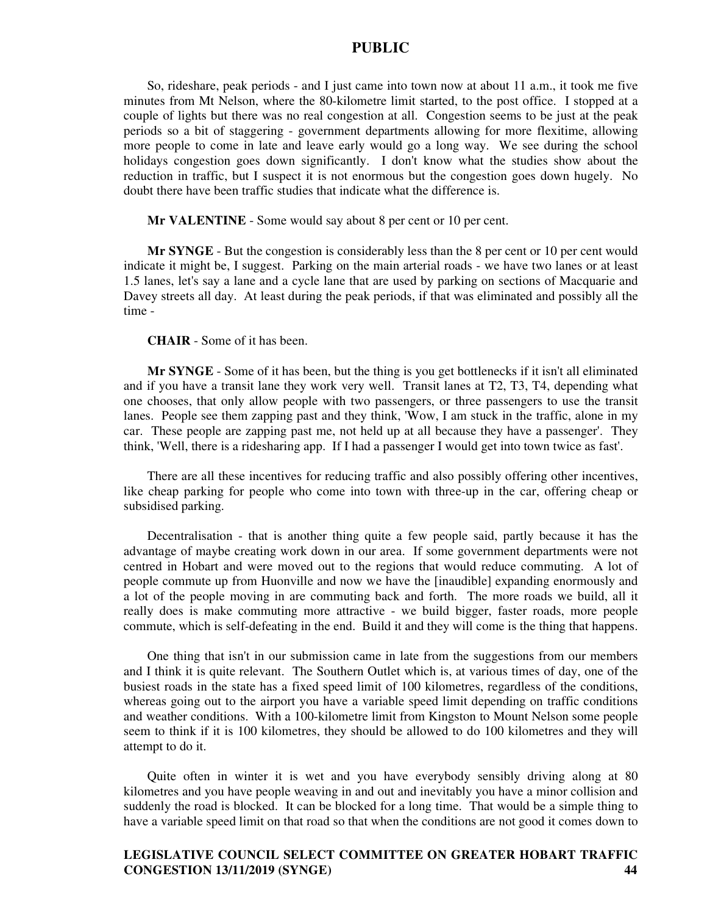So, rideshare, peak periods - and I just came into town now at about 11 a.m., it took me five minutes from Mt Nelson, where the 80-kilometre limit started, to the post office. I stopped at a couple of lights but there was no real congestion at all. Congestion seems to be just at the peak periods so a bit of staggering - government departments allowing for more flexitime, allowing more people to come in late and leave early would go a long way. We see during the school holidays congestion goes down significantly. I don't know what the studies show about the reduction in traffic, but I suspect it is not enormous but the congestion goes down hugely. No doubt there have been traffic studies that indicate what the difference is.

**Mr VALENTINE** - Some would say about 8 per cent or 10 per cent.

**Mr SYNGE** - But the congestion is considerably less than the 8 per cent or 10 per cent would indicate it might be, I suggest. Parking on the main arterial roads - we have two lanes or at least 1.5 lanes, let's say a lane and a cycle lane that are used by parking on sections of Macquarie and Davey streets all day. At least during the peak periods, if that was eliminated and possibly all the time -

**CHAIR** - Some of it has been.

**Mr SYNGE** - Some of it has been, but the thing is you get bottlenecks if it isn't all eliminated and if you have a transit lane they work very well. Transit lanes at T2, T3, T4, depending what one chooses, that only allow people with two passengers, or three passengers to use the transit lanes. People see them zapping past and they think, 'Wow, I am stuck in the traffic, alone in my car. These people are zapping past me, not held up at all because they have a passenger'. They think, 'Well, there is a ridesharing app. If I had a passenger I would get into town twice as fast'.

There are all these incentives for reducing traffic and also possibly offering other incentives, like cheap parking for people who come into town with three-up in the car, offering cheap or subsidised parking.

Decentralisation - that is another thing quite a few people said, partly because it has the advantage of maybe creating work down in our area. If some government departments were not centred in Hobart and were moved out to the regions that would reduce commuting. A lot of people commute up from Huonville and now we have the [inaudible] expanding enormously and a lot of the people moving in are commuting back and forth. The more roads we build, all it really does is make commuting more attractive - we build bigger, faster roads, more people commute, which is self-defeating in the end. Build it and they will come is the thing that happens.

One thing that isn't in our submission came in late from the suggestions from our members and I think it is quite relevant. The Southern Outlet which is, at various times of day, one of the busiest roads in the state has a fixed speed limit of 100 kilometres, regardless of the conditions, whereas going out to the airport you have a variable speed limit depending on traffic conditions and weather conditions. With a 100-kilometre limit from Kingston to Mount Nelson some people seem to think if it is 100 kilometres, they should be allowed to do 100 kilometres and they will attempt to do it.

Quite often in winter it is wet and you have everybody sensibly driving along at 80 kilometres and you have people weaving in and out and inevitably you have a minor collision and suddenly the road is blocked. It can be blocked for a long time. That would be a simple thing to have a variable speed limit on that road so that when the conditions are not good it comes down to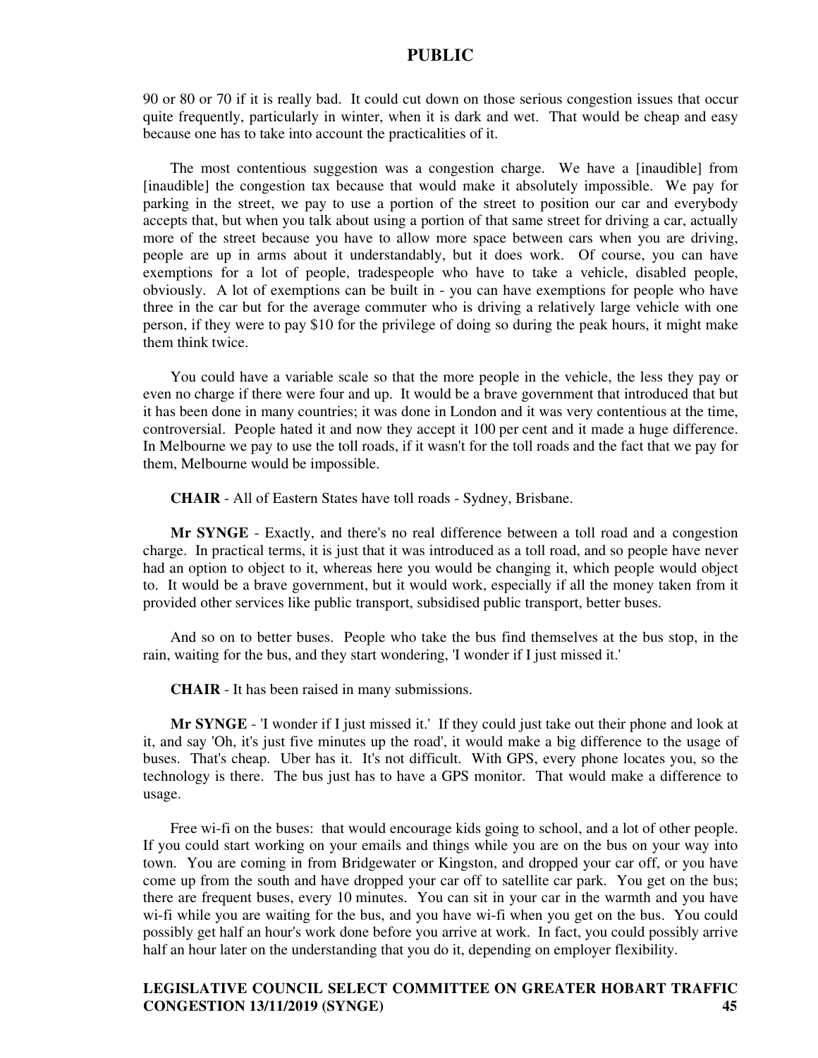90 or 80 or 70 if it is really bad. It could cut down on those serious congestion issues that occur quite frequently, particularly in winter, when it is dark and wet. That would be cheap and easy because one has to take into account the practicalities of it.

The most contentious suggestion was a congestion charge. We have a [inaudible] from [inaudible] the congestion tax because that would make it absolutely impossible. We pay for parking in the street, we pay to use a portion of the street to position our car and everybody accepts that, but when you talk about using a portion of that same street for driving a car, actually more of the street because you have to allow more space between cars when you are driving, people are up in arms about it understandably, but it does work. Of course, you can have exemptions for a lot of people, tradespeople who have to take a vehicle, disabled people, obviously. A lot of exemptions can be built in - you can have exemptions for people who have three in the car but for the average commuter who is driving a relatively large vehicle with one person, if they were to pay $10 for the privilege of doing so during the peak hours, it might make them think twice.

You could have a variable scale so that the more people in the vehicle, the less they pay or even no charge if there were four and up. It would be a brave government that introduced that but it has been done in many countries; it was done in London and it was very contentious at the time, controversial. People hated it and now they accept it 100 per cent and it made a huge difference. In Melbourne we pay to use the toll roads, if it wasn't for the toll roads and the fact that we pay for them, Melbourne would be impossible.

**CHAIR** - All of Eastern States have toll roads - Sydney, Brisbane.

**Mr SYNGE** - Exactly, and there's no real difference between a toll road and a congestion charge. In practical terms, it is just that it was introduced as a toll road, and so people have never had an option to object to it, whereas here you would be changing it, which people would object to. It would be a brave government, but it would work, especially if all the money taken from it provided other services like public transport, subsidised public transport, better buses.

And so on to better buses. People who take the bus find themselves at the bus stop, in the rain, waiting for the bus, and they start wondering, 'I wonder if I just missed it.'

**CHAIR** - It has been raised in many submissions.

**Mr SYNGE** - 'I wonder if I just missed it.' If they could just take out their phone and look at it, and say 'Oh, it's just five minutes up the road', it would make a big difference to the usage of buses. That's cheap. Uber has it. It's not difficult. With GPS, every phone locates you, so the technology is there. The bus just has to have a GPS monitor. That would make a difference to usage.

Free wi-fi on the buses: that would encourage kids going to school, and a lot of other people. If you could start working on your emails and things while you are on the bus on your way into town. You are coming in from Bridgewater or Kingston, and dropped your car off, or you have come up from the south and have dropped your car off to satellite car park. You get on the bus; there are frequent buses, every 10 minutes. You can sit in your car in the warmth and you have wi-fi while you are waiting for the bus, and you have wi-fi when you get on the bus. You could possibly get half an hour's work done before you arrive at work. In fact, you could possibly arrive half an hour later on the understanding that you do it, depending on employer flexibility.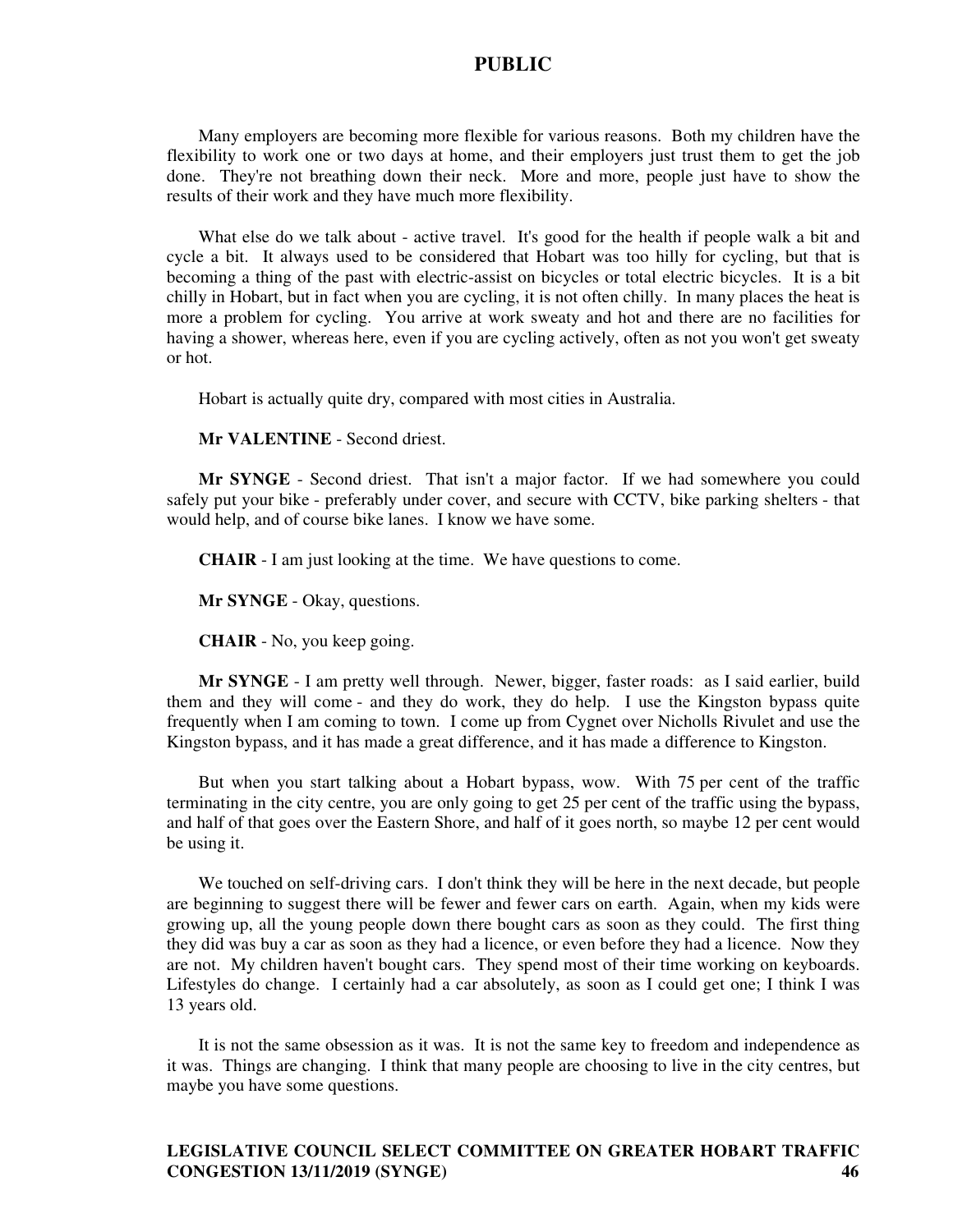Many employers are becoming more flexible for various reasons. Both my children have the flexibility to work one or two days at home, and their employers just trust them to get the job done. They're not breathing down their neck. More and more, people just have to show the results of their work and they have much more flexibility.

What else do we talk about - active travel. It's good for the health if people walk a bit and cycle a bit. It always used to be considered that Hobart was too hilly for cycling, but that is becoming a thing of the past with electric-assist on bicycles or total electric bicycles. It is a bit chilly in Hobart, but in fact when you are cycling, it is not often chilly. In many places the heat is more a problem for cycling. You arrive at work sweaty and hot and there are no facilities for having a shower, whereas here, even if you are cycling actively, often as not you won't get sweaty or hot.

Hobart is actually quite dry, compared with most cities in Australia.

**Mr VALENTINE** - Second driest.

**Mr SYNGE** - Second driest. That isn't a major factor. If we had somewhere you could safely put your bike - preferably under cover, and secure with CCTV, bike parking shelters - that would help, and of course bike lanes. I know we have some.

**CHAIR** - I am just looking at the time. We have questions to come.

**Mr SYNGE** - Okay, questions.

**CHAIR** - No, you keep going.

**Mr SYNGE** - I am pretty well through. Newer, bigger, faster roads: as I said earlier, build them and they will come - and they do work, they do help. I use the Kingston bypass quite frequently when I am coming to town. I come up from Cygnet over Nicholls Rivulet and use the Kingston bypass, and it has made a great difference, and it has made a difference to Kingston.

But when you start talking about a Hobart bypass, wow. With 75 per cent of the traffic terminating in the city centre, you are only going to get 25 per cent of the traffic using the bypass, and half of that goes over the Eastern Shore, and half of it goes north, so maybe 12 per cent would be using it.

We touched on self-driving cars. I don't think they will be here in the next decade, but people are beginning to suggest there will be fewer and fewer cars on earth. Again, when my kids were growing up, all the young people down there bought cars as soon as they could. The first thing they did was buy a car as soon as they had a licence, or even before they had a licence. Now they are not. My children haven't bought cars. They spend most of their time working on keyboards. Lifestyles do change. I certainly had a car absolutely, as soon as I could get one; I think I was 13 years old.

It is not the same obsession as it was. It is not the same key to freedom and independence as it was. Things are changing. I think that many people are choosing to live in the city centres, but maybe you have some questions.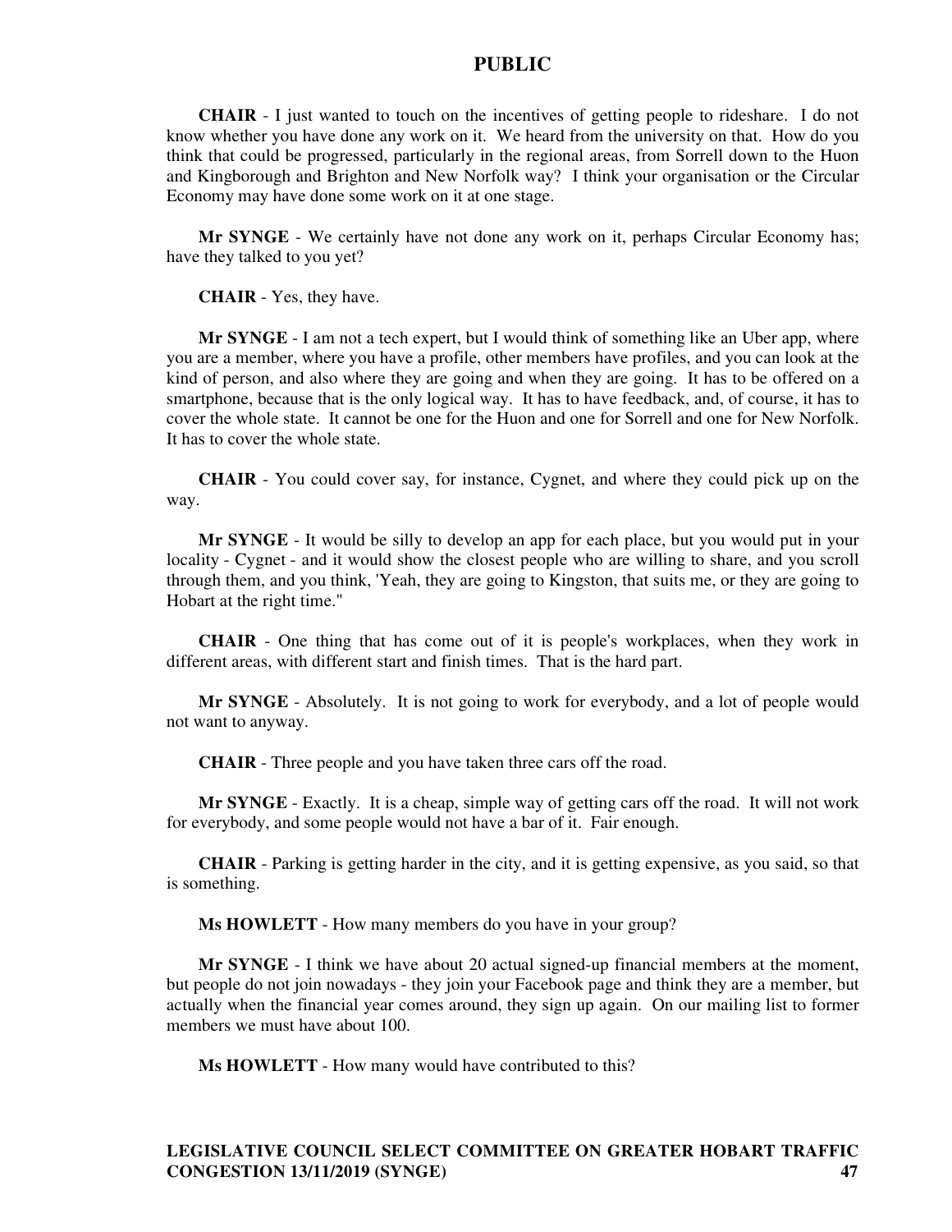**CHAIR** - I just wanted to touch on the incentives of getting people to rideshare. I do not know whether you have done any work on it. We heard from the university on that. How do you think that could be progressed, particularly in the regional areas, from Sorrell down to the Huon and Kingborough and Brighton and New Norfolk way? I think your organisation or the Circular Economy may have done some work on it at one stage.

**Mr SYNGE** - We certainly have not done any work on it, perhaps Circular Economy has; have they talked to you yet?

**CHAIR** - Yes, they have.

**Mr SYNGE** - I am not a tech expert, but I would think of something like an Uber app, where you are a member, where you have a profile, other members have profiles, and you can look at the kind of person, and also where they are going and when they are going. It has to be offered on a smartphone, because that is the only logical way. It has to have feedback, and, of course, it has to cover the whole state. It cannot be one for the Huon and one for Sorrell and one for New Norfolk. It has to cover the whole state.

**CHAIR** - You could cover say, for instance, Cygnet, and where they could pick up on the way.

**Mr SYNGE** - It would be silly to develop an app for each place, but you would put in your locality - Cygnet - and it would show the closest people who are willing to share, and you scroll through them, and you think, 'Yeah, they are going to Kingston, that suits me, or they are going to Hobart at the right time."

**CHAIR** - One thing that has come out of it is people's workplaces, when they work in different areas, with different start and finish times. That is the hard part.

**Mr SYNGE** - Absolutely. It is not going to work for everybody, and a lot of people would not want to anyway.

**CHAIR** - Three people and you have taken three cars off the road.

**Mr SYNGE** - Exactly. It is a cheap, simple way of getting cars off the road. It will not work for everybody, and some people would not have a bar of it. Fair enough.

**CHAIR** - Parking is getting harder in the city, and it is getting expensive, as you said, so that is something.

**Ms HOWLETT** - How many members do you have in your group?

**Mr SYNGE** - I think we have about 20 actual signed-up financial members at the moment, but people do not join nowadays - they join your Facebook page and think they are a member, but actually when the financial year comes around, they sign up again. On our mailing list to former members we must have about 100.

**Ms HOWLETT** - How many would have contributed to this?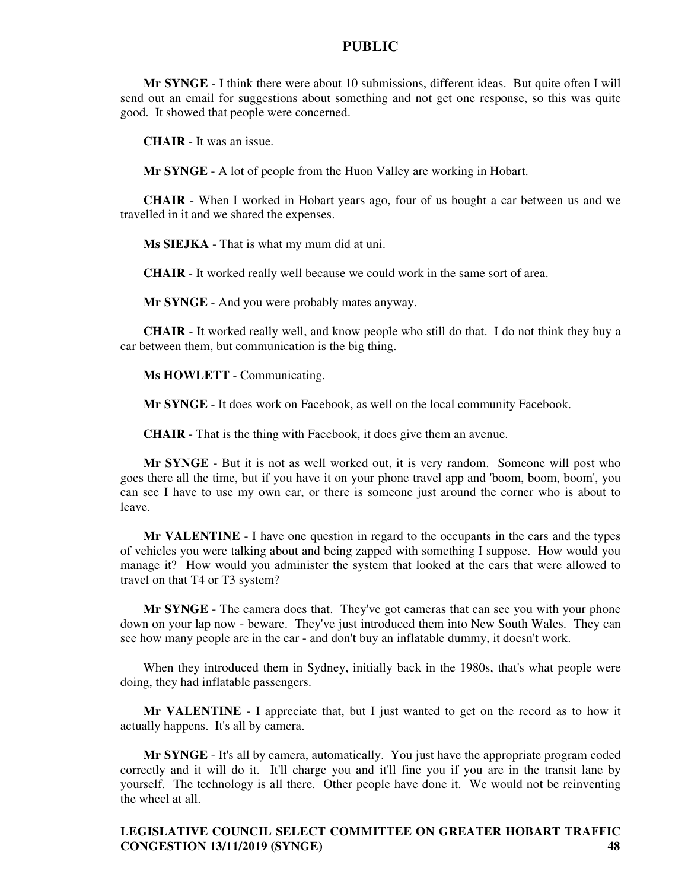**Mr SYNGE** - I think there were about 10 submissions, different ideas. But quite often I will send out an email for suggestions about something and not get one response, so this was quite good. It showed that people were concerned.

**CHAIR** - It was an issue.

**Mr SYNGE** - A lot of people from the Huon Valley are working in Hobart.

**CHAIR** - When I worked in Hobart years ago, four of us bought a car between us and we travelled in it and we shared the expenses.

**Ms SIEJKA** - That is what my mum did at uni.

**CHAIR** - It worked really well because we could work in the same sort of area.

**Mr SYNGE** - And you were probably mates anyway.

**CHAIR** - It worked really well, and know people who still do that. I do not think they buy a car between them, but communication is the big thing.

**Ms HOWLETT** - Communicating.

**Mr SYNGE** - It does work on Facebook, as well on the local community Facebook.

**CHAIR** - That is the thing with Facebook, it does give them an avenue.

**Mr SYNGE** - But it is not as well worked out, it is very random. Someone will post who goes there all the time, but if you have it on your phone travel app and 'boom, boom, boom', you can see I have to use my own car, or there is someone just around the corner who is about to leave.

**Mr VALENTINE** - I have one question in regard to the occupants in the cars and the types of vehicles you were talking about and being zapped with something I suppose. How would you manage it? How would you administer the system that looked at the cars that were allowed to travel on that T4 or T3 system?

**Mr SYNGE** - The camera does that. They've got cameras that can see you with your phone down on your lap now - beware. They've just introduced them into New South Wales. They can see how many people are in the car - and don't buy an inflatable dummy, it doesn't work.

When they introduced them in Sydney, initially back in the 1980s, that's what people were doing, they had inflatable passengers.

**Mr VALENTINE** - I appreciate that, but I just wanted to get on the record as to how it actually happens. It's all by camera.

**Mr SYNGE** - It's all by camera, automatically. You just have the appropriate program coded correctly and it will do it. It'll charge you and it'll fine you if you are in the transit lane by yourself. The technology is all there. Other people have done it. We would not be reinventing the wheel at all.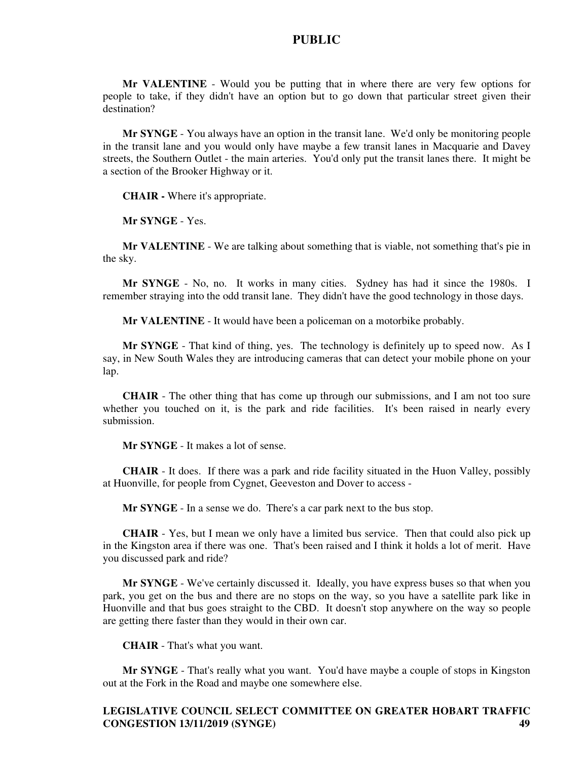**Mr VALENTINE** - Would you be putting that in where there are very few options for people to take, if they didn't have an option but to go down that particular street given their destination?

**Mr SYNGE** - You always have an option in the transit lane. We'd only be monitoring people in the transit lane and you would only have maybe a few transit lanes in Macquarie and Davey streets, the Southern Outlet - the main arteries. You'd only put the transit lanes there. It might be a section of the Brooker Highway or it.

**CHAIR -** Where it's appropriate.

**Mr SYNGE** - Yes.

**Mr VALENTINE** - We are talking about something that is viable, not something that's pie in the sky.

**Mr SYNGE** - No, no. It works in many cities. Sydney has had it since the 1980s. I remember straying into the odd transit lane. They didn't have the good technology in those days.

**Mr VALENTINE** - It would have been a policeman on a motorbike probably.

**Mr SYNGE** - That kind of thing, yes. The technology is definitely up to speed now. As I say, in New South Wales they are introducing cameras that can detect your mobile phone on your lap.

**CHAIR** - The other thing that has come up through our submissions, and I am not too sure whether you touched on it, is the park and ride facilities. It's been raised in nearly every submission.

**Mr SYNGE** - It makes a lot of sense.

**CHAIR** - It does. If there was a park and ride facility situated in the Huon Valley, possibly at Huonville, for people from Cygnet, Geeveston and Dover to access -

**Mr SYNGE** - In a sense we do. There's a car park next to the bus stop.

**CHAIR** - Yes, but I mean we only have a limited bus service. Then that could also pick up in the Kingston area if there was one. That's been raised and I think it holds a lot of merit. Have you discussed park and ride?

**Mr SYNGE** - We've certainly discussed it. Ideally, you have express buses so that when you park, you get on the bus and there are no stops on the way, so you have a satellite park like in Huonville and that bus goes straight to the CBD. It doesn't stop anywhere on the way so people are getting there faster than they would in their own car.

**CHAIR** - That's what you want.

**Mr SYNGE** - That's really what you want. You'd have maybe a couple of stops in Kingston out at the Fork in the Road and maybe one somewhere else.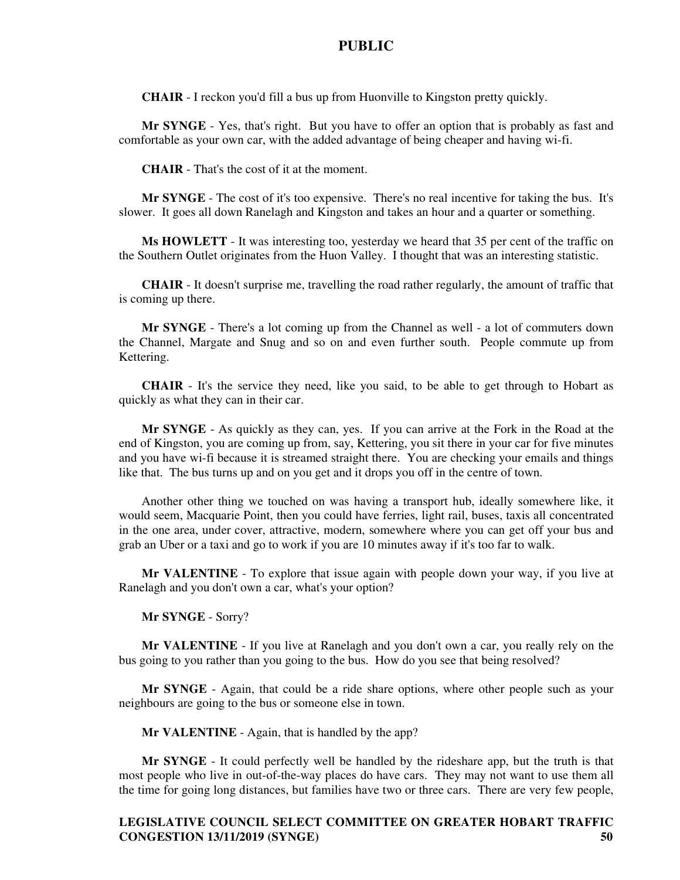**CHAIR** - I reckon you'd fill a bus up from Huonville to Kingston pretty quickly.

**Mr SYNGE** - Yes, that's right. But you have to offer an option that is probably as fast and comfortable as your own car, with the added advantage of being cheaper and having wi-fi.

**CHAIR** - That's the cost of it at the moment.

**Mr SYNGE** - The cost of it's too expensive. There's no real incentive for taking the bus. It's slower. It goes all down Ranelagh and Kingston and takes an hour and a quarter or something.

**Ms HOWLETT** - It was interesting too, yesterday we heard that 35 per cent of the traffic on the Southern Outlet originates from the Huon Valley. I thought that was an interesting statistic.

**CHAIR** - It doesn't surprise me, travelling the road rather regularly, the amount of traffic that is coming up there.

**Mr SYNGE** - There's a lot coming up from the Channel as well - a lot of commuters down the Channel, Margate and Snug and so on and even further south. People commute up from Kettering.

**CHAIR** - It's the service they need, like you said, to be able to get through to Hobart as quickly as what they can in their car.

**Mr SYNGE** - As quickly as they can, yes. If you can arrive at the Fork in the Road at the end of Kingston, you are coming up from, say, Kettering, you sit there in your car for five minutes and you have wi-fi because it is streamed straight there. You are checking your emails and things like that. The bus turns up and on you get and it drops you off in the centre of town.

Another other thing we touched on was having a transport hub, ideally somewhere like, it would seem, Macquarie Point, then you could have ferries, light rail, buses, taxis all concentrated in the one area, under cover, attractive, modern, somewhere where you can get off your bus and grab an Uber or a taxi and go to work if you are 10 minutes away if it's too far to walk.

**Mr VALENTINE** - To explore that issue again with people down your way, if you live at Ranelagh and you don't own a car, what's your option?

**Mr SYNGE** - Sorry?

**Mr VALENTINE** - If you live at Ranelagh and you don't own a car, you really rely on the bus going to you rather than you going to the bus. How do you see that being resolved?

**Mr SYNGE** - Again, that could be a ride share options, where other people such as your neighbours are going to the bus or someone else in town.

**Mr VALENTINE** - Again, that is handled by the app?

**Mr SYNGE** - It could perfectly well be handled by the rideshare app, but the truth is that most people who live in out-of-the-way places do have cars. They may not want to use them all the time for going long distances, but families have two or three cars. There are very few people,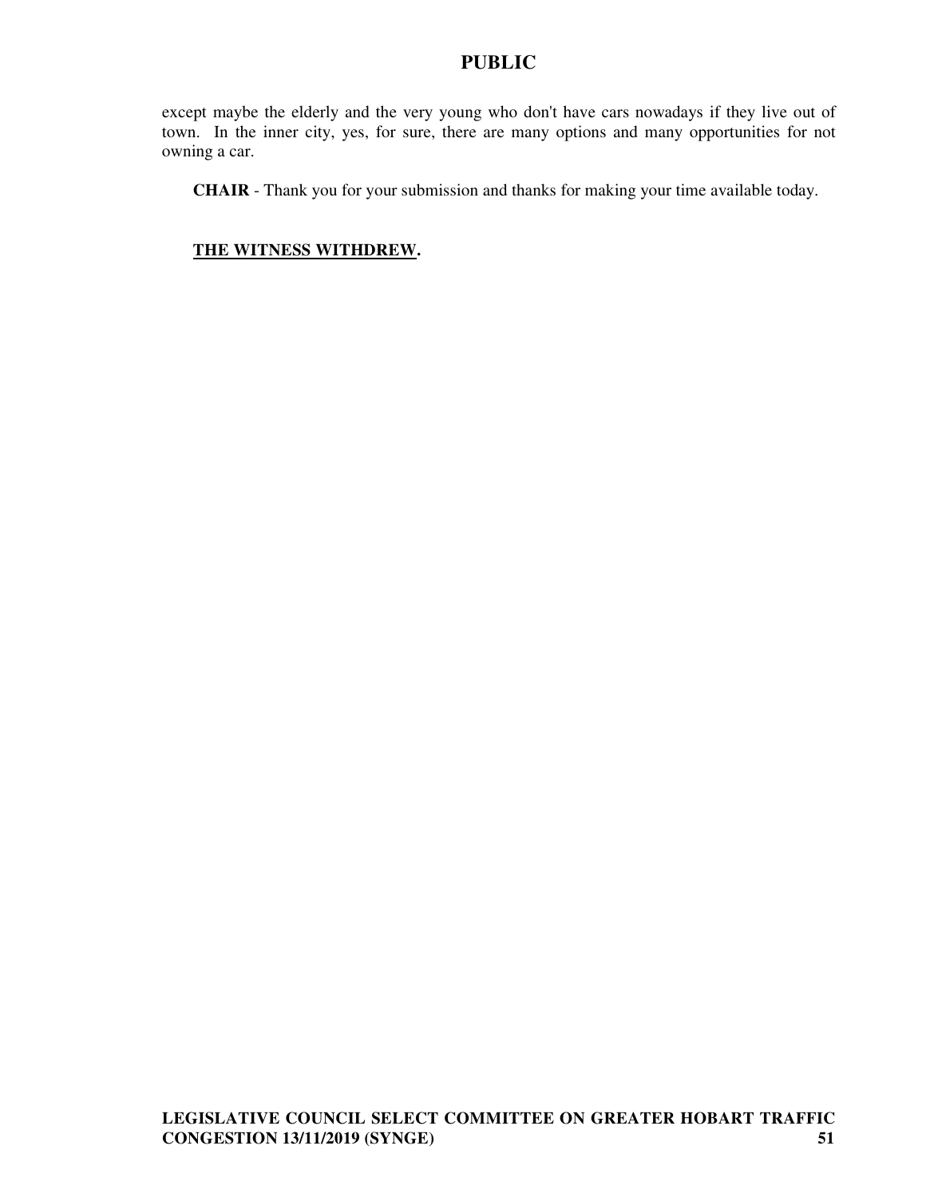except maybe the elderly and the very young who don't have cars nowadays if they live out of town. In the inner city, yes, for sure, there are many options and many opportunities for not owning a car.

**CHAIR** - Thank you for your submission and thanks for making your time available today.

**THE WITNESS WITHDREW.**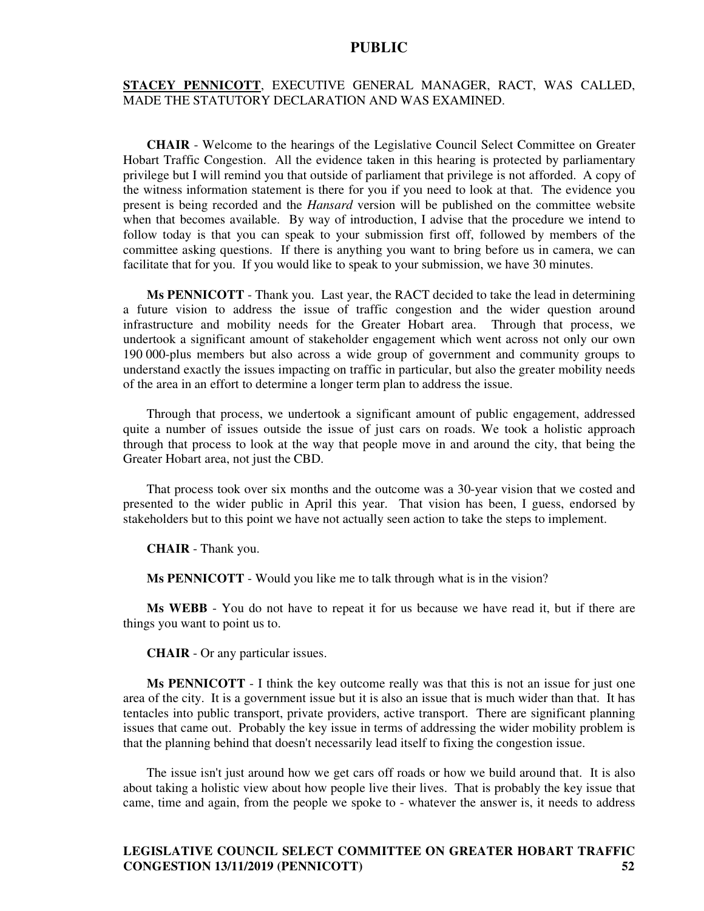**STACEY PENNICOTT**, EXECUTIVE GENERAL MANAGER, RACT, WAS CALLED, MADE THE STATUTORY DECLARATION AND WAS EXAMINED.

**CHAIR** - Welcome to the hearings of the Legislative Council Select Committee on Greater Hobart Traffic Congestion. All the evidence taken in this hearing is protected by parliamentary privilege but I will remind you that outside of parliament that privilege is not afforded. A copy of the witness information statement is there for you if you need to look at that. The evidence you present is being recorded and the *Hansard* version will be published on the committee website when that becomes available. By way of introduction, I advise that the procedure we intend to follow today is that you can speak to your submission first off, followed by members of the committee asking questions. If there is anything you want to bring before us in camera, we can facilitate that for you. If you would like to speak to your submission, we have 30 minutes.

**Ms PENNICOTT** - Thank you. Last year, the RACT decided to take the lead in determining a future vision to address the issue of traffic congestion and the wider question around infrastructure and mobility needs for the Greater Hobart area. Through that process, we undertook a significant amount of stakeholder engagement which went across not only our own 190 000-plus members but also across a wide group of government and community groups to understand exactly the issues impacting on traffic in particular, but also the greater mobility needs of the area in an effort to determine a longer term plan to address the issue.

Through that process, we undertook a significant amount of public engagement, addressed quite a number of issues outside the issue of just cars on roads. We took a holistic approach through that process to look at the way that people move in and around the city, that being the Greater Hobart area, not just the CBD.

That process took over six months and the outcome was a 30-year vision that we costed and presented to the wider public in April this year. That vision has been, I guess, endorsed by stakeholders but to this point we have not actually seen action to take the steps to implement.

**CHAIR** - Thank you.

**Ms PENNICOTT** - Would you like me to talk through what is in the vision?

**Ms WEBB** - You do not have to repeat it for us because we have read it, but if there are things you want to point us to.

**CHAIR** - Or any particular issues.

**Ms PENNICOTT** - I think the key outcome really was that this is not an issue for just one area of the city. It is a government issue but it is also an issue that is much wider than that. It has tentacles into public transport, private providers, active transport. There are significant planning issues that came out. Probably the key issue in terms of addressing the wider mobility problem is that the planning behind that doesn't necessarily lead itself to fixing the congestion issue.

The issue isn't just around how we get cars off roads or how we build around that. It is also about taking a holistic view about how people live their lives. That is probably the key issue that came, time and again, from the people we spoke to - whatever the answer is, it needs to address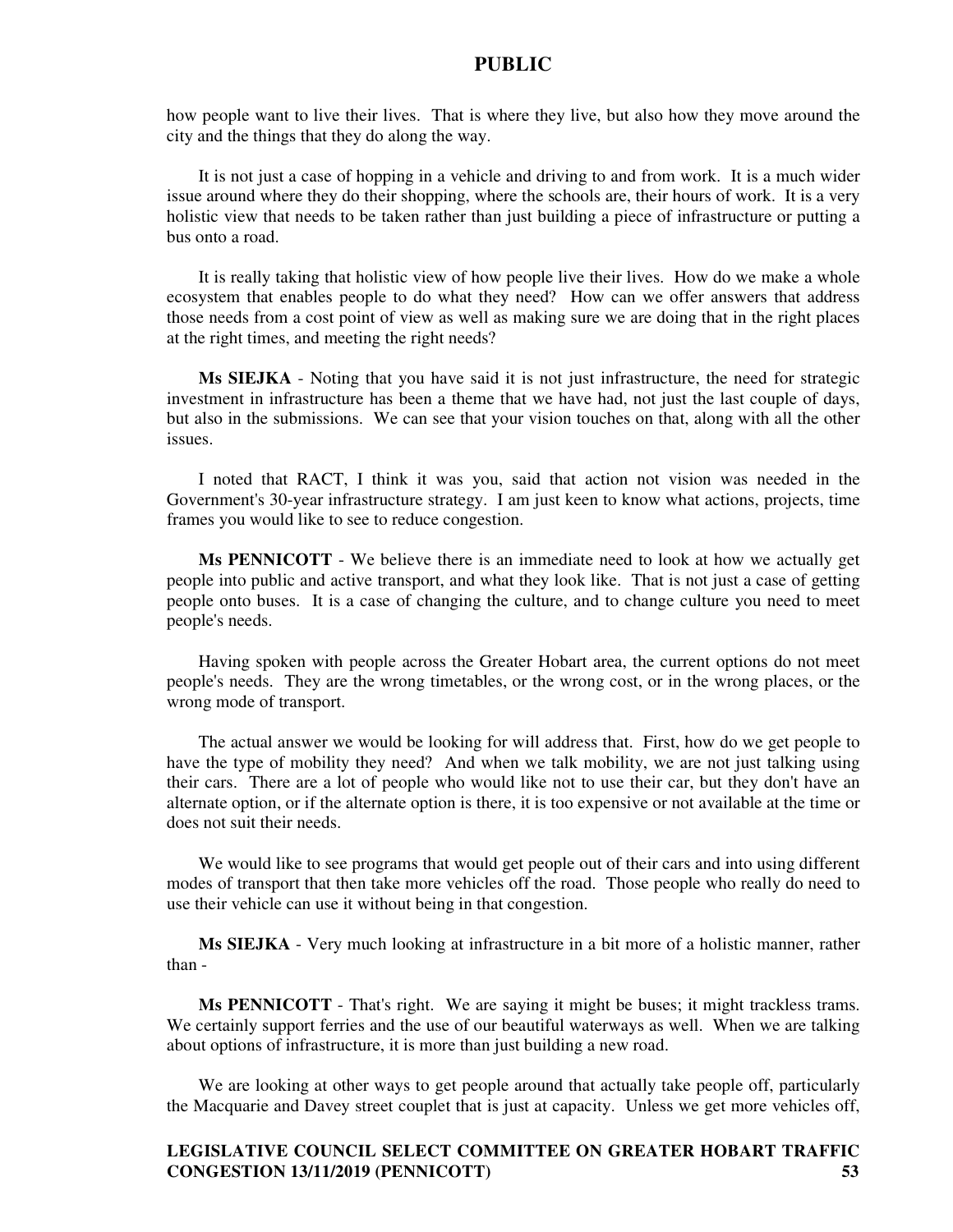how people want to live their lives. That is where they live, but also how they move around the city and the things that they do along the way.

It is not just a case of hopping in a vehicle and driving to and from work. It is a much wider issue around where they do their shopping, where the schools are, their hours of work. It is a very holistic view that needs to be taken rather than just building a piece of infrastructure or putting a bus onto a road.

It is really taking that holistic view of how people live their lives. How do we make a whole ecosystem that enables people to do what they need? How can we offer answers that address those needs from a cost point of view as well as making sure we are doing that in the right places at the right times, and meeting the right needs?

**Ms SIEJKA** - Noting that you have said it is not just infrastructure, the need for strategic investment in infrastructure has been a theme that we have had, not just the last couple of days, but also in the submissions. We can see that your vision touches on that, along with all the other issues.

I noted that RACT, I think it was you, said that action not vision was needed in the Government's 30-year infrastructure strategy. I am just keen to know what actions, projects, time frames you would like to see to reduce congestion.

**Ms PENNICOTT** - We believe there is an immediate need to look at how we actually get people into public and active transport, and what they look like. That is not just a case of getting people onto buses. It is a case of changing the culture, and to change culture you need to meet people's needs.

Having spoken with people across the Greater Hobart area, the current options do not meet people's needs. They are the wrong timetables, or the wrong cost, or in the wrong places, or the wrong mode of transport.

The actual answer we would be looking for will address that. First, how do we get people to have the type of mobility they need? And when we talk mobility, we are not just talking using their cars. There are a lot of people who would like not to use their car, but they don't have an alternate option, or if the alternate option is there, it is too expensive or not available at the time or does not suit their needs.

We would like to see programs that would get people out of their cars and into using different modes of transport that then take more vehicles off the road. Those people who really do need to use their vehicle can use it without being in that congestion.

**Ms SIEJKA** - Very much looking at infrastructure in a bit more of a holistic manner, rather than -

**Ms PENNICOTT** - That's right. We are saying it might be buses; it might trackless trams. We certainly support ferries and the use of our beautiful waterways as well. When we are talking about options of infrastructure, it is more than just building a new road.

We are looking at other ways to get people around that actually take people off, particularly the Macquarie and Davey street couplet that is just at capacity. Unless we get more vehicles off,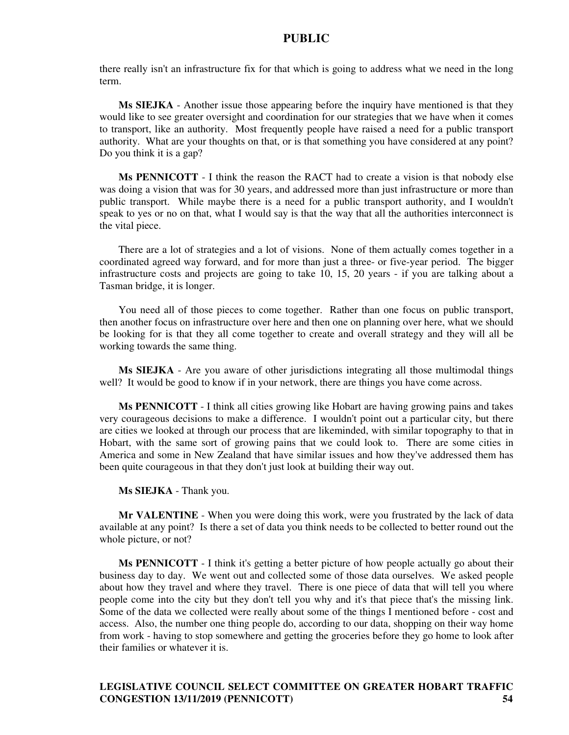there really isn't an infrastructure fix for that which is going to address what we need in the long term.

**Ms SIEJKA** - Another issue those appearing before the inquiry have mentioned is that they would like to see greater oversight and coordination for our strategies that we have when it comes to transport, like an authority. Most frequently people have raised a need for a public transport authority. What are your thoughts on that, or is that something you have considered at any point? Do you think it is a gap?

**Ms PENNICOTT** - I think the reason the RACT had to create a vision is that nobody else was doing a vision that was for 30 years, and addressed more than just infrastructure or more than public transport. While maybe there is a need for a public transport authority, and I wouldn't speak to yes or no on that, what I would say is that the way that all the authorities interconnect is the vital piece.

There are a lot of strategies and a lot of visions. None of them actually comes together in a coordinated agreed way forward, and for more than just a three- or five-year period. The bigger infrastructure costs and projects are going to take 10, 15, 20 years - if you are talking about a Tasman bridge, it is longer.

You need all of those pieces to come together. Rather than one focus on public transport, then another focus on infrastructure over here and then one on planning over here, what we should be looking for is that they all come together to create and overall strategy and they will all be working towards the same thing.

**Ms SIEJKA** - Are you aware of other jurisdictions integrating all those multimodal things well? It would be good to know if in your network, there are things you have come across.

**Ms PENNICOTT** - I think all cities growing like Hobart are having growing pains and takes very courageous decisions to make a difference. I wouldn't point out a particular city, but there are cities we looked at through our process that are likeminded, with similar topography to that in Hobart, with the same sort of growing pains that we could look to. There are some cities in America and some in New Zealand that have similar issues and how they've addressed them has been quite courageous in that they don't just look at building their way out.

**Ms SIEJKA** - Thank you.

**Mr VALENTINE** - When you were doing this work, were you frustrated by the lack of data available at any point? Is there a set of data you think needs to be collected to better round out the whole picture, or not?

**Ms PENNICOTT** - I think it's getting a better picture of how people actually go about their business day to day. We went out and collected some of those data ourselves. We asked people about how they travel and where they travel. There is one piece of data that will tell you where people come into the city but they don't tell you why and it's that piece that's the missing link. Some of the data we collected were really about some of the things I mentioned before - cost and access. Also, the number one thing people do, according to our data, shopping on their way home from work - having to stop somewhere and getting the groceries before they go home to look after their families or whatever it is.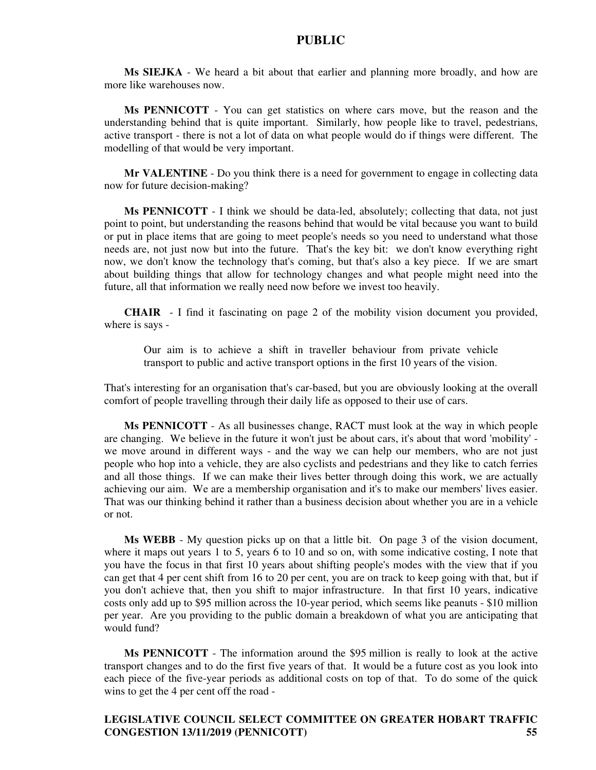**Ms SIEJKA** - We heard a bit about that earlier and planning more broadly, and how are more like warehouses now.

**Ms PENNICOTT** - You can get statistics on where cars move, but the reason and the understanding behind that is quite important. Similarly, how people like to travel, pedestrians, active transport - there is not a lot of data on what people would do if things were different. The modelling of that would be very important.

**Mr VALENTINE** - Do you think there is a need for government to engage in collecting data now for future decision-making?

**Ms PENNICOTT** - I think we should be data-led, absolutely; collecting that data, not just point to point, but understanding the reasons behind that would be vital because you want to build or put in place items that are going to meet people's needs so you need to understand what those needs are, not just now but into the future. That's the key bit: we don't know everything right now, we don't know the technology that's coming, but that's also a key piece. If we are smart about building things that allow for technology changes and what people might need into the future, all that information we really need now before we invest too heavily.

**CHAIR** - I find it fascinating on page 2 of the mobility vision document you provided, where is says -

> Our aim is to achieve a shift in traveller behaviour from private vehicle transport to public and active transport options in the first 10 years of the vision.

That's interesting for an organisation that's car-based, but you are obviously looking at the overall comfort of people travelling through their daily life as opposed to their use of cars.

**Ms PENNICOTT** - As all businesses change, RACT must look at the way in which people are changing. We believe in the future it won't just be about cars, it's about that word 'mobility' - we move around in different ways - and the way we can help our members, who are not just people who hop into a vehicle, they are also cyclists and pedestrians and they like to catch ferries and all those things. If we can make their lives better through doing this work, we are actually achieving our aim. We are a membership organisation and it's to make our members' lives easier. That was our thinking behind it rather than a business decision about whether you are in a vehicle or not.

**Ms WEBB** - My question picks up on that a little bit. On page 3 of the vision document, where it maps out years 1 to 5, years 6 to 10 and so on, with some indicative costing, I note that you have the focus in that first 10 years about shifting people's modes with the view that if you can get that 4 per cent shift from 16 to 20 per cent, you are on track to keep going with that, but if you don't achieve that, then you shift to major infrastructure. In that first 10 years, indicative costs only add up to $95 million across the 10-year period, which seems like peanuts - $10 million per year. Are you providing to the public domain a breakdown of what you are anticipating that would fund?

**Ms PENNICOTT** - The information around the $95 million is really to look at the active transport changes and to do the first five years of that. It would be a future cost as you look into each piece of the five-year periods as additional costs on top of that. To do some of the quick wins to get the 4 per cent off the road -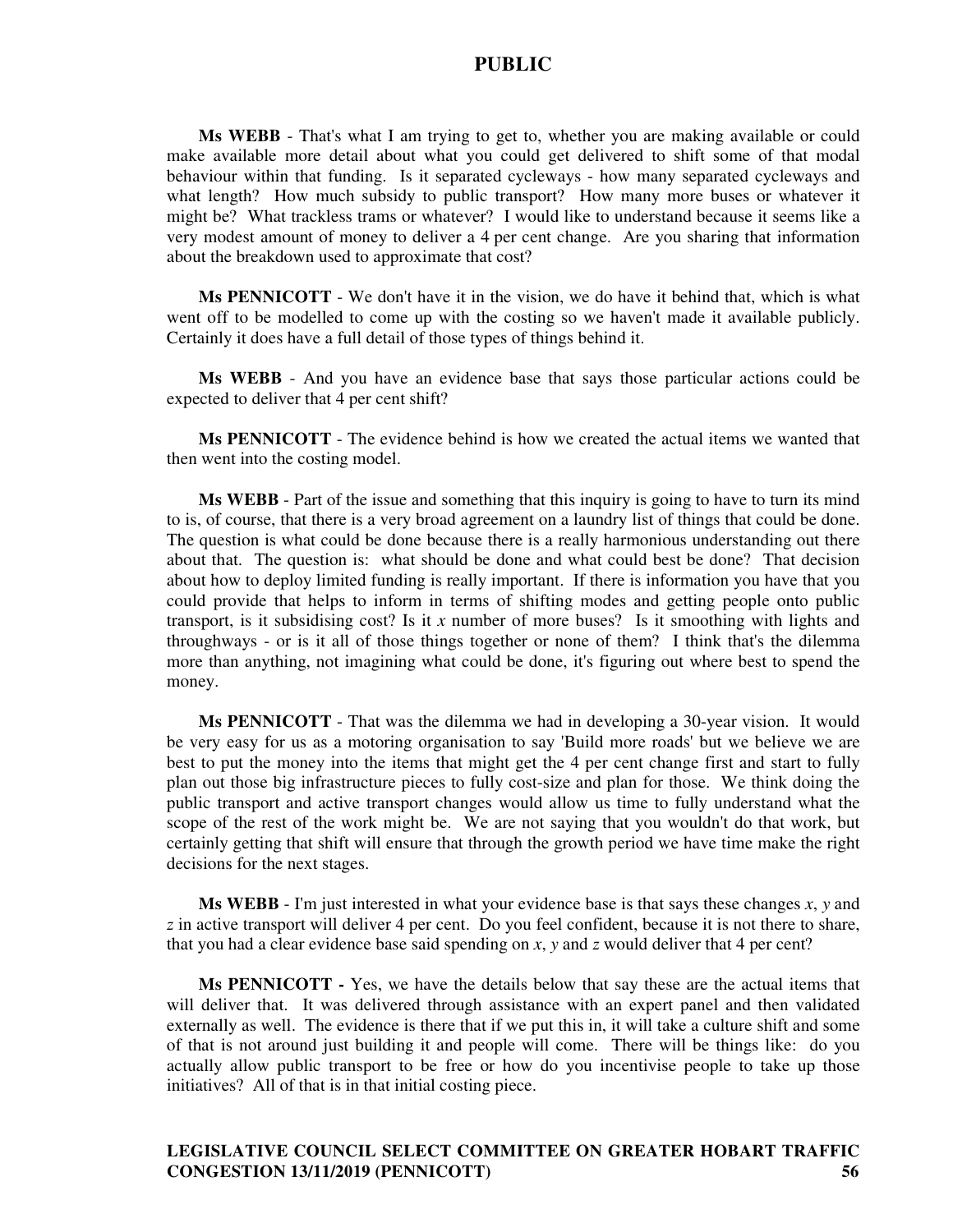**Ms WEBB** - That's what I am trying to get to, whether you are making available or could make available more detail about what you could get delivered to shift some of that modal behaviour within that funding. Is it separated cycleways - how many separated cycleways and what length? How much subsidy to public transport? How many more buses or whatever it might be? What trackless trams or whatever? I would like to understand because it seems like a very modest amount of money to deliver a 4 per cent change. Are you sharing that information about the breakdown used to approximate that cost?

**Ms PENNICOTT** - We don't have it in the vision, we do have it behind that, which is what went off to be modelled to come up with the costing so we haven't made it available publicly. Certainly it does have a full detail of those types of things behind it.

**Ms WEBB** - And you have an evidence base that says those particular actions could be expected to deliver that 4 per cent shift?

**Ms PENNICOTT** - The evidence behind is how we created the actual items we wanted that then went into the costing model.

**Ms WEBB** - Part of the issue and something that this inquiry is going to have to turn its mind to is, of course, that there is a very broad agreement on a laundry list of things that could be done. The question is what could be done because there is a really harmonious understanding out there about that. The question is: what should be done and what could best be done? That decision about how to deploy limited funding is really important. If there is information you have that you could provide that helps to inform in terms of shifting modes and getting people onto public transport, is it subsidising cost? Is it *x* number of more buses? Is it smoothing with lights and throughways - or is it all of those things together or none of them? I think that's the dilemma more than anything, not imagining what could be done, it's figuring out where best to spend the money.

**Ms PENNICOTT** - That was the dilemma we had in developing a 30-year vision. It would be very easy for us as a motoring organisation to say 'Build more roads' but we believe we are best to put the money into the items that might get the 4 per cent change first and start to fully plan out those big infrastructure pieces to fully cost-size and plan for those. We think doing the public transport and active transport changes would allow us time to fully understand what the scope of the rest of the work might be. We are not saying that you wouldn't do that work, but certainly getting that shift will ensure that through the growth period we have time make the right decisions for the next stages.

**Ms WEBB** - I'm just interested in what your evidence base is that says these changes *x*, *y* and *z* in active transport will deliver 4 per cent. Do you feel confident, because it is not there to share, that you had a clear evidence base said spending on *x*, *y* and *z* would deliver that 4 per cent?

**Ms PENNICOTT -** Yes, we have the details below that say these are the actual items that will deliver that. It was delivered through assistance with an expert panel and then validated externally as well. The evidence is there that if we put this in, it will take a culture shift and some of that is not around just building it and people will come. There will be things like: do you actually allow public transport to be free or how do you incentivise people to take up those initiatives? All of that is in that initial costing piece.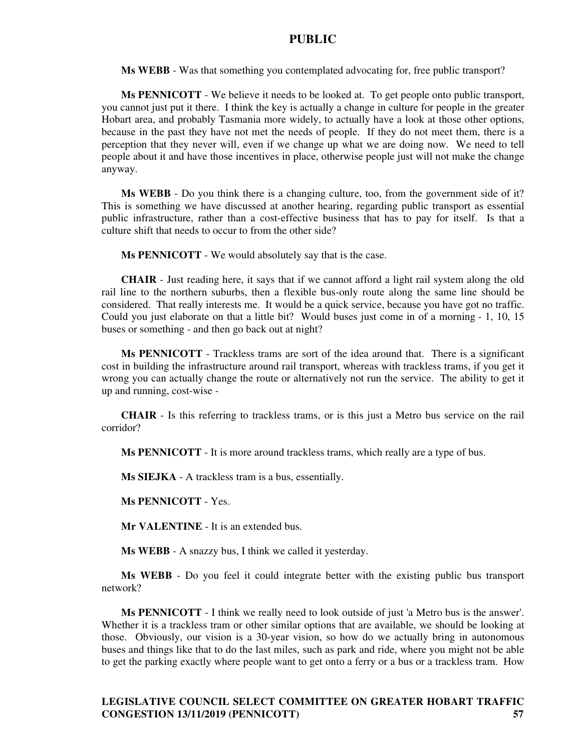**Ms WEBB** - Was that something you contemplated advocating for, free public transport?

**Ms PENNICOTT** - We believe it needs to be looked at. To get people onto public transport, you cannot just put it there. I think the key is actually a change in culture for people in the greater Hobart area, and probably Tasmania more widely, to actually have a look at those other options, because in the past they have not met the needs of people. If they do not meet them, there is a perception that they never will, even if we change up what we are doing now. We need to tell people about it and have those incentives in place, otherwise people just will not make the change anyway.

**Ms WEBB** - Do you think there is a changing culture, too, from the government side of it? This is something we have discussed at another hearing, regarding public transport as essential public infrastructure, rather than a cost-effective business that has to pay for itself. Is that a culture shift that needs to occur to from the other side?

**Ms PENNICOTT** - We would absolutely say that is the case.

**CHAIR** - Just reading here, it says that if we cannot afford a light rail system along the old rail line to the northern suburbs, then a flexible bus-only route along the same line should be considered. That really interests me. It would be a quick service, because you have got no traffic. Could you just elaborate on that a little bit? Would buses just come in of a morning - 1, 10, 15 buses or something - and then go back out at night?

**Ms PENNICOTT** - Trackless trams are sort of the idea around that. There is a significant cost in building the infrastructure around rail transport, whereas with trackless trams, if you get it wrong you can actually change the route or alternatively not run the service. The ability to get it up and running, cost-wise -

**CHAIR** - Is this referring to trackless trams, or is this just a Metro bus service on the rail corridor?

**Ms PENNICOTT** - It is more around trackless trams, which really are a type of bus.

**Ms SIEJKA** - A trackless tram is a bus, essentially.

**Ms PENNICOTT** - Yes.

**Mr VALENTINE** - It is an extended bus.

**Ms WEBB** - A snazzy bus, I think we called it yesterday.

**Ms WEBB** - Do you feel it could integrate better with the existing public bus transport network?

**Ms PENNICOTT** - I think we really need to look outside of just 'a Metro bus is the answer'. Whether it is a trackless tram or other similar options that are available, we should be looking at those. Obviously, our vision is a 30-year vision, so how do we actually bring in autonomous buses and things like that to do the last miles, such as park and ride, where you might not be able to get the parking exactly where people want to get onto a ferry or a bus or a trackless tram. How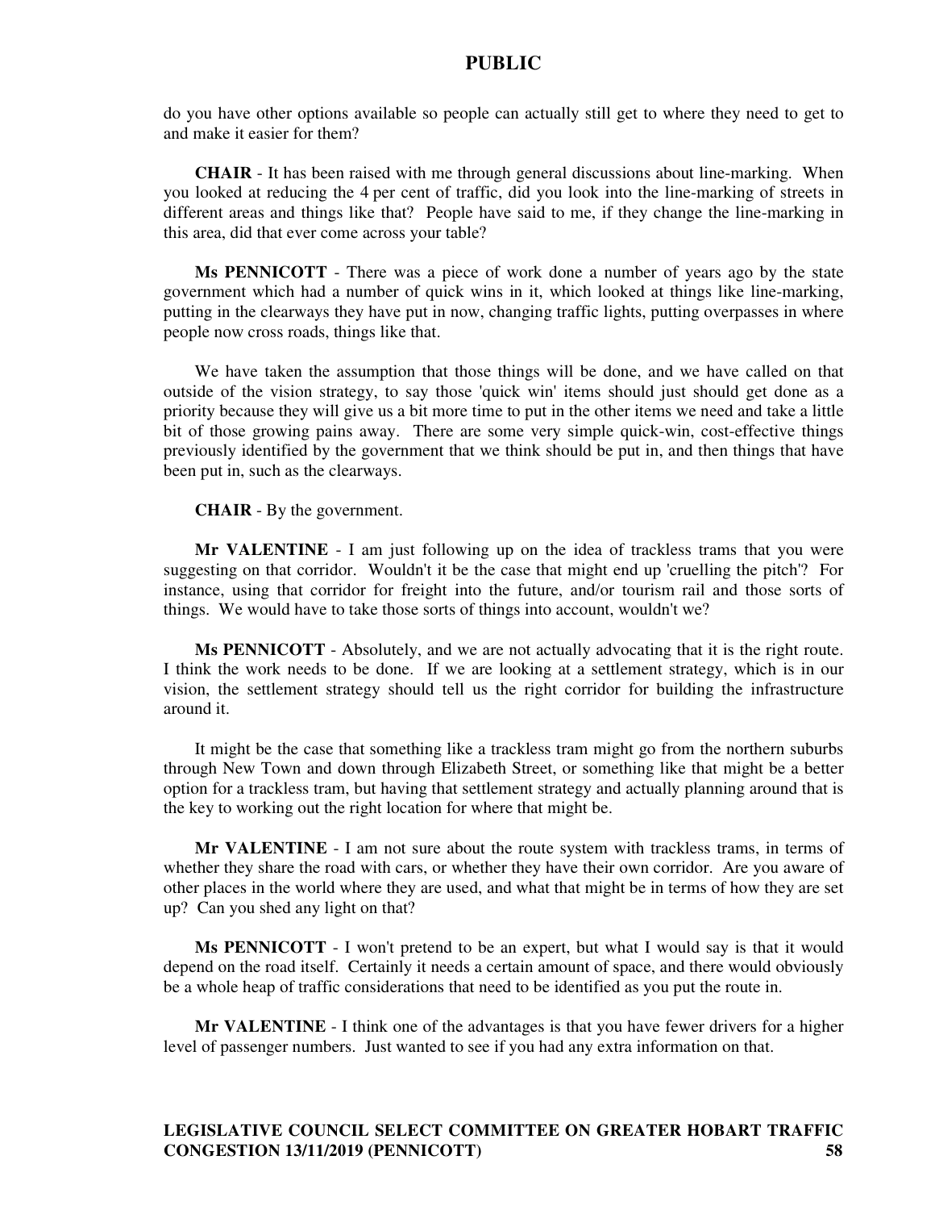do you have other options available so people can actually still get to where they need to get to and make it easier for them?

**CHAIR** - It has been raised with me through general discussions about line-marking. When you looked at reducing the 4 per cent of traffic, did you look into the line-marking of streets in different areas and things like that? People have said to me, if they change the line-marking in this area, did that ever come across your table?

**Ms PENNICOTT** - There was a piece of work done a number of years ago by the state government which had a number of quick wins in it, which looked at things like line-marking, putting in the clearways they have put in now, changing traffic lights, putting overpasses in where people now cross roads, things like that.

We have taken the assumption that those things will be done, and we have called on that outside of the vision strategy, to say those 'quick win' items should just should get done as a priority because they will give us a bit more time to put in the other items we need and take a little bit of those growing pains away. There are some very simple quick-win, cost-effective things previously identified by the government that we think should be put in, and then things that have been put in, such as the clearways.

**CHAIR** - By the government.

**Mr VALENTINE** - I am just following up on the idea of trackless trams that you were suggesting on that corridor. Wouldn't it be the case that might end up 'cruelling the pitch'? For instance, using that corridor for freight into the future, and/or tourism rail and those sorts of things. We would have to take those sorts of things into account, wouldn't we?

**Ms PENNICOTT** - Absolutely, and we are not actually advocating that it is the right route. I think the work needs to be done. If we are looking at a settlement strategy, which is in our vision, the settlement strategy should tell us the right corridor for building the infrastructure around it.

It might be the case that something like a trackless tram might go from the northern suburbs through New Town and down through Elizabeth Street, or something like that might be a better option for a trackless tram, but having that settlement strategy and actually planning around that is the key to working out the right location for where that might be.

**Mr VALENTINE** - I am not sure about the route system with trackless trams, in terms of whether they share the road with cars, or whether they have their own corridor. Are you aware of other places in the world where they are used, and what that might be in terms of how they are set up? Can you shed any light on that?

**Ms PENNICOTT** - I won't pretend to be an expert, but what I would say is that it would depend on the road itself. Certainly it needs a certain amount of space, and there would obviously be a whole heap of traffic considerations that need to be identified as you put the route in.

**Mr VALENTINE** - I think one of the advantages is that you have fewer drivers for a higher level of passenger numbers. Just wanted to see if you had any extra information on that.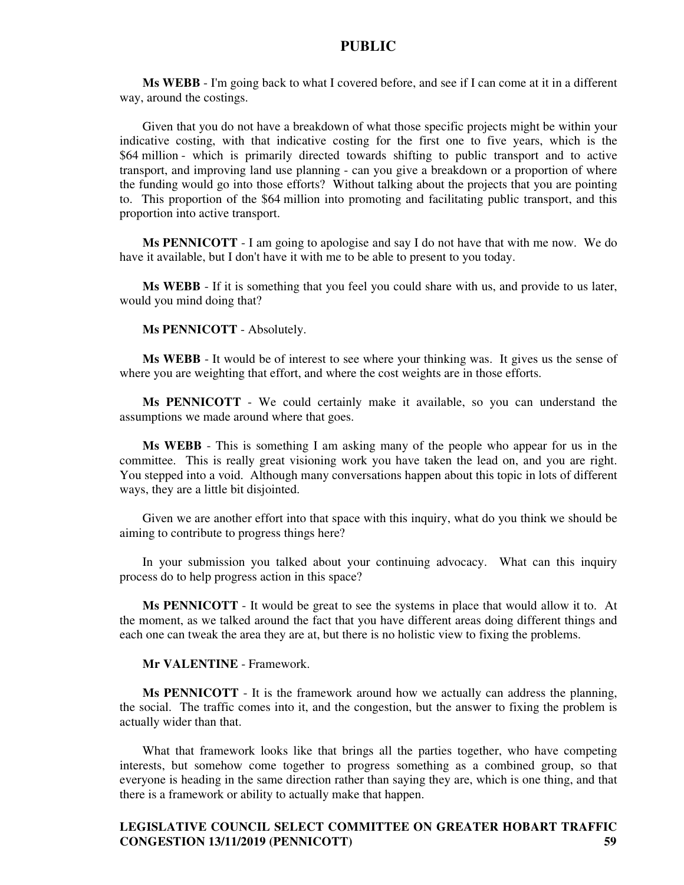**Ms WEBB** - I'm going back to what I covered before, and see if I can come at it in a different way, around the costings.

Given that you do not have a breakdown of what those specific projects might be within your indicative costing, with that indicative costing for the first one to five years, which is the $64 million - which is primarily directed towards shifting to public transport and to active transport, and improving land use planning - can you give a breakdown or a proportion of where the funding would go into those efforts? Without talking about the projects that you are pointing to. This proportion of the $64 million into promoting and facilitating public transport, and this proportion into active transport.

**Ms PENNICOTT** - I am going to apologise and say I do not have that with me now. We do have it available, but I don't have it with me to be able to present to you today.

**Ms WEBB** - If it is something that you feel you could share with us, and provide to us later, would you mind doing that?

**Ms PENNICOTT** - Absolutely.

**Ms WEBB** - It would be of interest to see where your thinking was. It gives us the sense of where you are weighting that effort, and where the cost weights are in those efforts.

**Ms PENNICOTT** - We could certainly make it available, so you can understand the assumptions we made around where that goes.

**Ms WEBB** - This is something I am asking many of the people who appear for us in the committee. This is really great visioning work you have taken the lead on, and you are right. You stepped into a void. Although many conversations happen about this topic in lots of different ways, they are a little bit disjointed.

Given we are another effort into that space with this inquiry, what do you think we should be aiming to contribute to progress things here?

In your submission you talked about your continuing advocacy. What can this inquiry process do to help progress action in this space?

**Ms PENNICOTT** - It would be great to see the systems in place that would allow it to. At the moment, as we talked around the fact that you have different areas doing different things and each one can tweak the area they are at, but there is no holistic view to fixing the problems.

**Mr VALENTINE** - Framework.

**Ms PENNICOTT** - It is the framework around how we actually can address the planning, the social. The traffic comes into it, and the congestion, but the answer to fixing the problem is actually wider than that.

What that framework looks like that brings all the parties together, who have competing interests, but somehow come together to progress something as a combined group, so that everyone is heading in the same direction rather than saying they are, which is one thing, and that there is a framework or ability to actually make that happen.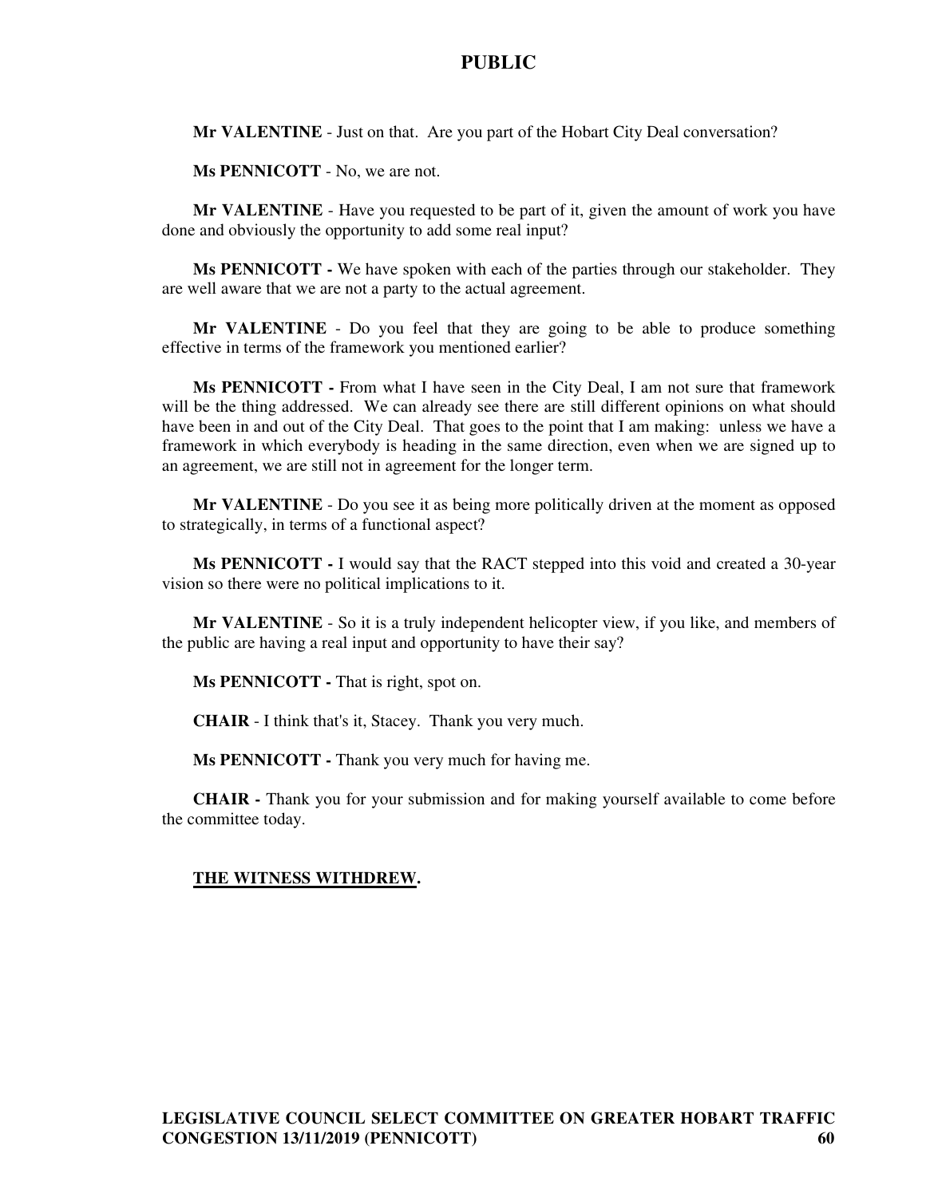**Mr VALENTINE** - Just on that. Are you part of the Hobart City Deal conversation?

**Ms PENNICOTT** - No, we are not.

**Mr VALENTINE** - Have you requested to be part of it, given the amount of work you have done and obviously the opportunity to add some real input?

**Ms PENNICOTT -** We have spoken with each of the parties through our stakeholder. They are well aware that we are not a party to the actual agreement.

**Mr VALENTINE** - Do you feel that they are going to be able to produce something effective in terms of the framework you mentioned earlier?

**Ms PENNICOTT -** From what I have seen in the City Deal, I am not sure that framework will be the thing addressed. We can already see there are still different opinions on what should have been in and out of the City Deal. That goes to the point that I am making: unless we have a framework in which everybody is heading in the same direction, even when we are signed up to an agreement, we are still not in agreement for the longer term.

**Mr VALENTINE** - Do you see it as being more politically driven at the moment as opposed to strategically, in terms of a functional aspect?

**Ms PENNICOTT -** I would say that the RACT stepped into this void and created a 30-year vision so there were no political implications to it.

**Mr VALENTINE** - So it is a truly independent helicopter view, if you like, and members of the public are having a real input and opportunity to have their say?

**Ms PENNICOTT -** That is right, spot on.

**CHAIR** - I think that's it, Stacey. Thank you very much.

**Ms PENNICOTT -** Thank you very much for having me.

**CHAIR -** Thank you for your submission and for making yourself available to come before the committee today.

**THE WITNESS WITHDREW.**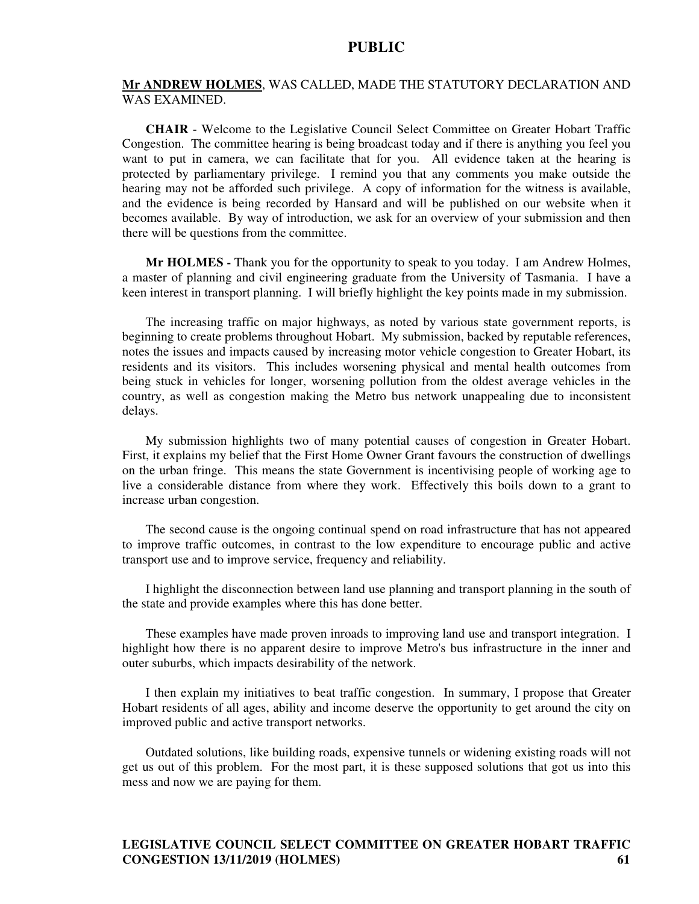**Mr ANDREW HOLMES**, WAS CALLED, MADE THE STATUTORY DECLARATION AND WAS EXAMINED.

**CHAIR** - Welcome to the Legislative Council Select Committee on Greater Hobart Traffic Congestion. The committee hearing is being broadcast today and if there is anything you feel you want to put in camera, we can facilitate that for you. All evidence taken at the hearing is protected by parliamentary privilege. I remind you that any comments you make outside the hearing may not be afforded such privilege. A copy of information for the witness is available, and the evidence is being recorded by Hansard and will be published on our website when it becomes available. By way of introduction, we ask for an overview of your submission and then there will be questions from the committee.

**Mr HOLMES -** Thank you for the opportunity to speak to you today. I am Andrew Holmes, a master of planning and civil engineering graduate from the University of Tasmania. I have a keen interest in transport planning. I will briefly highlight the key points made in my submission.

The increasing traffic on major highways, as noted by various state government reports, is beginning to create problems throughout Hobart. My submission, backed by reputable references, notes the issues and impacts caused by increasing motor vehicle congestion to Greater Hobart, its residents and its visitors. This includes worsening physical and mental health outcomes from being stuck in vehicles for longer, worsening pollution from the oldest average vehicles in the country, as well as congestion making the Metro bus network unappealing due to inconsistent delays.

My submission highlights two of many potential causes of congestion in Greater Hobart. First, it explains my belief that the First Home Owner Grant favours the construction of dwellings on the urban fringe. This means the state Government is incentivising people of working age to live a considerable distance from where they work. Effectively this boils down to a grant to increase urban congestion.

The second cause is the ongoing continual spend on road infrastructure that has not appeared to improve traffic outcomes, in contrast to the low expenditure to encourage public and active transport use and to improve service, frequency and reliability.

I highlight the disconnection between land use planning and transport planning in the south of the state and provide examples where this has done better.

These examples have made proven inroads to improving land use and transport integration. I highlight how there is no apparent desire to improve Metro's bus infrastructure in the inner and outer suburbs, which impacts desirability of the network.

I then explain my initiatives to beat traffic congestion. In summary, I propose that Greater Hobart residents of all ages, ability and income deserve the opportunity to get around the city on improved public and active transport networks.

Outdated solutions, like building roads, expensive tunnels or widening existing roads will not get us out of this problem. For the most part, it is these supposed solutions that got us into this mess and now we are paying for them.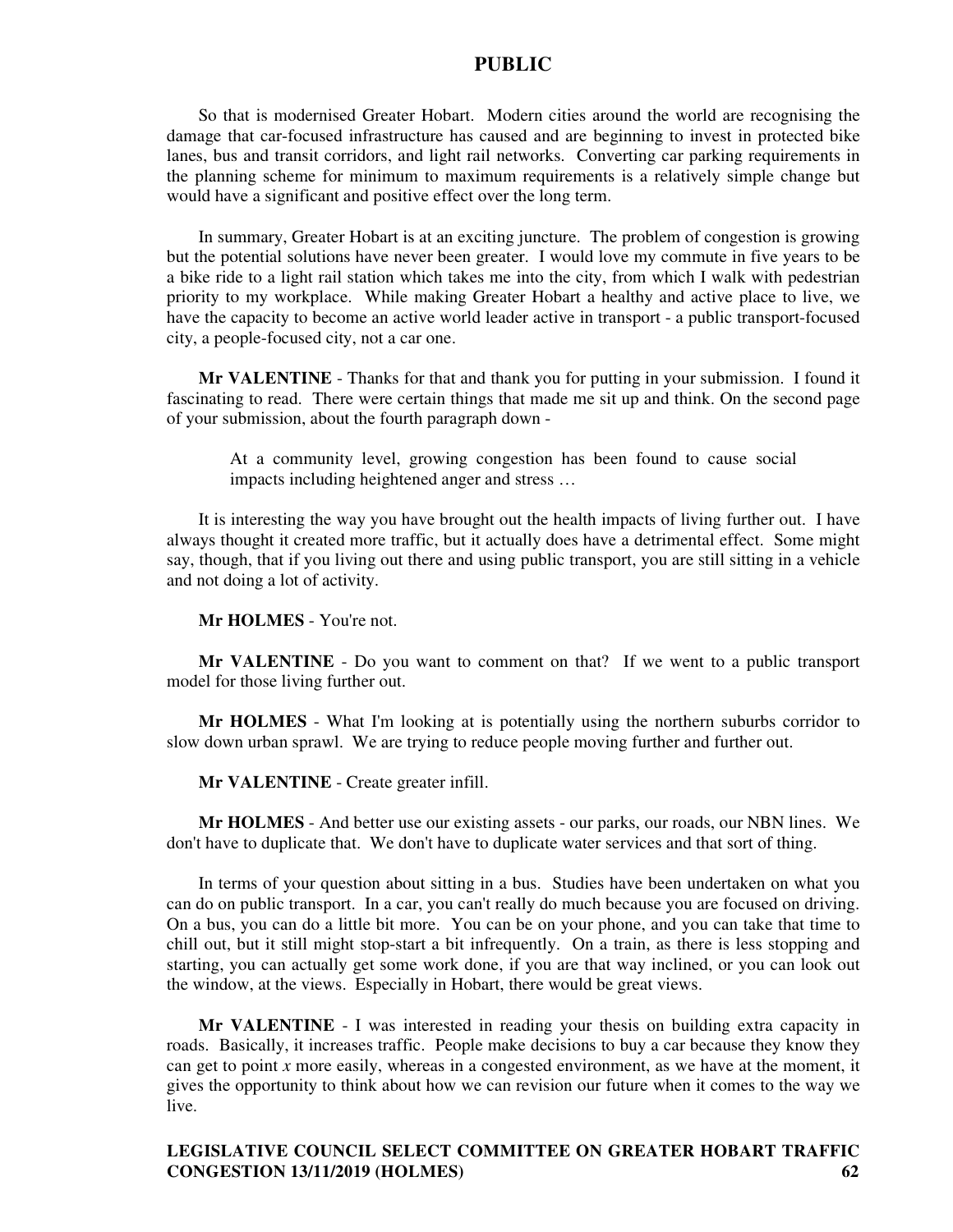So that is modernised Greater Hobart. Modern cities around the world are recognising the damage that car-focused infrastructure has caused and are beginning to invest in protected bike lanes, bus and transit corridors, and light rail networks. Converting car parking requirements in the planning scheme for minimum to maximum requirements is a relatively simple change but would have a significant and positive effect over the long term.

In summary, Greater Hobart is at an exciting juncture. The problem of congestion is growing but the potential solutions have never been greater. I would love my commute in five years to be a bike ride to a light rail station which takes me into the city, from which I walk with pedestrian priority to my workplace. While making Greater Hobart a healthy and active place to live, we have the capacity to become an active world leader active in transport - a public transport-focused city, a people-focused city, not a car one.

**Mr VALENTINE** - Thanks for that and thank you for putting in your submission. I found it fascinating to read. There were certain things that made me sit up and think. On the second page of your submission, about the fourth paragraph down -

> At a community level, growing congestion has been found to cause social impacts including heightened anger and stress …

It is interesting the way you have brought out the health impacts of living further out. I have always thought it created more traffic, but it actually does have a detrimental effect. Some might say, though, that if you living out there and using public transport, you are still sitting in a vehicle and not doing a lot of activity.

**Mr HOLMES** - You're not.

**Mr VALENTINE** - Do you want to comment on that? If we went to a public transport model for those living further out.

**Mr HOLMES** - What I'm looking at is potentially using the northern suburbs corridor to slow down urban sprawl. We are trying to reduce people moving further and further out.

**Mr VALENTINE** - Create greater infill.

**Mr HOLMES** - And better use our existing assets - our parks, our roads, our NBN lines. We don't have to duplicate that. We don't have to duplicate water services and that sort of thing.

In terms of your question about sitting in a bus. Studies have been undertaken on what you can do on public transport. In a car, you can't really do much because you are focused on driving. On a bus, you can do a little bit more. You can be on your phone, and you can take that time to chill out, but it still might stop-start a bit infrequently. On a train, as there is less stopping and starting, you can actually get some work done, if you are that way inclined, or you can look out the window, at the views. Especially in Hobart, there would be great views.

**Mr VALENTINE** - I was interested in reading your thesis on building extra capacity in roads. Basically, it increases traffic. People make decisions to buy a car because they know they can get to point *x* more easily, whereas in a congested environment, as we have at the moment, it gives the opportunity to think about how we can revision our future when it comes to the way we live.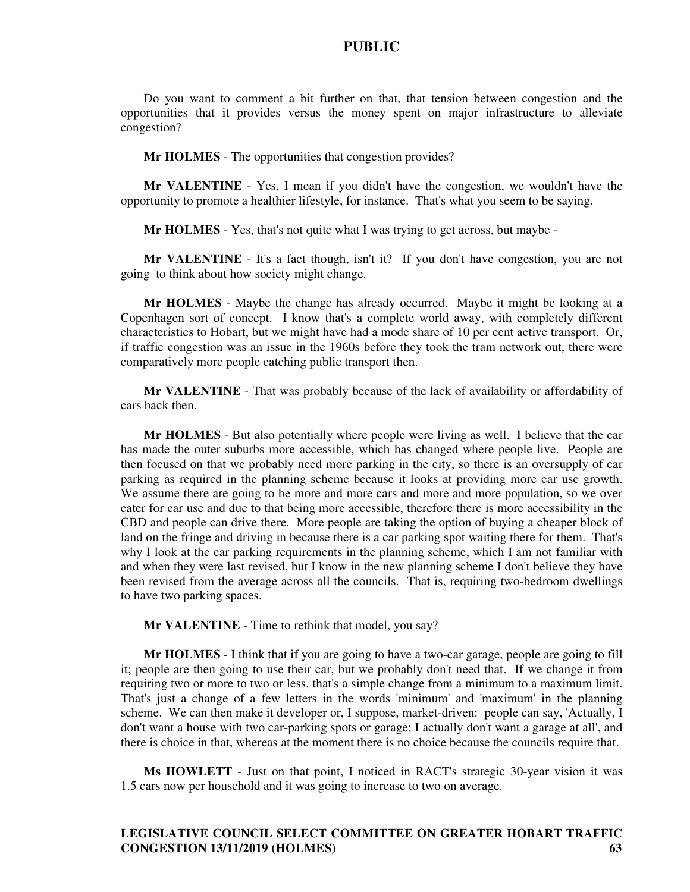Do you want to comment a bit further on that, that tension between congestion and the opportunities that it provides versus the money spent on major infrastructure to alleviate congestion?

**Mr HOLMES** - The opportunities that congestion provides?

**Mr VALENTINE** - Yes, I mean if you didn't have the congestion, we wouldn't have the opportunity to promote a healthier lifestyle, for instance. That's what you seem to be saying.

**Mr HOLMES** - Yes, that's not quite what I was trying to get across, but maybe -

**Mr VALENTINE** - It's a fact though, isn't it? If you don't have congestion, you are not going to think about how society might change.

**Mr HOLMES** - Maybe the change has already occurred. Maybe it might be looking at a Copenhagen sort of concept. I know that's a complete world away, with completely different characteristics to Hobart, but we might have had a mode share of 10 per cent active transport. Or, if traffic congestion was an issue in the 1960s before they took the tram network out, there were comparatively more people catching public transport then.

**Mr VALENTINE** - That was probably because of the lack of availability or affordability of cars back then.

**Mr HOLMES** - But also potentially where people were living as well. I believe that the car has made the outer suburbs more accessible, which has changed where people live. People are then focused on that we probably need more parking in the city, so there is an oversupply of car parking as required in the planning scheme because it looks at providing more car use growth. We assume there are going to be more and more cars and more and more population, so we over cater for car use and due to that being more accessible, therefore there is more accessibility in the CBD and people can drive there. More people are taking the option of buying a cheaper block of land on the fringe and driving in because there is a car parking spot waiting there for them. That's why I look at the car parking requirements in the planning scheme, which I am not familiar with and when they were last revised, but I know in the new planning scheme I don't believe they have been revised from the average across all the councils. That is, requiring two-bedroom dwellings to have two parking spaces.

**Mr VALENTINE** - Time to rethink that model, you say?

**Mr HOLMES** - I think that if you are going to have a two-car garage, people are going to fill it; people are then going to use their car, but we probably don't need that. If we change it from requiring two or more to two or less, that's a simple change from a minimum to a maximum limit. That's just a change of a few letters in the words 'minimum' and 'maximum' in the planning scheme. We can then make it developer or, I suppose, market-driven: people can say, 'Actually, I don't want a house with two car-parking spots or garage; I actually don't want a garage at all', and there is choice in that, whereas at the moment there is no choice because the councils require that.

**Ms HOWLETT** - Just on that point, I noticed in RACT's strategic 30-year vision it was 1.5 cars now per household and it was going to increase to two on average.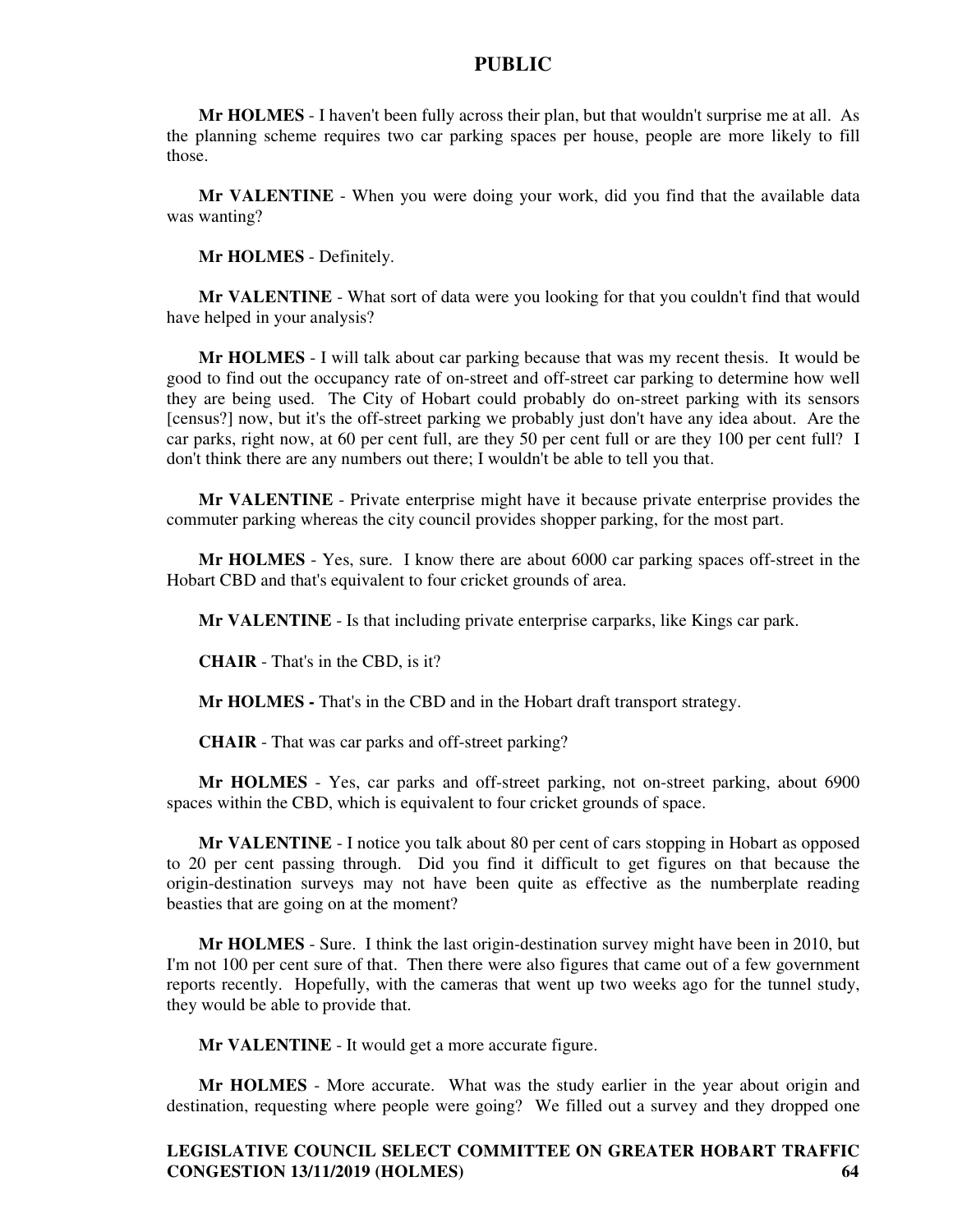**Mr HOLMES** - I haven't been fully across their plan, but that wouldn't surprise me at all. As the planning scheme requires two car parking spaces per house, people are more likely to fill those.

**Mr VALENTINE** - When you were doing your work, did you find that the available data was wanting?

**Mr HOLMES** - Definitely.

**Mr VALENTINE** - What sort of data were you looking for that you couldn't find that would have helped in your analysis?

**Mr HOLMES** - I will talk about car parking because that was my recent thesis. It would be good to find out the occupancy rate of on-street and off-street car parking to determine how well they are being used. The City of Hobart could probably do on-street parking with its sensors [census?] now, but it's the off-street parking we probably just don't have any idea about. Are the car parks, right now, at 60 per cent full, are they 50 per cent full or are they 100 per cent full? I don't think there are any numbers out there; I wouldn't be able to tell you that.

**Mr VALENTINE** - Private enterprise might have it because private enterprise provides the commuter parking whereas the city council provides shopper parking, for the most part.

**Mr HOLMES** - Yes, sure. I know there are about 6000 car parking spaces off-street in the Hobart CBD and that's equivalent to four cricket grounds of area.

**Mr VALENTINE** - Is that including private enterprise carparks, like Kings car park.

**CHAIR** - That's in the CBD, is it?

**Mr HOLMES -** That's in the CBD and in the Hobart draft transport strategy.

**CHAIR** - That was car parks and off-street parking?

**Mr HOLMES** - Yes, car parks and off-street parking, not on-street parking, about 6900 spaces within the CBD, which is equivalent to four cricket grounds of space.

**Mr VALENTINE** - I notice you talk about 80 per cent of cars stopping in Hobart as opposed to 20 per cent passing through. Did you find it difficult to get figures on that because the origin-destination surveys may not have been quite as effective as the numberplate reading beasties that are going on at the moment?

**Mr HOLMES** - Sure. I think the last origin-destination survey might have been in 2010, but I'm not 100 per cent sure of that. Then there were also figures that came out of a few government reports recently. Hopefully, with the cameras that went up two weeks ago for the tunnel study, they would be able to provide that.

**Mr VALENTINE** - It would get a more accurate figure.

**Mr HOLMES** - More accurate. What was the study earlier in the year about origin and destination, requesting where people were going? We filled out a survey and they dropped one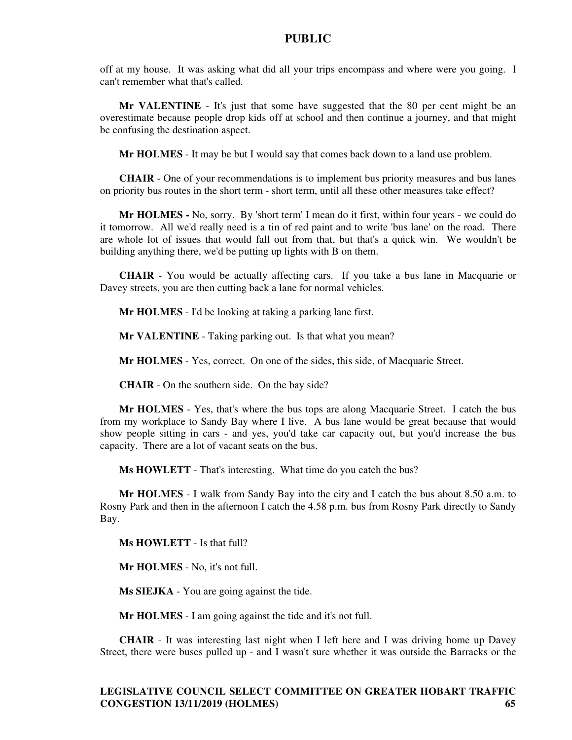off at my house. It was asking what did all your trips encompass and where were you going. I can't remember what that's called.

**Mr VALENTINE** - It's just that some have suggested that the 80 per cent might be an overestimate because people drop kids off at school and then continue a journey, and that might be confusing the destination aspect.

**Mr HOLMES** - It may be but I would say that comes back down to a land use problem.

**CHAIR** - One of your recommendations is to implement bus priority measures and bus lanes on priority bus routes in the short term - short term, until all these other measures take effect?

**Mr HOLMES -** No, sorry. By 'short term' I mean do it first, within four years - we could do it tomorrow. All we'd really need is a tin of red paint and to write 'bus lane' on the road. There are whole lot of issues that would fall out from that, but that's a quick win. We wouldn't be building anything there, we'd be putting up lights with B on them.

**CHAIR** - You would be actually affecting cars. If you take a bus lane in Macquarie or Davey streets, you are then cutting back a lane for normal vehicles.

**Mr HOLMES** - I'd be looking at taking a parking lane first.

**Mr VALENTINE** - Taking parking out. Is that what you mean?

**Mr HOLMES** - Yes, correct. On one of the sides, this side, of Macquarie Street.

**CHAIR** - On the southern side. On the bay side?

**Mr HOLMES** - Yes, that's where the bus tops are along Macquarie Street. I catch the bus from my workplace to Sandy Bay where I live. A bus lane would be great because that would show people sitting in cars - and yes, you'd take car capacity out, but you'd increase the bus capacity. There are a lot of vacant seats on the bus.

**Ms HOWLETT** - That's interesting. What time do you catch the bus?

**Mr HOLMES** - I walk from Sandy Bay into the city and I catch the bus about 8.50 a.m. to Rosny Park and then in the afternoon I catch the 4.58 p.m. bus from Rosny Park directly to Sandy Bay.

**Ms HOWLETT** - Is that full?

**Mr HOLMES** - No, it's not full.

**Ms SIEJKA** - You are going against the tide.

**Mr HOLMES** - I am going against the tide and it's not full.

**CHAIR** - It was interesting last night when I left here and I was driving home up Davey Street, there were buses pulled up - and I wasn't sure whether it was outside the Barracks or the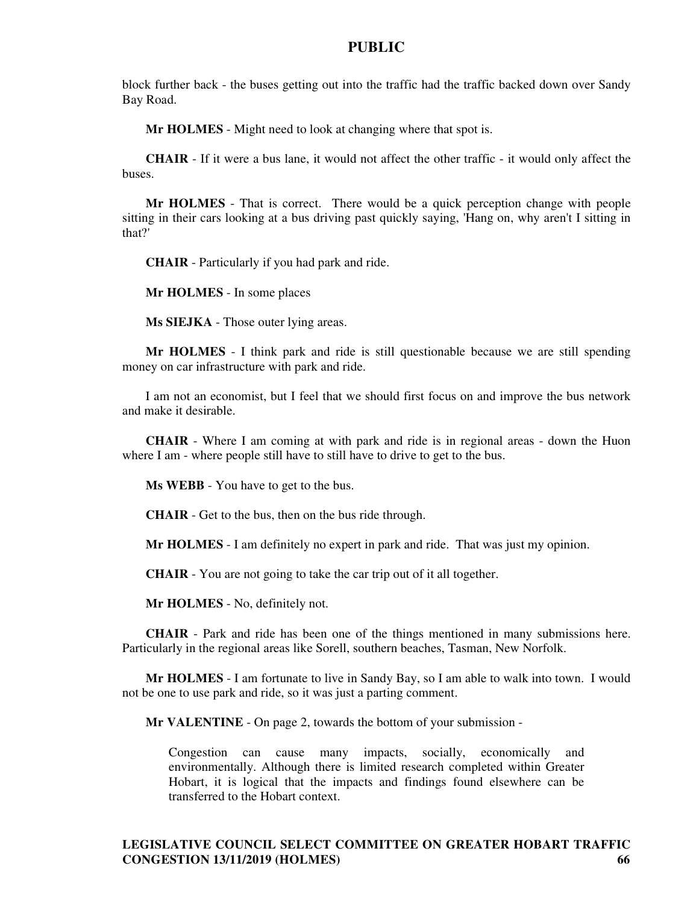block further back - the buses getting out into the traffic had the traffic backed down over Sandy Bay Road.

**Mr HOLMES** - Might need to look at changing where that spot is.

**CHAIR** - If it were a bus lane, it would not affect the other traffic - it would only affect the buses.

**Mr HOLMES** - That is correct. There would be a quick perception change with people sitting in their cars looking at a bus driving past quickly saying, 'Hang on, why aren't I sitting in that?'

**CHAIR** - Particularly if you had park and ride.

**Mr HOLMES** - In some places

**Ms SIEJKA** - Those outer lying areas.

**Mr HOLMES** - I think park and ride is still questionable because we are still spending money on car infrastructure with park and ride.

I am not an economist, but I feel that we should first focus on and improve the bus network and make it desirable.

**CHAIR** - Where I am coming at with park and ride is in regional areas - down the Huon where I am - where people still have to still have to drive to get to the bus.

**Ms WEBB** - You have to get to the bus.

**CHAIR** - Get to the bus, then on the bus ride through.

**Mr HOLMES** - I am definitely no expert in park and ride. That was just my opinion.

**CHAIR** - You are not going to take the car trip out of it all together.

**Mr HOLMES** - No, definitely not.

**CHAIR** - Park and ride has been one of the things mentioned in many submissions here. Particularly in the regional areas like Sorell, southern beaches, Tasman, New Norfolk.

**Mr HOLMES** - I am fortunate to live in Sandy Bay, so I am able to walk into town. I would not be one to use park and ride, so it was just a parting comment.

**Mr VALENTINE** - On page 2, towards the bottom of your submission -

> Congestion can cause many impacts, socially, economically and environmentally. Although there is limited research completed within Greater Hobart, it is logical that the impacts and findings found elsewhere can be transferred to the Hobart context.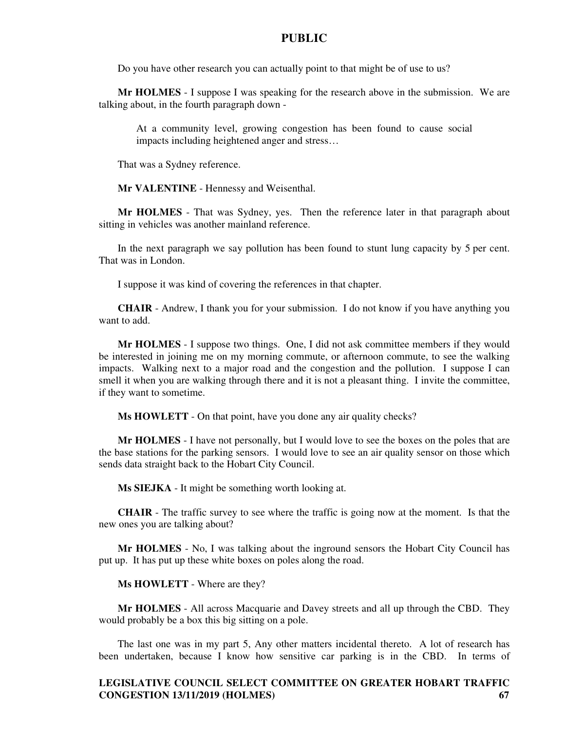Do you have other research you can actually point to that might be of use to us?

**Mr HOLMES** - I suppose I was speaking for the research above in the submission. We are talking about, in the fourth paragraph down -

> At a community level, growing congestion has been found to cause social impacts including heightened anger and stress…

That was a Sydney reference.

**Mr VALENTINE** - Hennessy and Weisenthal.

**Mr HOLMES** - That was Sydney, yes. Then the reference later in that paragraph about sitting in vehicles was another mainland reference.

In the next paragraph we say pollution has been found to stunt lung capacity by 5 per cent. That was in London.

I suppose it was kind of covering the references in that chapter.

**CHAIR** - Andrew, I thank you for your submission. I do not know if you have anything you want to add.

**Mr HOLMES** - I suppose two things. One, I did not ask committee members if they would be interested in joining me on my morning commute, or afternoon commute, to see the walking impacts. Walking next to a major road and the congestion and the pollution. I suppose I can smell it when you are walking through there and it is not a pleasant thing. I invite the committee, if they want to sometime.

**Ms HOWLETT** - On that point, have you done any air quality checks?

**Mr HOLMES** - I have not personally, but I would love to see the boxes on the poles that are the base stations for the parking sensors. I would love to see an air quality sensor on those which sends data straight back to the Hobart City Council.

**Ms SIEJKA** - It might be something worth looking at.

**CHAIR** - The traffic survey to see where the traffic is going now at the moment. Is that the new ones you are talking about?

**Mr HOLMES** - No, I was talking about the inground sensors the Hobart City Council has put up. It has put up these white boxes on poles along the road.

**Ms HOWLETT** - Where are they?

**Mr HOLMES** - All across Macquarie and Davey streets and all up through the CBD. They would probably be a box this big sitting on a pole.

The last one was in my part 5, Any other matters incidental thereto. A lot of research has been undertaken, because I know how sensitive car parking is in the CBD. In terms of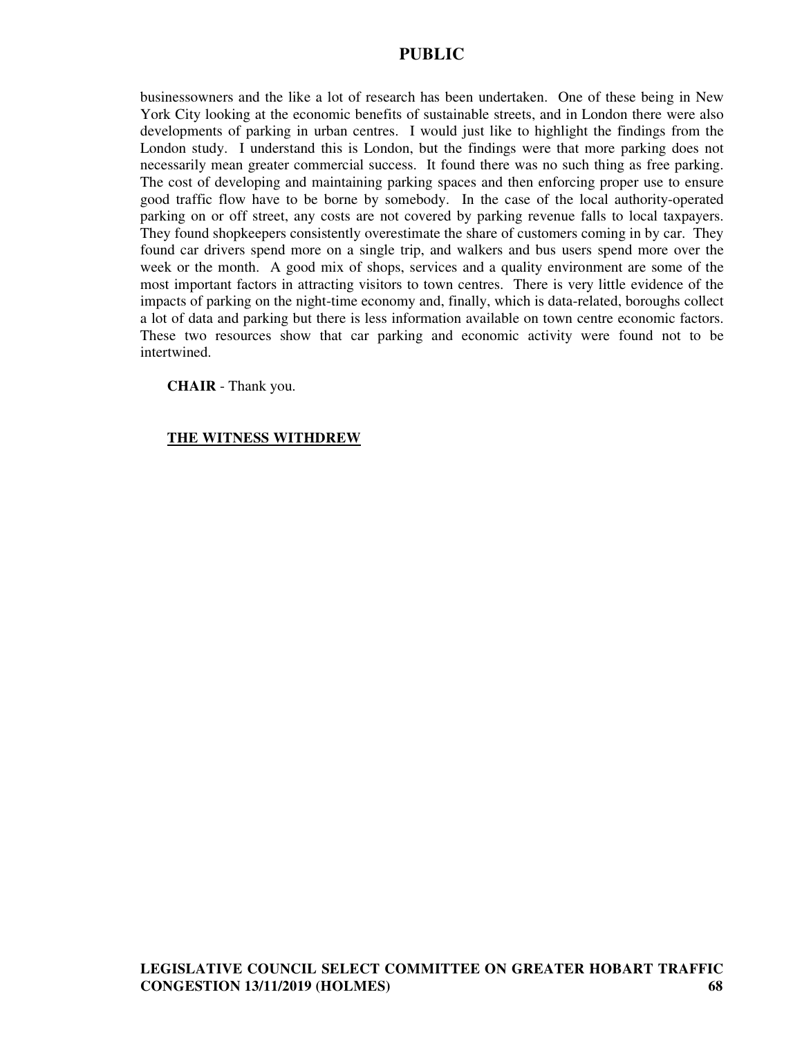businessowners and the like a lot of research has been undertaken. One of these being in New York City looking at the economic benefits of sustainable streets, and in London there were also developments of parking in urban centres. I would just like to highlight the findings from the London study. I understand this is London, but the findings were that more parking does not necessarily mean greater commercial success. It found there was no such thing as free parking. The cost of developing and maintaining parking spaces and then enforcing proper use to ensure good traffic flow have to be borne by somebody. In the case of the local authority-operated parking on or off street, any costs are not covered by parking revenue falls to local taxpayers. They found shopkeepers consistently overestimate the share of customers coming in by car. They found car drivers spend more on a single trip, and walkers and bus users spend more over the week or the month. A good mix of shops, services and a quality environment are some of the most important factors in attracting visitors to town centres. There is very little evidence of the impacts of parking on the night-time economy and, finally, which is data-related, boroughs collect a lot of data and parking but there is less information available on town centre economic factors. These two resources show that car parking and economic activity were found not to be intertwined.

**CHAIR** - Thank you.

**THE WITNESS WITHDREW**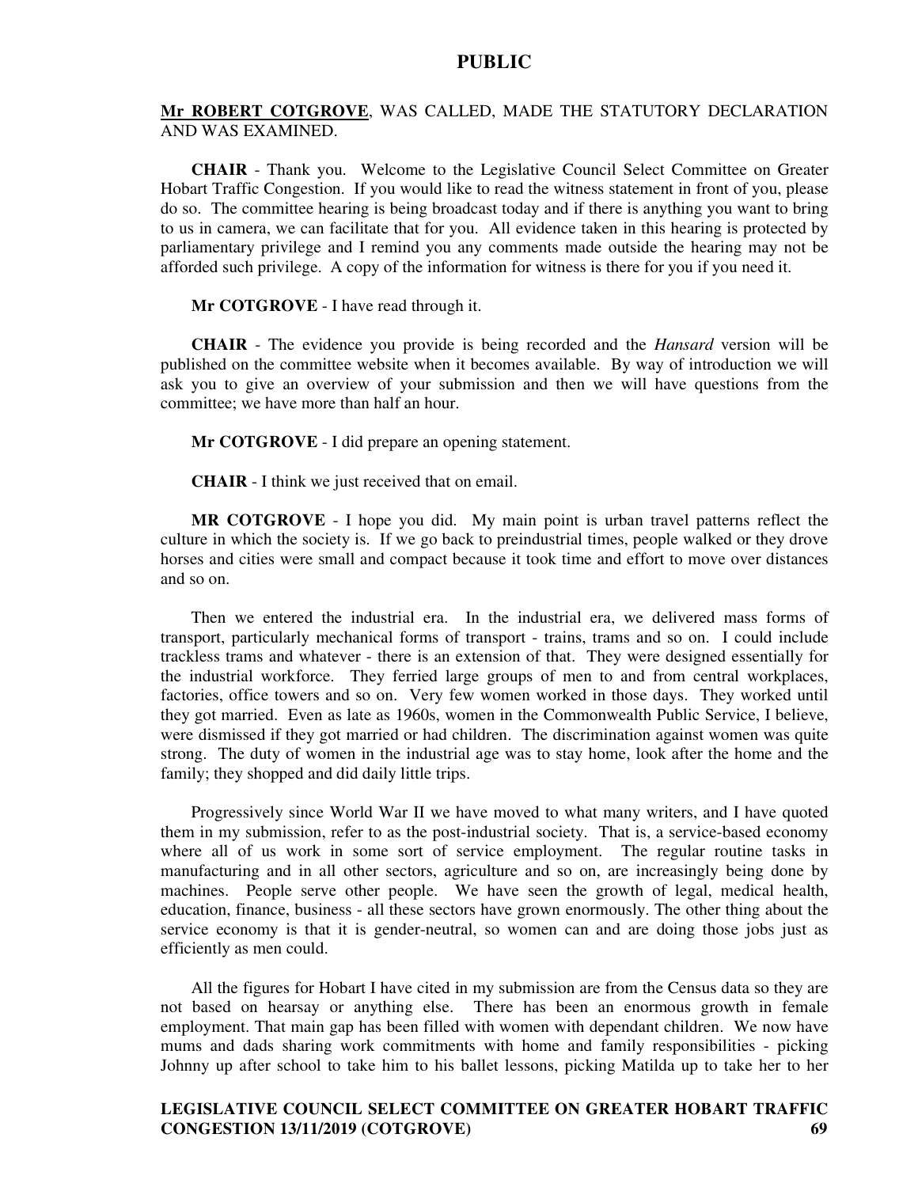**Mr ROBERT COTGROVE**, WAS CALLED, MADE THE STATUTORY DECLARATION AND WAS EXAMINED.

**CHAIR** - Thank you. Welcome to the Legislative Council Select Committee on Greater Hobart Traffic Congestion. If you would like to read the witness statement in front of you, please do so. The committee hearing is being broadcast today and if there is anything you want to bring to us in camera, we can facilitate that for you. All evidence taken in this hearing is protected by parliamentary privilege and I remind you any comments made outside the hearing may not be afforded such privilege. A copy of the information for witness is there for you if you need it.

**Mr COTGROVE** - I have read through it.

**CHAIR** - The evidence you provide is being recorded and the *Hansard* version will be published on the committee website when it becomes available. By way of introduction we will ask you to give an overview of your submission and then we will have questions from the committee; we have more than half an hour.

**Mr COTGROVE** - I did prepare an opening statement.

**CHAIR** - I think we just received that on email.

**MR COTGROVE** - I hope you did. My main point is urban travel patterns reflect the culture in which the society is. If we go back to preindustrial times, people walked or they drove horses and cities were small and compact because it took time and effort to move over distances and so on.

Then we entered the industrial era. In the industrial era, we delivered mass forms of transport, particularly mechanical forms of transport - trains, trams and so on. I could include trackless trams and whatever - there is an extension of that. They were designed essentially for the industrial workforce. They ferried large groups of men to and from central workplaces, factories, office towers and so on. Very few women worked in those days. They worked until they got married. Even as late as 1960s, women in the Commonwealth Public Service, I believe, were dismissed if they got married or had children. The discrimination against women was quite strong. The duty of women in the industrial age was to stay home, look after the home and the family; they shopped and did daily little trips.

Progressively since World War II we have moved to what many writers, and I have quoted them in my submission, refer to as the post-industrial society. That is, a service-based economy where all of us work in some sort of service employment. The regular routine tasks in manufacturing and in all other sectors, agriculture and so on, are increasingly being done by machines. People serve other people. We have seen the growth of legal, medical health, education, finance, business - all these sectors have grown enormously. The other thing about the service economy is that it is gender-neutral, so women can and are doing those jobs just as efficiently as men could.

All the figures for Hobart I have cited in my submission are from the Census data so they are not based on hearsay or anything else. There has been an enormous growth in female employment. That main gap has been filled with women with dependant children. We now have mums and dads sharing work commitments with home and family responsibilities - picking Johnny up after school to take him to his ballet lessons, picking Matilda up to take her to her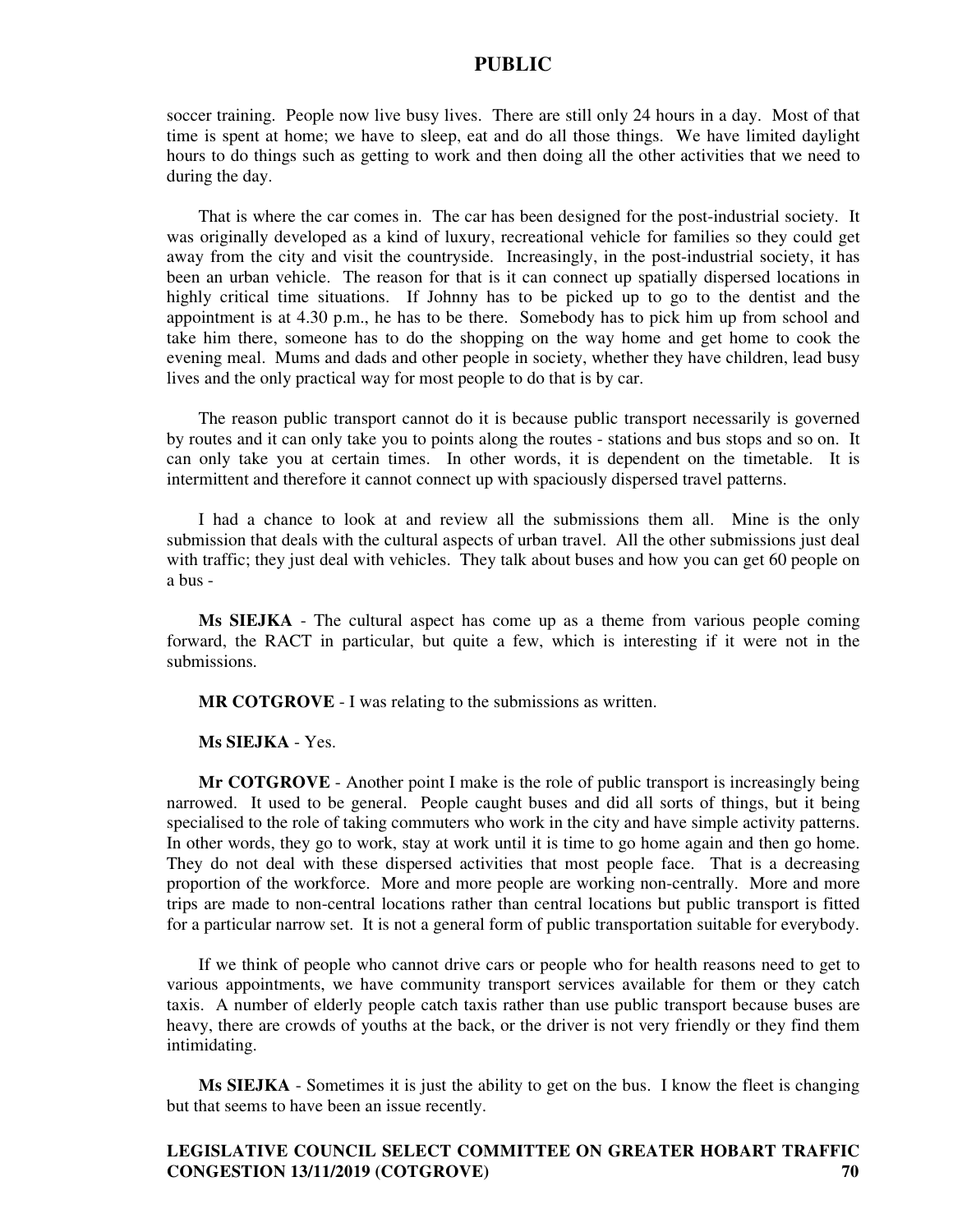soccer training. People now live busy lives. There are still only 24 hours in a day. Most of that time is spent at home; we have to sleep, eat and do all those things. We have limited daylight hours to do things such as getting to work and then doing all the other activities that we need to during the day.

That is where the car comes in. The car has been designed for the post-industrial society. It was originally developed as a kind of luxury, recreational vehicle for families so they could get away from the city and visit the countryside. Increasingly, in the post-industrial society, it has been an urban vehicle. The reason for that is it can connect up spatially dispersed locations in highly critical time situations. If Johnny has to be picked up to go to the dentist and the appointment is at 4.30 p.m., he has to be there. Somebody has to pick him up from school and take him there, someone has to do the shopping on the way home and get home to cook the evening meal. Mums and dads and other people in society, whether they have children, lead busy lives and the only practical way for most people to do that is by car.

The reason public transport cannot do it is because public transport necessarily is governed by routes and it can only take you to points along the routes - stations and bus stops and so on. It can only take you at certain times. In other words, it is dependent on the timetable. It is intermittent and therefore it cannot connect up with spaciously dispersed travel patterns.

I had a chance to look at and review all the submissions them all. Mine is the only submission that deals with the cultural aspects of urban travel. All the other submissions just deal with traffic; they just deal with vehicles. They talk about buses and how you can get 60 people on a bus -

**Ms SIEJKA** - The cultural aspect has come up as a theme from various people coming forward, the RACT in particular, but quite a few, which is interesting if it were not in the submissions.

**MR COTGROVE** - I was relating to the submissions as written.

**Ms SIEJKA** - Yes.

**Mr COTGROVE** - Another point I make is the role of public transport is increasingly being narrowed. It used to be general. People caught buses and did all sorts of things, but it being specialised to the role of taking commuters who work in the city and have simple activity patterns. In other words, they go to work, stay at work until it is time to go home again and then go home. They do not deal with these dispersed activities that most people face. That is a decreasing proportion of the workforce. More and more people are working non-centrally. More and more trips are made to non-central locations rather than central locations but public transport is fitted for a particular narrow set. It is not a general form of public transportation suitable for everybody.

If we think of people who cannot drive cars or people who for health reasons need to get to various appointments, we have community transport services available for them or they catch taxis. A number of elderly people catch taxis rather than use public transport because buses are heavy, there are crowds of youths at the back, or the driver is not very friendly or they find them intimidating.

**Ms SIEJKA** - Sometimes it is just the ability to get on the bus. I know the fleet is changing but that seems to have been an issue recently.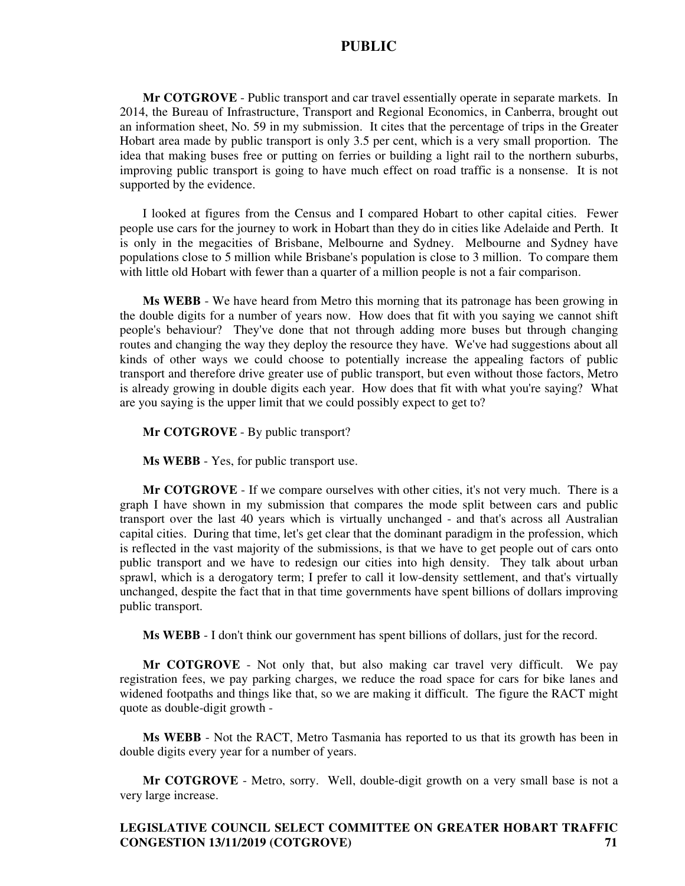**Mr COTGROVE** - Public transport and car travel essentially operate in separate markets. In 2014, the Bureau of Infrastructure, Transport and Regional Economics, in Canberra, brought out an information sheet, No. 59 in my submission. It cites that the percentage of trips in the Greater Hobart area made by public transport is only 3.5 per cent, which is a very small proportion. The idea that making buses free or putting on ferries or building a light rail to the northern suburbs, improving public transport is going to have much effect on road traffic is a nonsense. It is not supported by the evidence.

I looked at figures from the Census and I compared Hobart to other capital cities. Fewer people use cars for the journey to work in Hobart than they do in cities like Adelaide and Perth. It is only in the megacities of Brisbane, Melbourne and Sydney. Melbourne and Sydney have populations close to 5 million while Brisbane's population is close to 3 million. To compare them with little old Hobart with fewer than a quarter of a million people is not a fair comparison.

**Ms WEBB** - We have heard from Metro this morning that its patronage has been growing in the double digits for a number of years now. How does that fit with you saying we cannot shift people's behaviour? They've done that not through adding more buses but through changing routes and changing the way they deploy the resource they have. We've had suggestions about all kinds of other ways we could choose to potentially increase the appealing factors of public transport and therefore drive greater use of public transport, but even without those factors, Metro is already growing in double digits each year. How does that fit with what you're saying? What are you saying is the upper limit that we could possibly expect to get to?

**Mr COTGROVE** - By public transport?

**Ms WEBB** - Yes, for public transport use.

**Mr COTGROVE** - If we compare ourselves with other cities, it's not very much. There is a graph I have shown in my submission that compares the mode split between cars and public transport over the last 40 years which is virtually unchanged - and that's across all Australian capital cities. During that time, let's get clear that the dominant paradigm in the profession, which is reflected in the vast majority of the submissions, is that we have to get people out of cars onto public transport and we have to redesign our cities into high density. They talk about urban sprawl, which is a derogatory term; I prefer to call it low-density settlement, and that's virtually unchanged, despite the fact that in that time governments have spent billions of dollars improving public transport.

**Ms WEBB** - I don't think our government has spent billions of dollars, just for the record.

**Mr COTGROVE** - Not only that, but also making car travel very difficult. We pay registration fees, we pay parking charges, we reduce the road space for cars for bike lanes and widened footpaths and things like that, so we are making it difficult. The figure the RACT might quote as double-digit growth -

**Ms WEBB** - Not the RACT, Metro Tasmania has reported to us that its growth has been in double digits every year for a number of years.

**Mr COTGROVE** - Metro, sorry. Well, double-digit growth on a very small base is not a very large increase.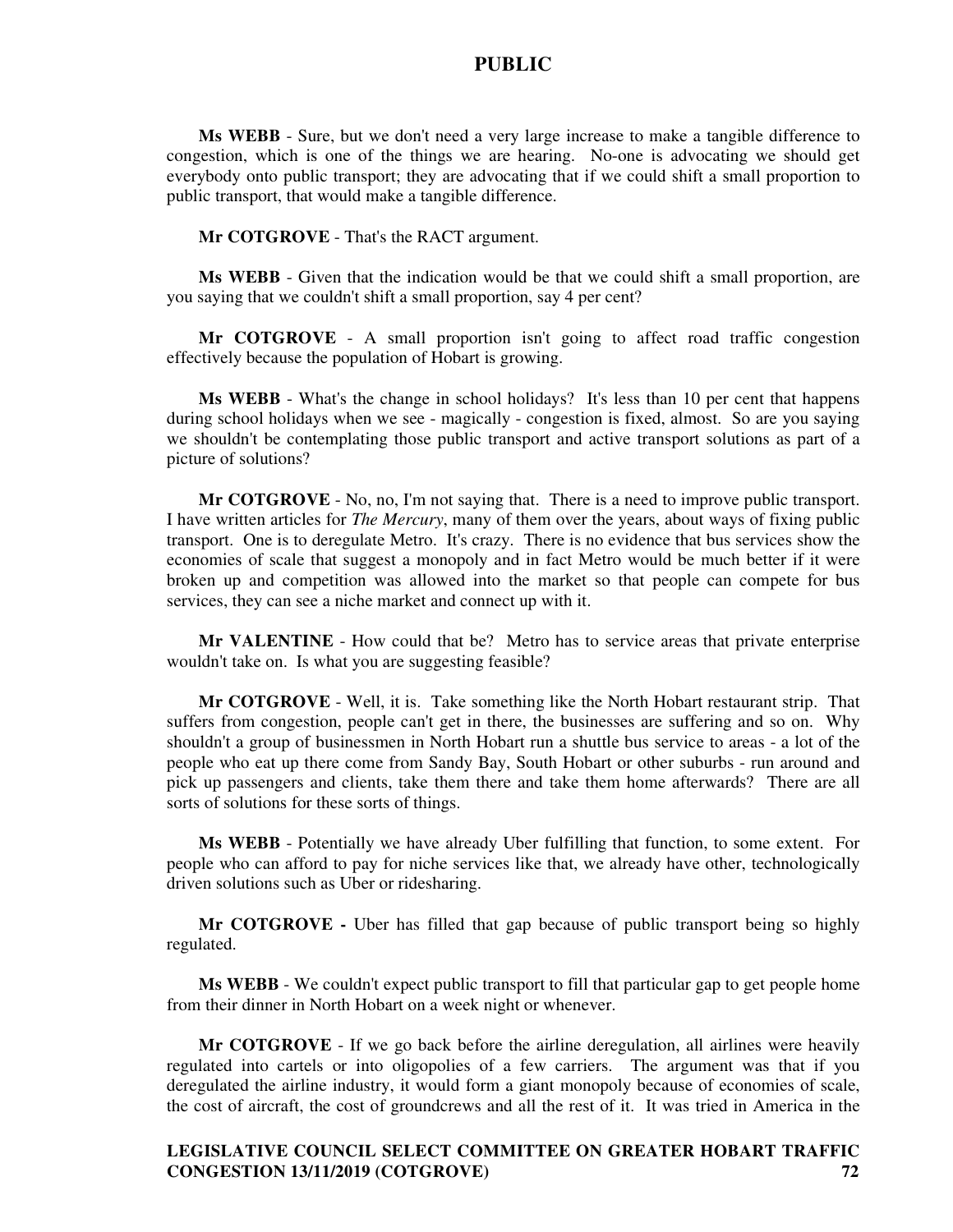**Ms WEBB** - Sure, but we don't need a very large increase to make a tangible difference to congestion, which is one of the things we are hearing. No-one is advocating we should get everybody onto public transport; they are advocating that if we could shift a small proportion to public transport, that would make a tangible difference.

**Mr COTGROVE** - That's the RACT argument.

**Ms WEBB** - Given that the indication would be that we could shift a small proportion, are you saying that we couldn't shift a small proportion, say 4 per cent?

**Mr COTGROVE** - A small proportion isn't going to affect road traffic congestion effectively because the population of Hobart is growing.

**Ms WEBB** - What's the change in school holidays? It's less than 10 per cent that happens during school holidays when we see - magically - congestion is fixed, almost. So are you saying we shouldn't be contemplating those public transport and active transport solutions as part of a picture of solutions?

**Mr COTGROVE** - No, no, I'm not saying that. There is a need to improve public transport. I have written articles for *The Mercury*, many of them over the years, about ways of fixing public transport. One is to deregulate Metro. It's crazy. There is no evidence that bus services show the economies of scale that suggest a monopoly and in fact Metro would be much better if it were broken up and competition was allowed into the market so that people can compete for bus services, they can see a niche market and connect up with it.

**Mr VALENTINE** - How could that be? Metro has to service areas that private enterprise wouldn't take on. Is what you are suggesting feasible?

**Mr COTGROVE** - Well, it is. Take something like the North Hobart restaurant strip. That suffers from congestion, people can't get in there, the businesses are suffering and so on. Why shouldn't a group of businessmen in North Hobart run a shuttle bus service to areas - a lot of the people who eat up there come from Sandy Bay, South Hobart or other suburbs - run around and pick up passengers and clients, take them there and take them home afterwards? There are all sorts of solutions for these sorts of things.

**Ms WEBB** - Potentially we have already Uber fulfilling that function, to some extent. For people who can afford to pay for niche services like that, we already have other, technologically driven solutions such as Uber or ridesharing.

**Mr COTGROVE -** Uber has filled that gap because of public transport being so highly regulated.

**Ms WEBB** - We couldn't expect public transport to fill that particular gap to get people home from their dinner in North Hobart on a week night or whenever.

**Mr COTGROVE** - If we go back before the airline deregulation, all airlines were heavily regulated into cartels or into oligopolies of a few carriers. The argument was that if you deregulated the airline industry, it would form a giant monopoly because of economies of scale, the cost of aircraft, the cost of groundcrews and all the rest of it. It was tried in America in the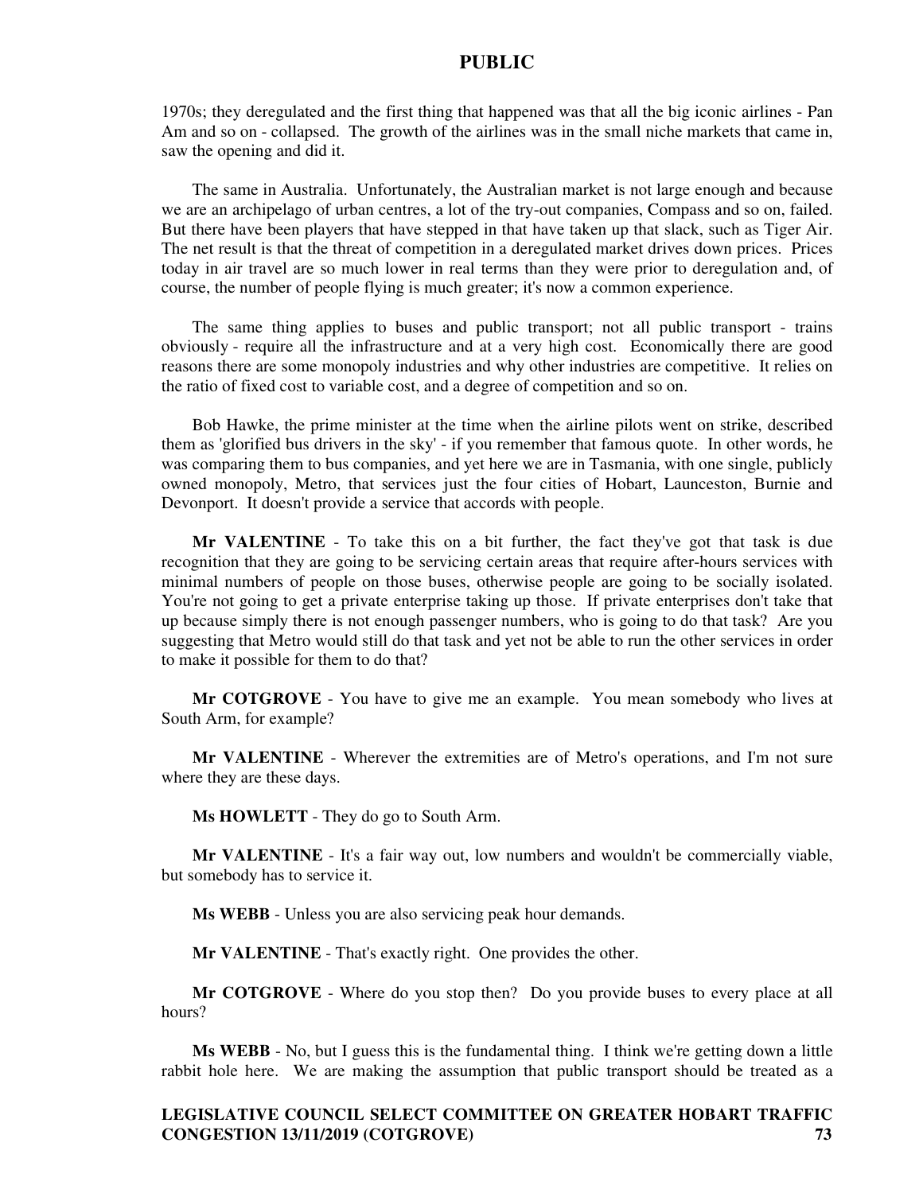1970s; they deregulated and the first thing that happened was that all the big iconic airlines - Pan Am and so on - collapsed. The growth of the airlines was in the small niche markets that came in, saw the opening and did it.

The same in Australia. Unfortunately, the Australian market is not large enough and because we are an archipelago of urban centres, a lot of the try-out companies, Compass and so on, failed. But there have been players that have stepped in that have taken up that slack, such as Tiger Air. The net result is that the threat of competition in a deregulated market drives down prices. Prices today in air travel are so much lower in real terms than they were prior to deregulation and, of course, the number of people flying is much greater; it's now a common experience.

The same thing applies to buses and public transport; not all public transport - trains obviously - require all the infrastructure and at a very high cost. Economically there are good reasons there are some monopoly industries and why other industries are competitive. It relies on the ratio of fixed cost to variable cost, and a degree of competition and so on.

Bob Hawke, the prime minister at the time when the airline pilots went on strike, described them as 'glorified bus drivers in the sky' - if you remember that famous quote. In other words, he was comparing them to bus companies, and yet here we are in Tasmania, with one single, publicly owned monopoly, Metro, that services just the four cities of Hobart, Launceston, Burnie and Devonport. It doesn't provide a service that accords with people.

**Mr VALENTINE** - To take this on a bit further, the fact they've got that task is due recognition that they are going to be servicing certain areas that require after-hours services with minimal numbers of people on those buses, otherwise people are going to be socially isolated. You're not going to get a private enterprise taking up those. If private enterprises don't take that up because simply there is not enough passenger numbers, who is going to do that task? Are you suggesting that Metro would still do that task and yet not be able to run the other services in order to make it possible for them to do that?

**Mr COTGROVE** - You have to give me an example. You mean somebody who lives at South Arm, for example?

**Mr VALENTINE** - Wherever the extremities are of Metro's operations, and I'm not sure where they are these days.

**Ms HOWLETT** - They do go to South Arm.

**Mr VALENTINE** - It's a fair way out, low numbers and wouldn't be commercially viable, but somebody has to service it.

**Ms WEBB** - Unless you are also servicing peak hour demands.

**Mr VALENTINE** - That's exactly right. One provides the other.

**Mr COTGROVE** - Where do you stop then? Do you provide buses to every place at all hours?

**Ms WEBB** - No, but I guess this is the fundamental thing. I think we're getting down a little rabbit hole here. We are making the assumption that public transport should be treated as a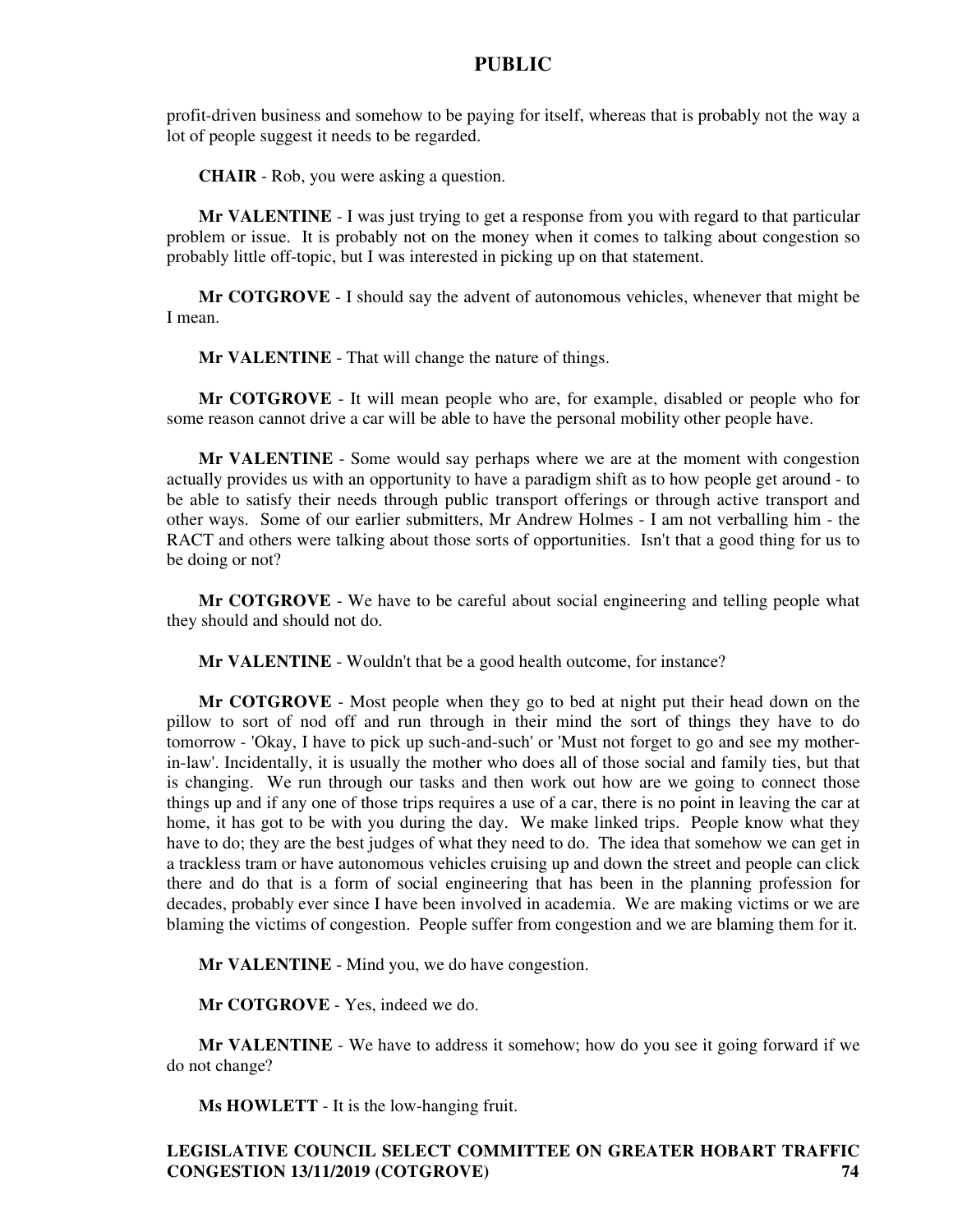profit-driven business and somehow to be paying for itself, whereas that is probably not the way a lot of people suggest it needs to be regarded.

**CHAIR** - Rob, you were asking a question.

**Mr VALENTINE** - I was just trying to get a response from you with regard to that particular problem or issue. It is probably not on the money when it comes to talking about congestion so probably little off-topic, but I was interested in picking up on that statement.

**Mr COTGROVE** - I should say the advent of autonomous vehicles, whenever that might be I mean.

**Mr VALENTINE** - That will change the nature of things.

**Mr COTGROVE** - It will mean people who are, for example, disabled or people who for some reason cannot drive a car will be able to have the personal mobility other people have.

**Mr VALENTINE** - Some would say perhaps where we are at the moment with congestion actually provides us with an opportunity to have a paradigm shift as to how people get around - to be able to satisfy their needs through public transport offerings or through active transport and other ways. Some of our earlier submitters, Mr Andrew Holmes - I am not verballing him - the RACT and others were talking about those sorts of opportunities. Isn't that a good thing for us to be doing or not?

**Mr COTGROVE** - We have to be careful about social engineering and telling people what they should and should not do.

**Mr VALENTINE** - Wouldn't that be a good health outcome, for instance?

**Mr COTGROVE** - Most people when they go to bed at night put their head down on the pillow to sort of nod off and run through in their mind the sort of things they have to do tomorrow - 'Okay, I have to pick up such-and-such' or 'Must not forget to go and see my mother-in-law'. Incidentally, it is usually the mother who does all of those social and family ties, but that is changing. We run through our tasks and then work out how are we going to connect those things up and if any one of those trips requires a use of a car, there is no point in leaving the car at home, it has got to be with you during the day. We make linked trips. People know what they have to do; they are the best judges of what they need to do. The idea that somehow we can get in a trackless tram or have autonomous vehicles cruising up and down the street and people can click there and do that is a form of social engineering that has been in the planning profession for decades, probably ever since I have been involved in academia. We are making victims or we are blaming the victims of congestion. People suffer from congestion and we are blaming them for it.

**Mr VALENTINE** - Mind you, we do have congestion.

**Mr COTGROVE** - Yes, indeed we do.

**Mr VALENTINE** - We have to address it somehow; how do you see it going forward if we do not change?

**Ms HOWLETT** - It is the low-hanging fruit.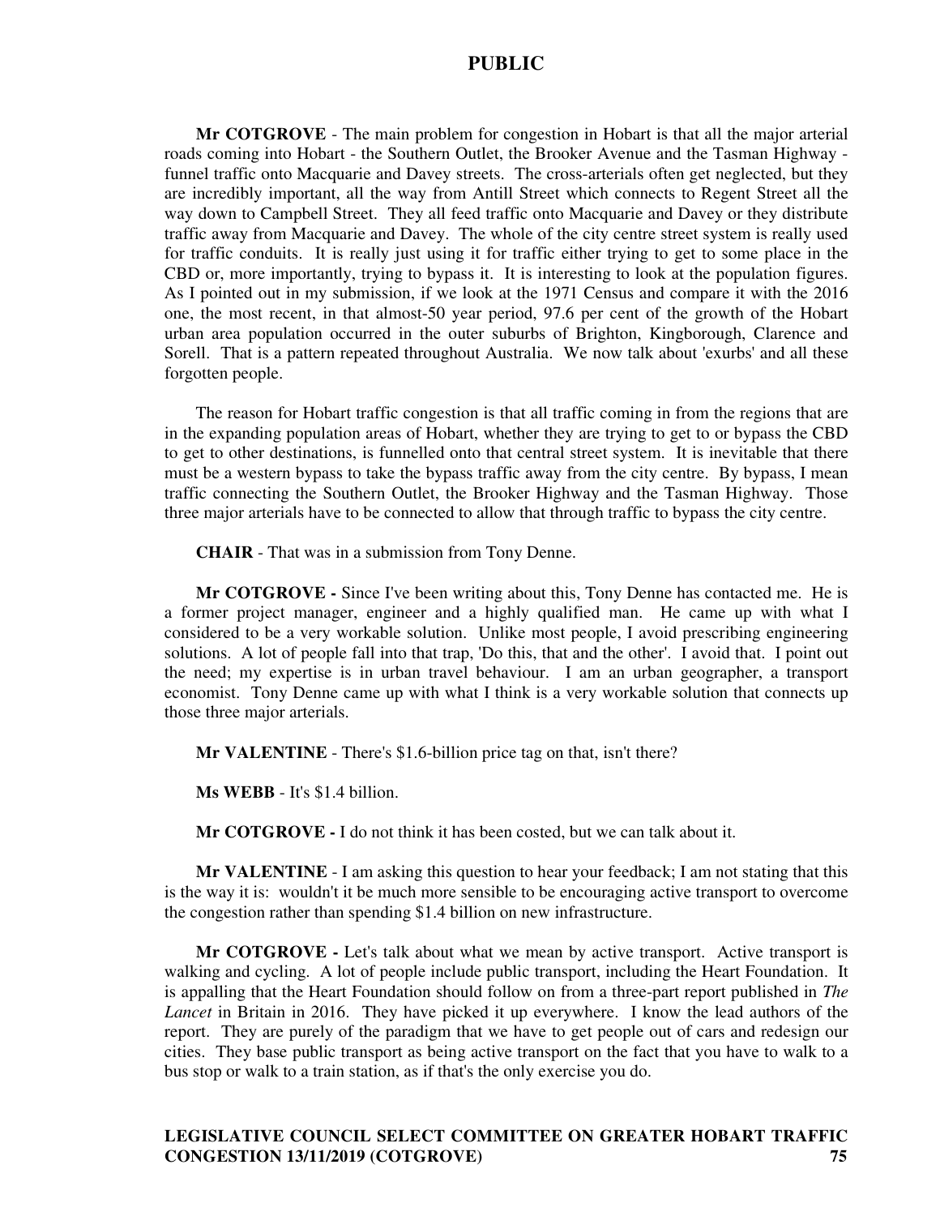**Mr COTGROVE** - The main problem for congestion in Hobart is that all the major arterial roads coming into Hobart - the Southern Outlet, the Brooker Avenue and the Tasman Highway - funnel traffic onto Macquarie and Davey streets. The cross-arterials often get neglected, but they are incredibly important, all the way from Antill Street which connects to Regent Street all the way down to Campbell Street. They all feed traffic onto Macquarie and Davey or they distribute traffic away from Macquarie and Davey. The whole of the city centre street system is really used for traffic conduits. It is really just using it for traffic either trying to get to some place in the CBD or, more importantly, trying to bypass it. It is interesting to look at the population figures. As I pointed out in my submission, if we look at the 1971 Census and compare it with the 2016 one, the most recent, in that almost-50 year period, 97.6 per cent of the growth of the Hobart urban area population occurred in the outer suburbs of Brighton, Kingborough, Clarence and Sorell. That is a pattern repeated throughout Australia. We now talk about 'exurbs' and all these forgotten people.

The reason for Hobart traffic congestion is that all traffic coming in from the regions that are in the expanding population areas of Hobart, whether they are trying to get to or bypass the CBD to get to other destinations, is funnelled onto that central street system. It is inevitable that there must be a western bypass to take the bypass traffic away from the city centre. By bypass, I mean traffic connecting the Southern Outlet, the Brooker Highway and the Tasman Highway. Those three major arterials have to be connected to allow that through traffic to bypass the city centre.

**CHAIR** - That was in a submission from Tony Denne.

**Mr COTGROVE -** Since I've been writing about this, Tony Denne has contacted me. He is a former project manager, engineer and a highly qualified man. He came up with what I considered to be a very workable solution. Unlike most people, I avoid prescribing engineering solutions. A lot of people fall into that trap, 'Do this, that and the other'. I avoid that. I point out the need; my expertise is in urban travel behaviour. I am an urban geographer, a transport economist. Tony Denne came up with what I think is a very workable solution that connects up those three major arterials.

**Mr VALENTINE** - There's $1.6-billion price tag on that, isn't there?

**Ms WEBB** - It's $1.4 billion.

**Mr COTGROVE -** I do not think it has been costed, but we can talk about it.

**Mr VALENTINE** - I am asking this question to hear your feedback; I am not stating that this is the way it is: wouldn't it be much more sensible to be encouraging active transport to overcome the congestion rather than spending $1.4 billion on new infrastructure.

**Mr COTGROVE -** Let's talk about what we mean by active transport. Active transport is walking and cycling. A lot of people include public transport, including the Heart Foundation. It is appalling that the Heart Foundation should follow on from a three-part report published in *The Lancet* in Britain in 2016. They have picked it up everywhere. I know the lead authors of the report. They are purely of the paradigm that we have to get people out of cars and redesign our cities. They base public transport as being active transport on the fact that you have to walk to a bus stop or walk to a train station, as if that's the only exercise you do.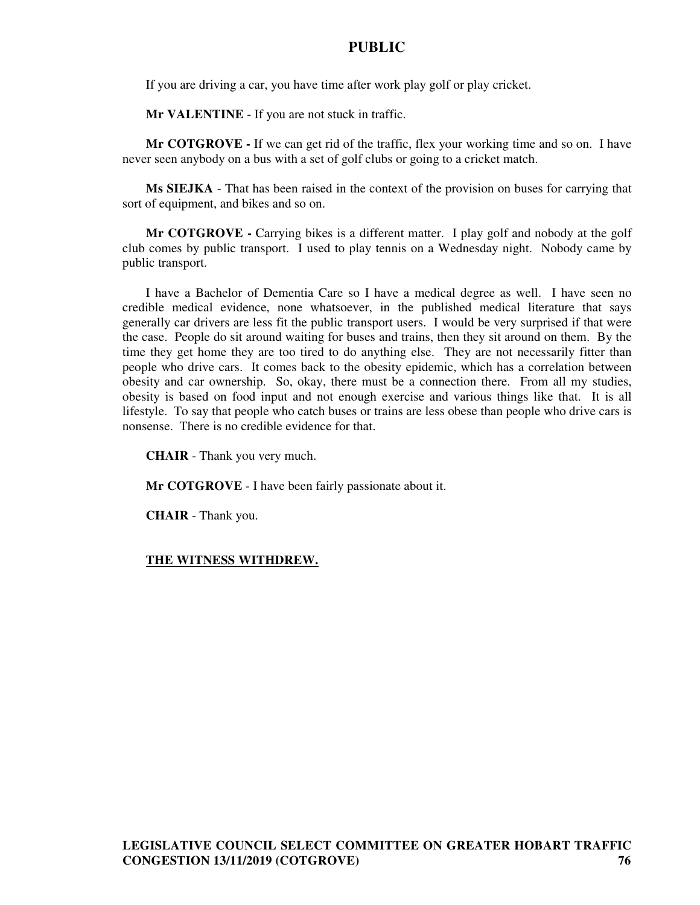If you are driving a car, you have time after work play golf or play cricket.

**Mr VALENTINE** - If you are not stuck in traffic.

**Mr COTGROVE -** If we can get rid of the traffic, flex your working time and so on. I have never seen anybody on a bus with a set of golf clubs or going to a cricket match.

**Ms SIEJKA** - That has been raised in the context of the provision on buses for carrying that sort of equipment, and bikes and so on.

**Mr COTGROVE -** Carrying bikes is a different matter. I play golf and nobody at the golf club comes by public transport. I used to play tennis on a Wednesday night. Nobody came by public transport.

I have a Bachelor of Dementia Care so I have a medical degree as well. I have seen no credible medical evidence, none whatsoever, in the published medical literature that says generally car drivers are less fit the public transport users. I would be very surprised if that were the case. People do sit around waiting for buses and trains, then they sit around on them. By the time they get home they are too tired to do anything else. They are not necessarily fitter than people who drive cars. It comes back to the obesity epidemic, which has a correlation between obesity and car ownership. So, okay, there must be a connection there. From all my studies, obesity is based on food input and not enough exercise and various things like that. It is all lifestyle. To say that people who catch buses or trains are less obese than people who drive cars is nonsense. There is no credible evidence for that.

**CHAIR** - Thank you very much.

**Mr COTGROVE** - I have been fairly passionate about it.

**CHAIR** - Thank you.

**THE WITNESS WITHDREW.**